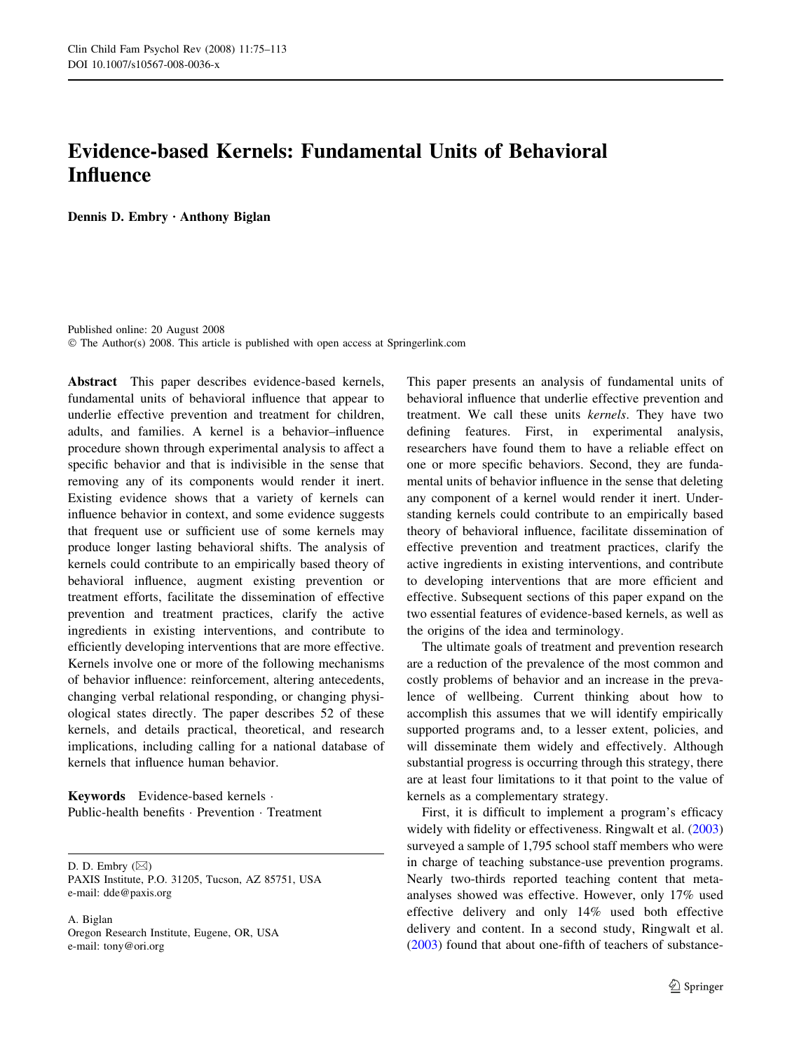# Evidence-based Kernels: Fundamental Units of Behavioral Influence

**Dennis D. Embry · Anthony Biglan**

Published online: 20 August 2008
© The Author(s) 2008. This article is published with open access at Springerlink.com

**Abstract** This paper describes evidence-based kernels, fundamental units of behavioral influence that appear to underlie effective prevention and treatment for children, adults, and families. A kernel is a behavior–influence procedure shown through experimental analysis to affect a specific behavior and that is indivisible in the sense that removing any of its components would render it inert. Existing evidence shows that a variety of kernels can influence behavior in context, and some evidence suggests that frequent use or sufficient use of some kernels may produce longer lasting behavioral shifts. The analysis of kernels could contribute to an empirically based theory of behavioral influence, augment existing prevention or treatment efforts, facilitate the dissemination of effective prevention and treatment practices, clarify the active ingredients in existing interventions, and contribute to efficiently developing interventions that are more effective. Kernels involve one or more of the following mechanisms of behavior influence: reinforcement, altering antecedents, changing verbal relational responding, or changing physiological states directly. The paper describes 52 of these kernels, and details practical, theoretical, and research implications, including calling for a national database of kernels that influence human behavior.

**Keywords** Evidence-based kernels · Public-health benefits · Prevention · Treatment

D. D. Embry (✉)
PAXIS Institute, P.O. 31205, Tucson, AZ 85751, USA
e-mail: dde@paxis.org

A. Biglan
Oregon Research Institute, Eugene, OR, USA
e-mail: tony@ori.org

This paper presents an analysis of fundamental units of behavioral influence that underlie effective prevention and treatment. We call these units *kernels*. They have two defining features. First, in experimental analysis, researchers have found them to have a reliable effect on one or more specific behaviors. Second, they are fundamental units of behavior influence in the sense that deleting any component of a kernel would render it inert. Understanding kernels could contribute to an empirically based theory of behavioral influence, facilitate dissemination of effective prevention and treatment practices, clarify the active ingredients in existing interventions, and contribute to developing interventions that are more efficient and effective. Subsequent sections of this paper expand on the two essential features of evidence-based kernels, as well as the origins of the idea and terminology.

The ultimate goals of treatment and prevention research are a reduction of the prevalence of the most common and costly problems of behavior and an increase in the prevalence of wellbeing. Current thinking about how to accomplish this assumes that we will identify empirically supported programs and, to a lesser extent, policies, and will disseminate them widely and effectively. Although substantial progress is occurring through this strategy, there are at least four limitations to it that point to the value of kernels as a complementary strategy.

First, it is difficult to implement a program's efficacy widely with fidelity or effectiveness. Ringwalt et al. (2003) surveyed a sample of 1,795 school staff members who were in charge of teaching substance-use prevention programs. Nearly two-thirds reported teaching content that meta-analyses showed was effective. However, only 17% used effective delivery and only 14% used both effective delivery and content. In a second study, Ringwalt et al. (2003) found that about one-fifth of teachers of substance-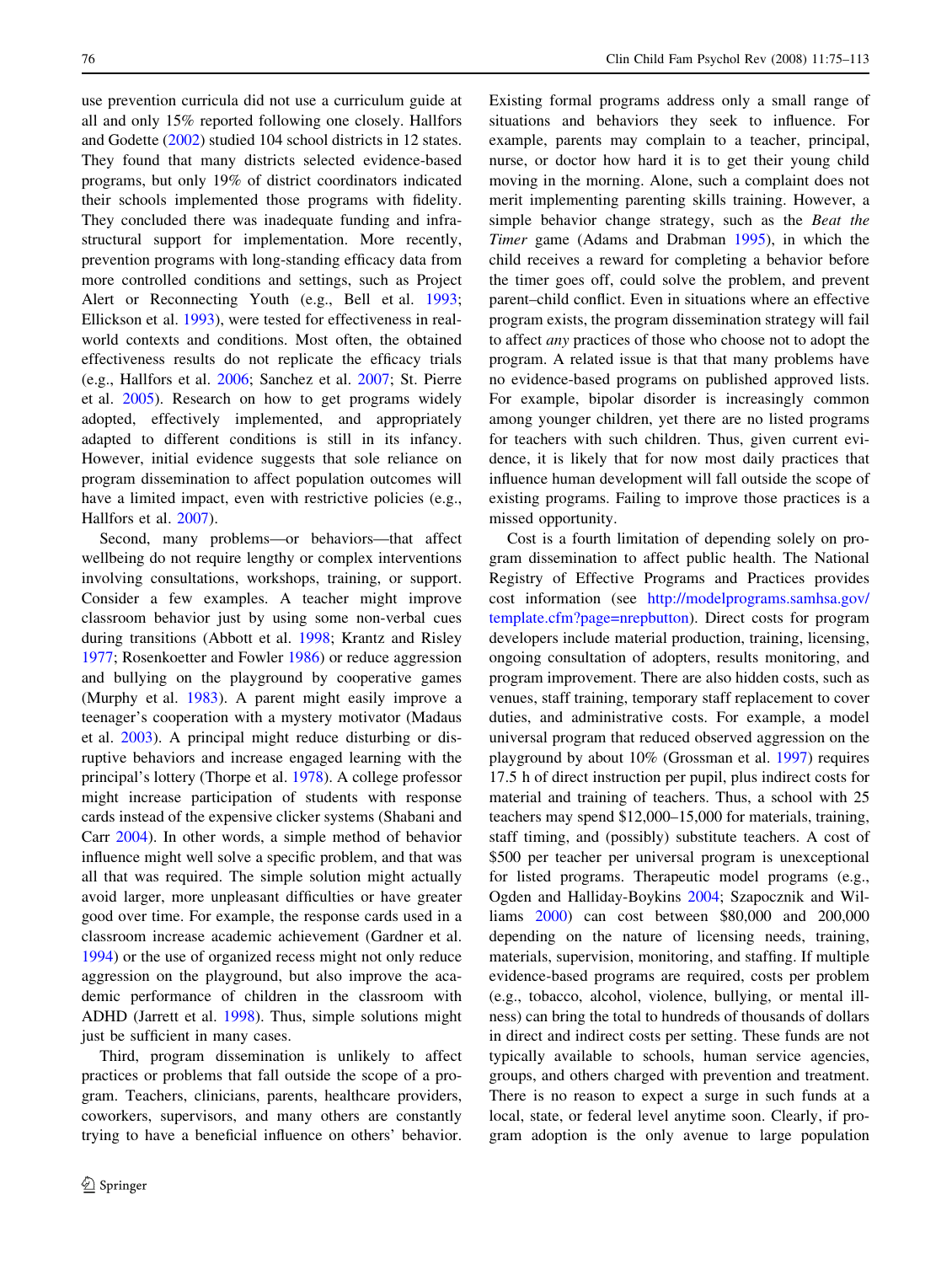use prevention curricula did not use a curriculum guide at all and only 15% reported following one closely. Hallfors and Godette (2002) studied 104 school districts in 12 states. They found that many districts selected evidence-based programs, but only 19% of district coordinators indicated their schools implemented those programs with fidelity. They concluded there was inadequate funding and infrastructural support for implementation. More recently, prevention programs with long-standing efficacy data from more controlled conditions and settings, such as Project Alert or Reconnecting Youth (e.g., Bell et al. 1993; Ellickson et al. 1993), were tested for effectiveness in real-world contexts and conditions. Most often, the obtained effectiveness results do not replicate the efficacy trials (e.g., Hallfors et al. 2006; Sanchez et al. 2007; St. Pierre et al. 2005). Research on how to get programs widely adopted, effectively implemented, and appropriately adapted to different conditions is still in its infancy. However, initial evidence suggests that sole reliance on program dissemination to affect population outcomes will have a limited impact, even with restrictive policies (e.g., Hallfors et al. 2007).

Second, many problems—or behaviors—that affect wellbeing do not require lengthy or complex interventions involving consultations, workshops, training, or support. Consider a few examples. A teacher might improve classroom behavior just by using some non-verbal cues during transitions (Abbott et al. 1998; Krantz and Risley 1977; Rosenkoetter and Fowler 1986) or reduce aggression and bullying on the playground by cooperative games (Murphy et al. 1983). A parent might easily improve a teenager's cooperation with a mystery motivator (Madaus et al. 2003). A principal might reduce disturbing or disruptive behaviors and increase engaged learning with the principal's lottery (Thorpe et al. 1978). A college professor might increase participation of students with response cards instead of the expensive clicker systems (Shabani and Carr 2004). In other words, a simple method of behavior influence might well solve a specific problem, and that was all that was required. The simple solution might actually avoid larger, more unpleasant difficulties or have greater good over time. For example, the response cards used in a classroom increase academic achievement (Gardner et al. 1994) or the use of organized recess might not only reduce aggression on the playground, but also improve the academic performance of children in the classroom with ADHD (Jarrett et al. 1998). Thus, simple solutions might just be sufficient in many cases.

Third, program dissemination is unlikely to affect practices or problems that fall outside the scope of a program. Teachers, clinicians, parents, healthcare providers, coworkers, supervisors, and many others are constantly trying to have a beneficial influence on others' behavior. Existing formal programs address only a small range of situations and behaviors they seek to influence. For example, parents may complain to a teacher, principal, nurse, or doctor how hard it is to get their young child moving in the morning. Alone, such a complaint does not merit implementing parenting skills training. However, a simple behavior change strategy, such as the *Beat the Timer* game (Adams and Drabman 1995), in which the child receives a reward for completing a behavior before the timer goes off, could solve the problem, and prevent parent–child conflict. Even in situations where an effective program exists, the program dissemination strategy will fail to affect *any* practices of those who choose not to adopt the program. A related issue is that that many problems have no evidence-based programs on published approved lists. For example, bipolar disorder is increasingly common among younger children, yet there are no listed programs for teachers with such children. Thus, given current evidence, it is likely that for now most daily practices that influence human development will fall outside the scope of existing programs. Failing to improve those practices is a missed opportunity.

Cost is a fourth limitation of depending solely on program dissemination to affect public health. The National Registry of Effective Programs and Practices provides cost information (see http://modelprograms.samhsa.gov/template.cfm?page=nrepbutton). Direct costs for program developers include material production, training, licensing, ongoing consultation of adopters, results monitoring, and program improvement. There are also hidden costs, such as venues, staff training, temporary staff replacement to cover duties, and administrative costs. For example, a model universal program that reduced observed aggression on the playground by about 10% (Grossman et al. 1997) requires 17.5 h of direct instruction per pupil, plus indirect costs for material and training of teachers. Thus, a school with 25 teachers may spend $12,000–15,000 for materials, training, staff timing, and (possibly) substitute teachers. A cost of $500 per teacher per universal program is unexceptional for listed programs. Therapeutic model programs (e.g., Ogden and Halliday-Boykins 2004; Szapocznik and Williams 2000) can cost between $80,000 and 200,000 depending on the nature of licensing needs, training, materials, supervision, monitoring, and staffing. If multiple evidence-based programs are required, costs per problem (e.g., tobacco, alcohol, violence, bullying, or mental illness) can bring the total to hundreds of thousands of dollars in direct and indirect costs per setting. These funds are not typically available to schools, human service agencies, groups, and others charged with prevention and treatment. There is no reason to expect a surge in such funds at a local, state, or federal level anytime soon. Clearly, if program adoption is the only avenue to large population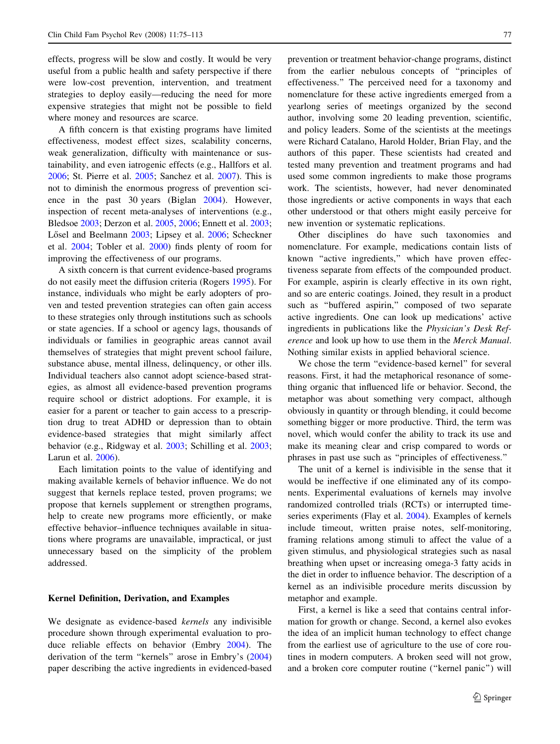effects, progress will be slow and costly. It would be very useful from a public health and safety perspective if there were low-cost prevention, intervention, and treatment strategies to deploy easily—reducing the need for more expensive strategies that might not be possible to field where money and resources are scarce.

A fifth concern is that existing programs have limited effectiveness, modest effect sizes, scalability concerns, weak generalization, difficulty with maintenance or sustainability, and even iatrogenic effects (e.g., Hallfors et al. 2006; St. Pierre et al. 2005; Sanchez et al. 2007). This is not to diminish the enormous progress of prevention science in the past 30 years (Biglan 2004). However, inspection of recent meta-analyses of interventions (e.g., Bledsoe 2003; Derzon et al. 2005, 2006; Ennett et al. 2003; Lősel and Beelmann 2003; Lipsey et al. 2006; Scheckner et al. 2004; Tobler et al. 2000) finds plenty of room for improving the effectiveness of our programs.

A sixth concern is that current evidence-based programs do not easily meet the diffusion criteria (Rogers 1995). For instance, individuals who might be early adopters of proven and tested prevention strategies can often gain access to these strategies only through institutions such as schools or state agencies. If a school or agency lags, thousands of individuals or families in geographic areas cannot avail themselves of strategies that might prevent school failure, substance abuse, mental illness, delinquency, or other ills. Individual teachers also cannot adopt science-based strategies, as almost all evidence-based prevention programs require school or district adoptions. For example, it is easier for a parent or teacher to gain access to a prescription drug to treat ADHD or depression than to obtain evidence-based strategies that might similarly affect behavior (e.g., Ridgway et al. 2003; Schilling et al. 2003; Larun et al. 2006).

Each limitation points to the value of identifying and making available kernels of behavior influence. We do not suggest that kernels replace tested, proven programs; we propose that kernels supplement or strengthen programs, help to create new programs more efficiently, or make effective behavior–influence techniques available in situations where programs are unavailable, impractical, or just unnecessary based on the simplicity of the problem addressed.

## Kernel Definition, Derivation, and Examples

We designate as evidence-based *kernels* any indivisible procedure shown through experimental evaluation to produce reliable effects on behavior (Embry 2004). The derivation of the term "kernels" arose in Embry's (2004) paper describing the active ingredients in evidenced-based prevention or treatment behavior-change programs, distinct from the earlier nebulous concepts of "principles of effectiveness." The perceived need for a taxonomy and nomenclature for these active ingredients emerged from a yearlong series of meetings organized by the second author, involving some 20 leading prevention, scientific, and policy leaders. Some of the scientists at the meetings were Richard Catalano, Harold Holder, Brian Flay, and the authors of this paper. These scientists had created and tested many prevention and treatment programs and had used some common ingredients to make those programs work. The scientists, however, had never denominated those ingredients or active components in ways that each other understood or that others might easily perceive for new invention or systematic replications.

Other disciplines do have such taxonomies and nomenclature. For example, medications contain lists of known "active ingredients," which have proven effectiveness separate from effects of the compounded product. For example, aspirin is clearly effective in its own right, and so are enteric coatings. Joined, they result in a product such as "buffered aspirin," composed of two separate active ingredients. One can look up medications' active ingredients in publications like the *Physician's Desk Reference* and look up how to use them in the *Merck Manual*. Nothing similar exists in applied behavioral science.

We chose the term "evidence-based kernel" for several reasons. First, it had the metaphorical resonance of something organic that influenced life or behavior. Second, the metaphor was about something very compact, although obviously in quantity or through blending, it could become something bigger or more productive. Third, the term was novel, which would confer the ability to track its use and make its meaning clear and crisp compared to words or phrases in past use such as "principles of effectiveness."

The unit of a kernel is indivisible in the sense that it would be ineffective if one eliminated any of its components. Experimental evaluations of kernels may involve randomized controlled trials (RCTs) or interrupted time-series experiments (Flay et al. 2004). Examples of kernels include timeout, written praise notes, self-monitoring, framing relations among stimuli to affect the value of a given stimulus, and physiological strategies such as nasal breathing when upset or increasing omega-3 fatty acids in the diet in order to influence behavior. The description of a kernel as an indivisible procedure merits discussion by metaphor and example.

First, a kernel is like a seed that contains central information for growth or change. Second, a kernel also evokes the idea of an implicit human technology to effect change from the earliest use of agriculture to the use of core routines in modern computers. A broken seed will not grow, and a broken core computer routine ("kernel panic") will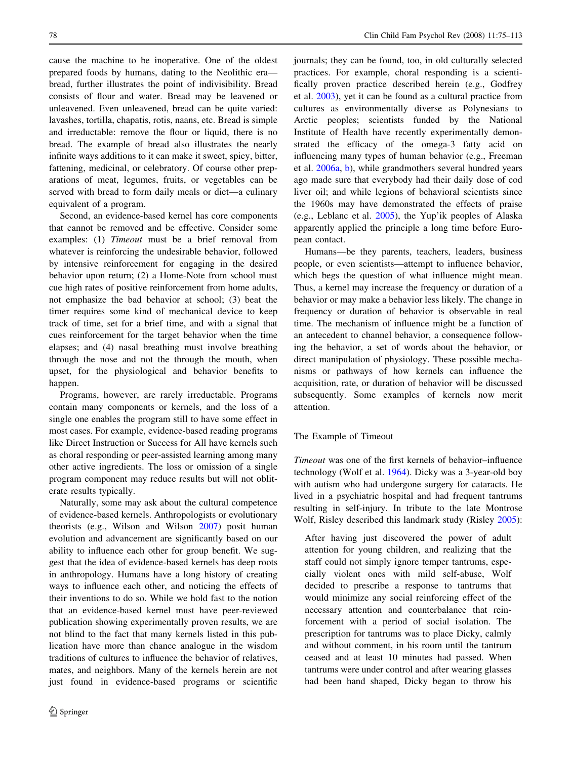cause the machine to be inoperative. One of the oldest prepared foods by humans, dating to the Neolithic era—bread, further illustrates the point of indivisibility. Bread consists of flour and water. Bread may be leavened or unleavened. Even unleavened, bread can be quite varied: lavashes, tortilla, chapatis, rotis, naans, etc. Bread is simple and irreductable: remove the flour or liquid, there is no bread. The example of bread also illustrates the nearly infinite ways additions to it can make it sweet, spicy, bitter, fattening, medicinal, or celebratory. Of course other preparations of meat, legumes, fruits, or vegetables can be served with bread to form daily meals or diet—a culinary equivalent of a program.

Second, an evidence-based kernel has core components that cannot be removed and be effective. Consider some examples: (1) *Timeout* must be a brief removal from whatever is reinforcing the undesirable behavior, followed by intensive reinforcement for engaging in the desired behavior upon return; (2) a Home-Note from school must cue high rates of positive reinforcement from home adults, not emphasize the bad behavior at school; (3) beat the timer requires some kind of mechanical device to keep track of time, set for a brief time, and with a signal that cues reinforcement for the target behavior when the time elapses; and (4) nasal breathing must involve breathing through the nose and not the through the mouth, when upset, for the physiological and behavior benefits to happen.

Programs, however, are rarely irreductable. Programs contain many components or kernels, and the loss of a single one enables the program still to have some effect in most cases. For example, evidence-based reading programs like Direct Instruction or Success for All have kernels such as choral responding or peer-assisted learning among many other active ingredients. The loss or omission of a single program component may reduce results but will not obliterate results typically.

Naturally, some may ask about the cultural competence of evidence-based kernels. Anthropologists or evolutionary theorists (e.g., Wilson and Wilson 2007) posit human evolution and advancement are significantly based on our ability to influence each other for group benefit. We suggest that the idea of evidence-based kernels has deep roots in anthropology. Humans have a long history of creating ways to influence each other, and noticing the effects of their inventions to do so. While we hold fast to the notion that an evidence-based kernel must have peer-reviewed publication showing experimentally proven results, we are not blind to the fact that many kernels listed in this publication have more than chance analogue in the wisdom traditions of cultures to influence the behavior of relatives, mates, and neighbors. Many of the kernels herein are not just found in evidence-based programs or scientific journals; they can be found, too, in old culturally selected practices. For example, choral responding is a scientifically proven practice described herein (e.g., Godfrey et al. 2003), yet it can be found as a cultural practice from cultures as environmentally diverse as Polynesians to Arctic peoples; scientists funded by the National Institute of Health have recently experimentally demonstrated the efficacy of the omega-3 fatty acid on influencing many types of human behavior (e.g., Freeman et al. 2006a, b), while grandmothers several hundred years ago made sure that everybody had their daily dose of cod liver oil; and while legions of behavioral scientists since the 1960s may have demonstrated the effects of praise (e.g., Leblanc et al. 2005), the Yup'ik peoples of Alaska apparently applied the principle a long time before European contact.

Humans—be they parents, teachers, leaders, business people, or even scientists—attempt to influence behavior, which begs the question of what influence might mean. Thus, a kernel may increase the frequency or duration of a behavior or may make a behavior less likely. The change in frequency or duration of behavior is observable in real time. The mechanism of influence might be a function of an antecedent to channel behavior, a consequence following the behavior, a set of words about the behavior, or direct manipulation of physiology. These possible mechanisms or pathways of how kernels can influence the acquisition, rate, or duration of behavior will be discussed subsequently. Some examples of kernels now merit attention.

## The Example of Timeout

*Timeout* was one of the first kernels of behavior–influence technology (Wolf et al. 1964). Dicky was a 3-year-old boy with autism who had undergone surgery for cataracts. He lived in a psychiatric hospital and had frequent tantrums resulting in self-injury. In tribute to the late Montrose Wolf, Risley described this landmark study (Risley 2005):

> After having just discovered the power of adult attention for young children, and realizing that the staff could not simply ignore temper tantrums, especially violent ones with mild self-abuse, Wolf decided to prescribe a response to tantrums that would minimize any social reinforcing effect of the necessary attention and counterbalance that reinforcement with a period of social isolation. The prescription for tantrums was to place Dicky, calmly and without comment, in his room until the tantrum ceased and at least 10 minutes had passed. When tantrums were under control and after wearing glasses had been hand shaped, Dicky began to throw his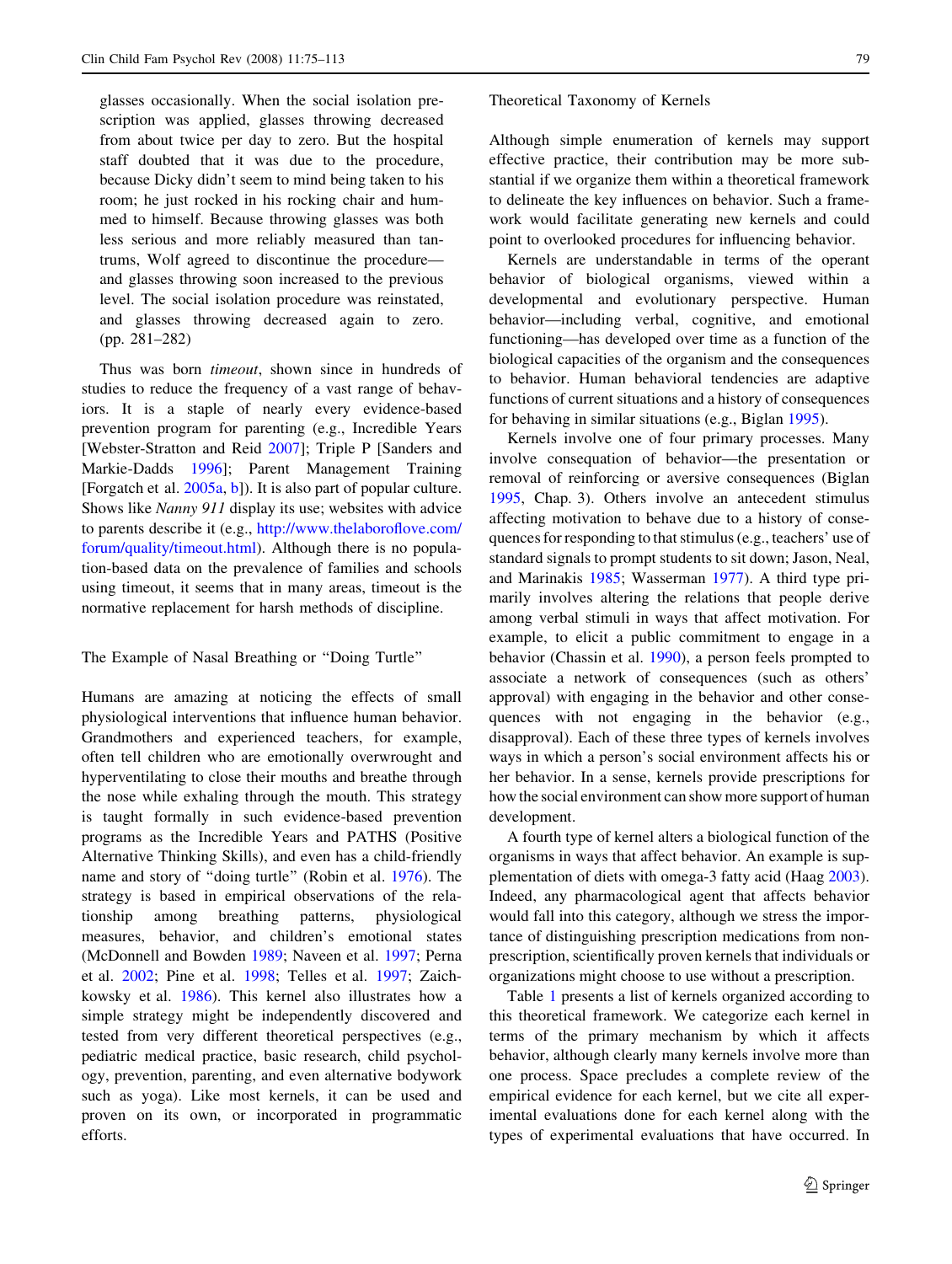glasses occasionally. When the social isolation prescription was applied, glasses throwing decreased from about twice per day to zero. But the hospital staff doubted that it was due to the procedure, because Dicky didn't seem to mind being taken to his room; he just rocked in his rocking chair and hummed to himself. Because throwing glasses was both less serious and more reliably measured than tantrums, Wolf agreed to discontinue the procedure—and glasses throwing soon increased to the previous level. The social isolation procedure was reinstated, and glasses throwing decreased again to zero. (pp. 281–282)

Thus was born *timeout*, shown since in hundreds of studies to reduce the frequency of a vast range of behaviors. It is a staple of nearly every evidence-based prevention program for parenting (e.g., Incredible Years [Webster-Stratton and Reid 2007]; Triple P [Sanders and Markie-Dadds 1996]; Parent Management Training [Forgatch et al. 2005a, b]). It is also part of popular culture. Shows like *Nanny 911* display its use; websites with advice to parents describe it (e.g., http://www.thelaboroflove.com/forum/quality/timeout.html). Although there is no population-based data on the prevalence of families and schools using timeout, it seems that in many areas, timeout is the normative replacement for harsh methods of discipline.

## The Example of Nasal Breathing or "Doing Turtle"

Humans are amazing at noticing the effects of small physiological interventions that influence human behavior. Grandmothers and experienced teachers, for example, often tell children who are emotionally overwrought and hyperventilating to close their mouths and breathe through the nose while exhaling through the mouth. This strategy is taught formally in such evidence-based prevention programs as the Incredible Years and PATHS (Positive Alternative Thinking Skills), and even has a child-friendly name and story of "doing turtle" (Robin et al. 1976). The strategy is based in empirical observations of the relationship among breathing patterns, physiological measures, behavior, and children's emotional states (McDonnell and Bowden 1989; Naveen et al. 1997; Perna et al. 2002; Pine et al. 1998; Telles et al. 1997; Zaichkowsky et al. 1986). This kernel also illustrates how a simple strategy might be independently discovered and tested from very different theoretical perspectives (e.g., pediatric medical practice, basic research, child psychology, prevention, parenting, and even alternative bodywork such as yoga). Like most kernels, it can be used and proven on its own, or incorporated in programmatic efforts.

## Theoretical Taxonomy of Kernels

Although simple enumeration of kernels may support effective practice, their contribution may be more substantial if we organize them within a theoretical framework to delineate the key influences on behavior. Such a framework would facilitate generating new kernels and could point to overlooked procedures for influencing behavior.

Kernels are understandable in terms of the operant behavior of biological organisms, viewed within a developmental and evolutionary perspective. Human behavior—including verbal, cognitive, and emotional functioning—has developed over time as a function of the biological capacities of the organism and the consequences to behavior. Human behavioral tendencies are adaptive functions of current situations and a history of consequences for behaving in similar situations (e.g., Biglan 1995).

Kernels involve one of four primary processes. Many involve consequation of behavior—the presentation or removal of reinforcing or aversive consequences (Biglan 1995, Chap. 3). Others involve an antecedent stimulus affecting motivation to behave due to a history of consequences for responding to that stimulus (e.g., teachers' use of standard signals to prompt students to sit down; Jason, Neal, and Marinakis 1985; Wasserman 1977). A third type primarily involves altering the relations that people derive among verbal stimuli in ways that affect motivation. For example, to elicit a public commitment to engage in a behavior (Chassin et al. 1990), a person feels prompted to associate a network of consequences (such as others' approval) with engaging in the behavior and other consequences with not engaging in the behavior (e.g., disapproval). Each of these three types of kernels involves ways in which a person's social environment affects his or her behavior. In a sense, kernels provide prescriptions for how the social environment can show more support of human development.

A fourth type of kernel alters a biological function of the organisms in ways that affect behavior. An example is supplementation of diets with omega-3 fatty acid (Haag 2003). Indeed, any pharmacological agent that affects behavior would fall into this category, although we stress the importance of distinguishing prescription medications from non-prescription, scientifically proven kernels that individuals or organizations might choose to use without a prescription.

Table 1 presents a list of kernels organized according to this theoretical framework. We categorize each kernel in terms of the primary mechanism by which it affects behavior, although clearly many kernels involve more than one process. Space precludes a complete review of the empirical evidence for each kernel, but we cite all experimental evaluations done for each kernel along with the types of experimental evaluations that have occurred. In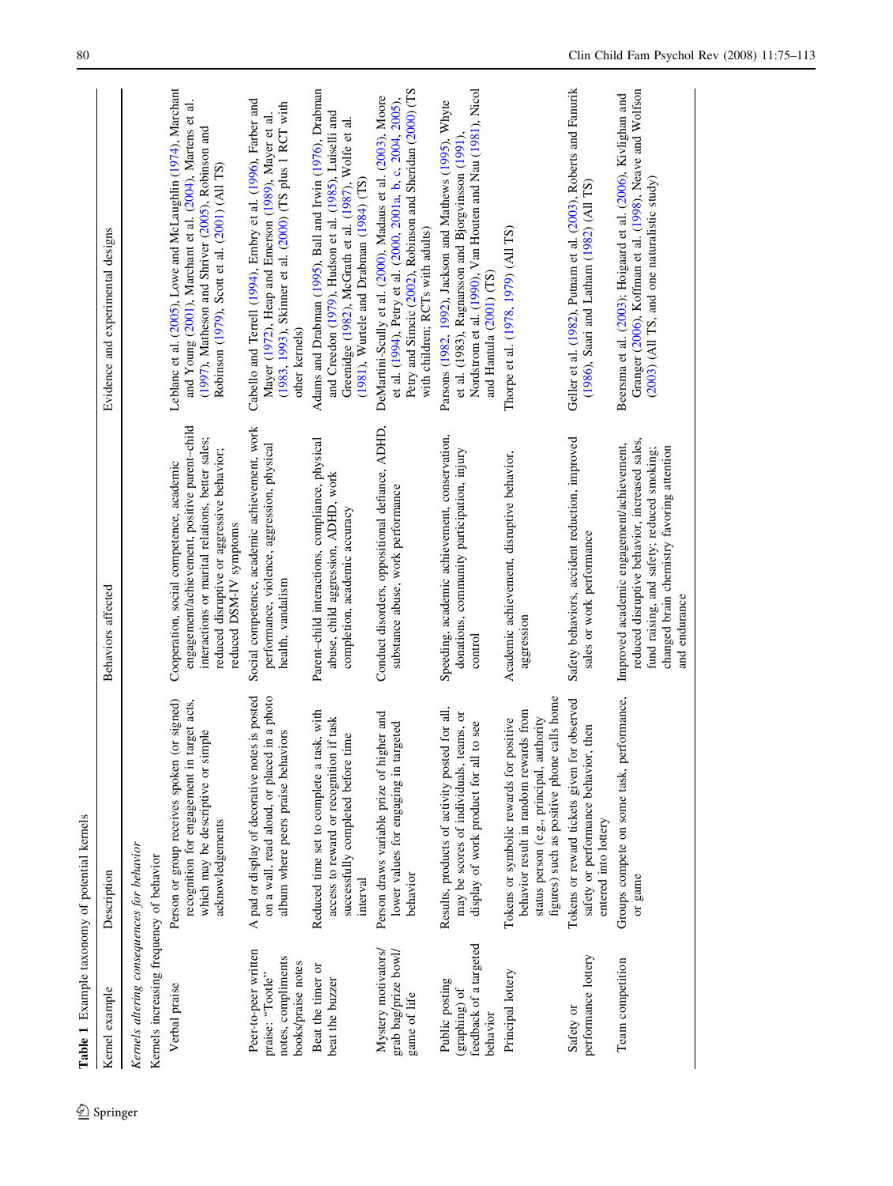**Table 1** Example taxonomy of potential kernels

| Kernel example | Description | Behaviors affected | Evidence and experimental designs |
|---|---|---|---|
| *Kernels altering consequences for behavior* | | | |
| Kernels increasing frequency of behavior | | | |
| Verbal praise | Person or group receives spoken (or signed) recognition for engagement in target acts, which may be descriptive or simple acknowledgements | Cooperation, social competence, academic engagement/achievement, positive parent–child interactions or marital relations, better sales; reduced disruptive or aggressive behavior; reduced DSM-IV symptoms | Leblanc et al. (2005), Lowe and McLaughlin (1974), Marchant and Young (2001), Marchant et al. (2004), Martens et al. (1997), Matheson and Shriver (2005), Robinson and Robinson (1979), Scott et al. (2001) (All TS) |
| Peer-to-peer written praise: "Tootle" notes, compliments books/praise notes | A pad or display of decorative notes is posted on a wall, read aloud, or placed in a photo album where peers praise behaviors | Social competence, academic achievement, work performance, violence, aggression, physical health, vandalism | Cabello and Terrell (1994), Embry et al. (1996), Farber and Mayer (1972), Heap and Emerson (1989), Mayer et al. (1983, 1993), Skinner et al. (2000) (TS plus 1 RCT with other kernels) |
| Beat the timer or beat the buzzer | Reduced time set to complete a task, with access to reward or recognition if task successfully completed before time interval | Parent–child interactions, compliance, physical abuse, child aggression, ADHD, work completion, academic accuracy | Adams and Drabman (1995), Ball and Irwin (1976), Drabman and Creedon (1979), Hudson et al. (1985), Luiselli and Greenidge (1982), McGrath et al. (1987), Wolfe et al. (1981), Wurtele and Drabman (1984) (TS) |
| Mystery motivators/grab bag/prize bowl/game of life | Person draws variable prize of higher and lower values for engaging in targeted behavior | Conduct disorders, oppositional defiance, ADHD, substance abuse, work performance | DeMartini-Scully et al. (2000), Madaus et al. (2003), Moore et al. (1994), Petry et al. (2000, 2001a, b, c, 2004, 2005), Petry and Simcic (2002), Robinson and Sheridan (2000) (TS with children; RCTs with adults) |
| Public posting (graphing) of feedback of a targeted behavior | Results, products of activity posted for all, may be scores of individuals, teams, or display of work product for all to see | Speeding, academic achievement, conservation, donations, community participation, injury control | Parsons (1982, 1992), Jackson and Mathews (1995), Whyte et al. (1983), Ragnarsson and Bjorgvinsson (1991), Nordstrom et al. (1990), Van Houten and Nau (1981), Nicol and Hantula (2001) (TS) |
| Principal lottery | Tokens or symbolic rewards for positive behavior result in random rewards from status person (e.g., principal, authority figures) such as positive phone calls home | Academic achievement, disruptive behavior, aggression | Thorpe et al. (1978, 1979) (All TS) |
| Safety or performance lottery | Tokens or reward tickets given for observed safety or performance behavior, then entered into lottery | Safety behaviors, accident reduction, improved sales or work performance | Geller et al. (1982), Putnam et al. (2003), Roberts and Fanurik (1986), Saari and Latham (1982) (All TS) |
| Team competition | Groups compete on some task, performance, or game | Improved academic engagement/achievement, reduced disruptive behavior, increased sales, fund raising, and safety; reduced smoking; changed brain chemistry favoring attention and endurance | Beersma et al. (2003); Hoigaard et al. (2006), Kivlighan and Granger (2006), Koffman et al. (1998), Neave and Wolfson (2003) (All TS, and one naturalistic study) |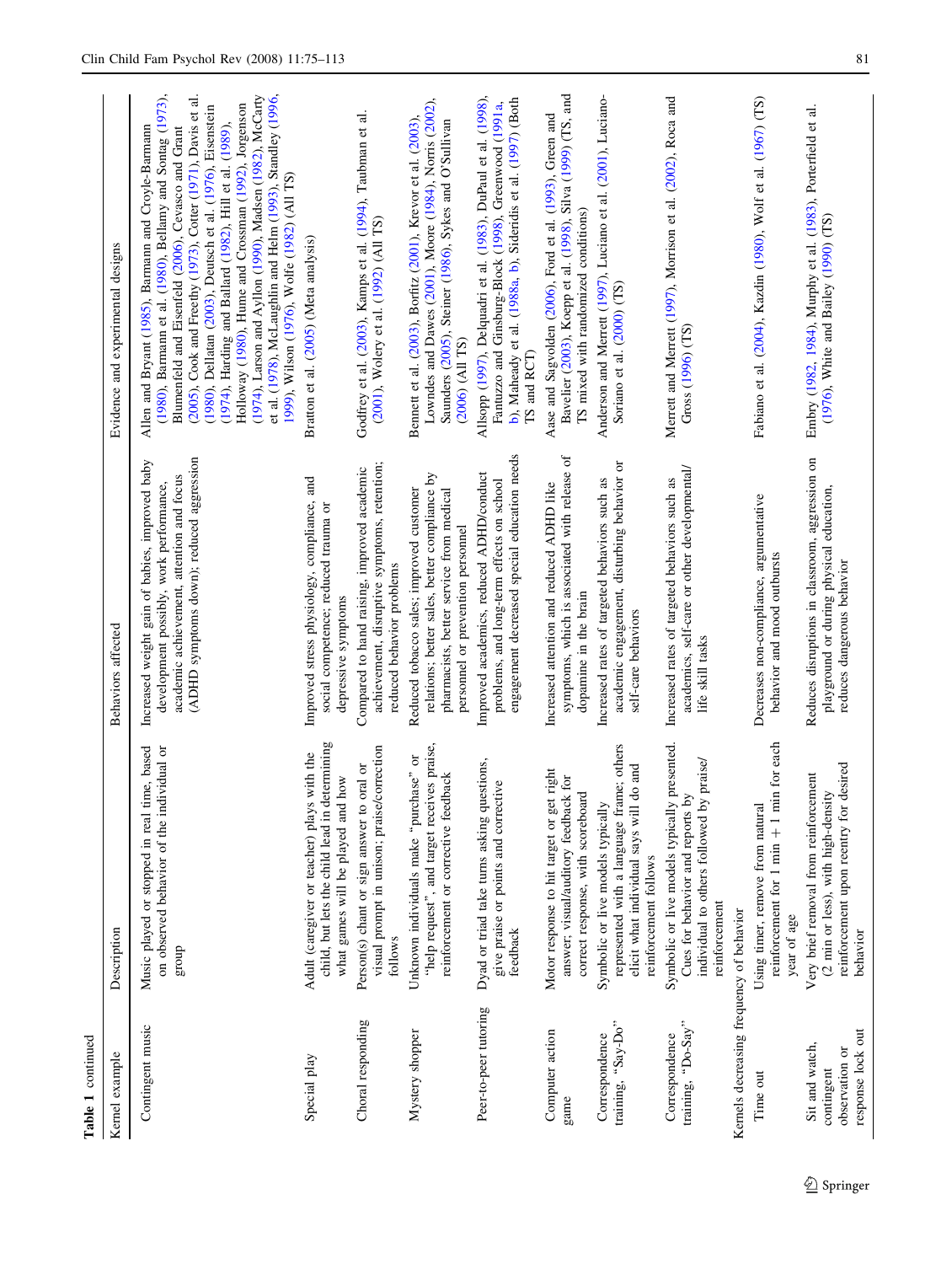**Table 1** continued

| Kernel example | Description | Behaviors affected | Evidence and experimental designs |
|---|---|---|---|
| Contingent music | Music played or stopped in real time, based on observed behavior of the individual or group | Increased weight gain of babies, improved baby development possibly, work performance, academic achievement, attention and focus (ADHD symptoms down); reduced aggression | Allen and Bryant (1985), Barmann and Croyle-Barmann (1980), Barmann et al. (1980), Bellamy and Sontag (1973), Blumenfeld and Eisenfeld (2006), Cevasco and Grant (2005), Cook and Freethy (1973), Cotter (1971), Davis et al. (1980), Dellatan (2003), Deutsch et al. (1976), Eisenstein (1974), Harding and Ballard (1982), Hill et al. (1989), Holloway (1980), Hume and Crossman (1992), Jorgenson (1974), Larson and Ayllon (1990), Madsen (1982), McCarty et al. (1978), McLaughlin and Helm (1993), Standley (1996, 1999), Wilson (1976), Wolfe (1982) (All TS) |
| Special play | Adult (caregiver or teacher) plays with the child, but lets the child lead in determining what games will be played and how | Improved stress physiology, compliance, and social competence; reduced trauma or depressive symptoms | Bratton et al. (2005) (Meta analysis) |
| Choral responding | Person(s) chant or sign answer to oral or visual prompt in unison; praise/correction follows | Compared to hand raising, improved academic achievement, disruptive symptoms, retention; reduced behavior problems | Godfrey et al. (2003), Kamps et al. (1994), Taubman et al. (2001), Wolery et al. (1992) (All TS) |
| Mystery shopper | Unknown individuals make "purchase" or "help request", and target receives praise, reinforcement or corrective feedback | Reduced tobacco sales; improved customer relations; better sales, better compliance by pharmacists, better service from medical personnel or prevention personnel | Bennett et al. (2003), Borfitz (2001), Krevor et al. (2003), Lowndes and Dawes (2001), Moore (1984), Norris (2002), Saunders (2005), Steiner (1986), Sykes and O'Sullivan (2006) (All TS) |
| Peer-to-peer tutoring | Dyad or triad take turns asking questions, give praise or points and corrective feedback | Improved academics, reduced ADHD/conduct problems, and long-term effects on school engagement decreased special education needs | Allsopp (1997), Delquadri et al. (1983), DuPaul et al. (1998), Fantuzzo and Ginsburg-Block (1998), Greenwood (1991a, b), Maheady et al. (1988a, b), Sideridis et al. (1997) (Both TS and RCT) |
| Computer action game | Motor response to hit target or get right answer; visual/auditory feedback for correct response, with scoreboard | Increased attention and reduced ADHD like symptoms, which is associated with release of dopamine in the brain | Aase and Sagvolden (2006), Ford et al. (1993), Green and Bavelier (2003), Koepp et al. (1998), Silva (1999) (TS, and TS mixed with randomized conditions) |
| Correspondence training, "Say-Do" | Symbolic or live models typically represented with a language frame; others elicit what individual says will do and reinforcement follows | Increased rates of targeted behaviors such as academic engagement, disturbing behavior or self-care behaviors | Anderson and Merrett (1997), Luciano et al. (2001), Luciano-Soriano et al. (2000) (TS) |
| Correspondence training, "Do-Say" | Symbolic or live models typically presented. Cues for behavior and reports by individual to others followed by praise/reinforcement | Increased rates of targeted behaviors such as academics, self-care or other developmental/life skill tasks | Merrett and Merrett (1997), Morrison et al. (2002), Roca and Gross (1996) (TS) |
| Kernels decreasing frequency of behavior | | | |
| Time out | Using timer, remove from natural reinforcement for 1 min + 1 min for each year of age | Decreases non-compliance, argumentative behavior and mood outbursts | Fabiano et al. (2004), Kazdin (1980), Wolf et al. (1967) (TS) |
| Sit and watch, contingent observation or response lock out | Very brief removal from reinforcement (2 min or less), with high-density reinforcement upon reentry for desired behavior | Reduces disruptions in classroom, aggression on playground or during physical education, reduces dangerous behavior | Embry (1982, 1984), Murphy et al. (1983), Porterfield et al. (1976), White and Bailey (1990) (TS) |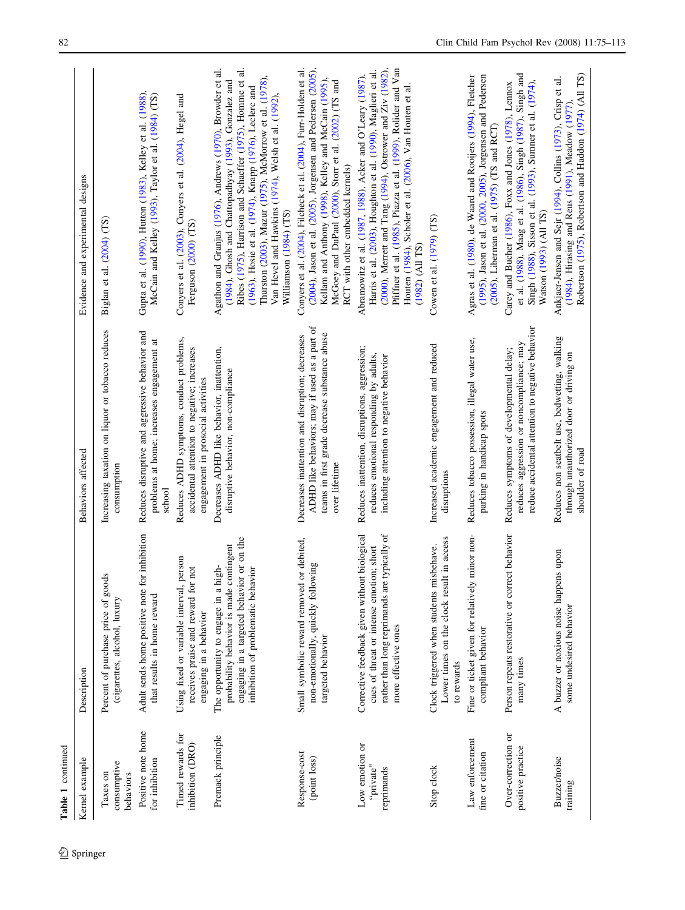**Table 1** continued

| Kernel example | Description | Behaviors affected | Evidence and experimental designs |
| --- | --- | --- | --- |
| Taxes on consumptive behaviors | Percent of purchase price of goods (cigarettes, alcohol, luxury | Increasing taxation on liquor or tobacco reduces consumption | Biglan et al. (2004) (TS) |
| Positive note home for inhibition | Adult sends home positive note for inhibition that results in home reward | Reduces disruptive and aggressive behavior and problems at home; increases engagement at school | Gupta et al. (1990), Hutton (1983), Kelley et al. (1988), McCain and Kelley (1993), Taylor et al. (1984) (TS) |
| Timed rewards for inhibition (DRO) | Using fixed or variable interval, person receives praise and reward for not engaging in a behavior | Reduces ADHD symptoms, conduct problems, accidental attention to negative; increases engagement in prosocial activities | Conyers et al. (2003), Conyers et al. (2004), Hegel and Ferguson (2000) (TS) |
| Premack principle | The opportunity to engage in a high-probability behavior is made contingent engaging in a targeted behavior or on the inhibition of problematic behavior | Decreases ADHD like behavior, inattention, disruptive behavior, non-compliance | Agathon and Granjus (1976), Andrews (1970), Browder et al. (1984), Ghosh and Chattopadhyay (1993), Gonzalez and Ribes (1975), Harrison and Schaeffer (1975), Homme et al. (1963), Hosie et al. (1974), Knapp (1976), Leclerc and Thurston (2003), Mazur (1975), McMorrow et al. (1978), Van Hevel and Hawkins (1974), Welsh et al. (1992), Williamson (1984) (TS) |
| Response-cost (point loss) | Small symbolic reward removed or debited, non-emotionally, quickly following targeted behavior | Decreases inattention and disruption; decreases ADHD like behaviors; may if used as a part of teams in first grade decrease substance abuse over lifetime | Conyers et al. (2004), Filcheck et al. (2004), Furr-Holden et al. (2004), Jason et al. (2005), Jorgensen and Pedersen (2005), Kellam and Anthony (1998), Kelley and McCain (1995), McGoey and DuPaul (2000), Storr et al. (2002) (TS and RCT with other embedded kernels) |
| Low emotion or "private" reprimands | Corrective feedback given without biological cues of threat or intense emotion; short rather than long reprimands are typically of more effective ones | Reduces inattention, disruptions, aggression; reduces emotional responding by adults, including attention to negative behavior | Abramowitz et al. (1987, 1988), Acker and O'Leary (1987), Harris et al. (2003), Houghton et al. (1990), Maglieri et al. (2000), Merrett and Tang (1994), Ostrower and Ziv (1982), Pfiffner et al. (1985), Piazza et al. (1999), Rolider and Van Houten (1984), Scholer et al. (2006), Van Houten et al. (1982) (All TS) |
| Stop clock | Clock triggered when students misbehave. Lower times on the clock result in access to rewards | Increased academic engagement and reduced disruptions | Cowen et al. (1979) (TS) |
| Law enforcement fine or citation | Fine or ticket given for relatively minor non-compliant behavior | Reduces tobacco possession, illegal water use, parking in handicap spots | Agras et al. (1980), de Waard and Rooijers (1994), Fletcher (1995), Jason et al. (2000, 2005), Jorgensen and Pedersen (2005), Liberman et al. (1975) (TS and RCT) |
| Over-correction or positive practice | Person repeats restorative or correct behavior many times | Reduces symptoms of developmental delay; reduces aggression or noncompliance; may reduce accidental attention to negative behavior | Carey and Bucher (1986), Foxx and Jones (1978), Lennox et al. (1988), Maag et al. (1986), Singh (1987), Singh and Singh (1988), Sisson et al. (1993), Sumner et al. (1974), Watson (1993) (All TS) |
| Buzzer/noise training | A buzzer or noxious noise happens upon some undesired behavior | Reduces non seatbelt use, bedwetting, walking through unauthorized door or driving on shoulder of road | Ankjaer-Jensen and Sejr (1994), Collins (1973), Crisp et al. (1984), Hirasing and Reus (1991), Meadow (1977), Robertson (1975), Robertson and Haddon (1974) (All TS) |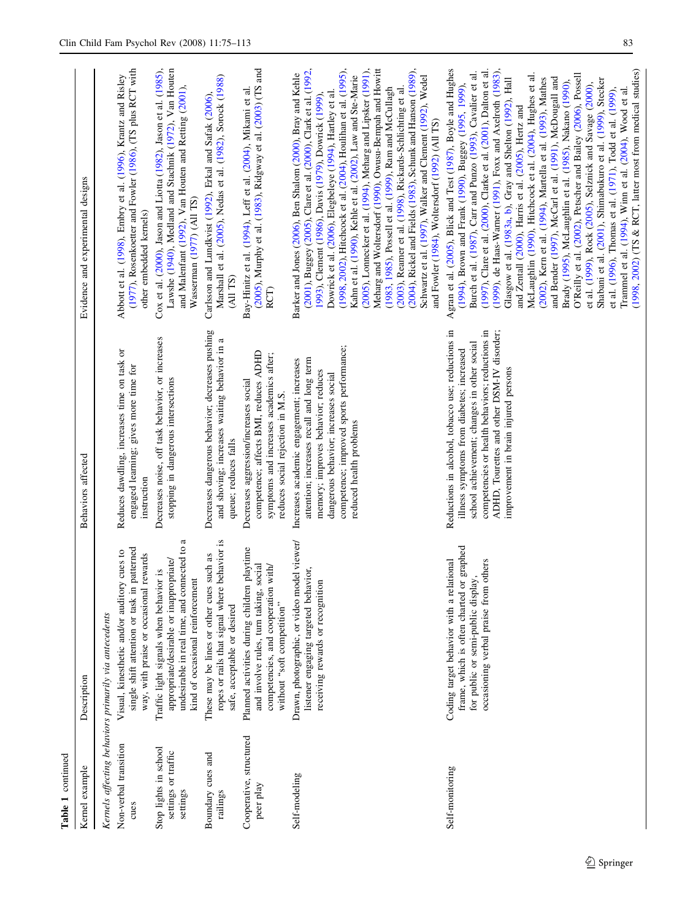Table 1 continued

| Kernel example | Description | Behaviors affected | Evidence and experimental designs |
|---|---|---|---|
| *Kernels affecting behaviors primarily via antecedents* | | | |
| Non-verbal transition cues | Visual, kinesthetic and/or auditory cues to single shift attention or task in patterned way, with praise or occasional rewards | Reduces dawdling, increases time on task or engaged learning; gives more time for instruction | Abbott et al. (1998), Embry et al. (1996), Krantz and Risley (1977), Rosenkoetter and Fowler (1986), (TS plus RCT with other embedded kernels) |
| Stop lights in school settings or traffic settings | Traffic light signals when behavior is appropriate/desirable or inappropriate/undesirable in real time, and connected to a kind of occasional reinforcement | Decreases noise, off task behavior, or increases stopping in dangerous intersections | Cox et al. (2000), Jason and Liotta (1982), Jason et al. (1985), Lawshe (1940), Medland and Stachnik (1972), Van Houten and Malenfant (1992), Van Houten and Retting (2001), Wasserman (1977) (All TS) |
| Boundary cues and railings | These may be lines or other cues such as ropes or rails that signal where behavior is safe, acceptable or desired | Decreases dangerous behavior, decreases pushing and shoving; increases waiting behavior in a queue; reduces falls | Carlsson and Lundkvist (1992), Erkal and Safak (2006), Marshall et al. (2005), Nedas et al. (1982), Sorock (1988) (All TS) |
| Cooperative, structured peer play | Planned activities during children playtime and involve rules, turn taking, social competencies, and cooperation with/without "soft competition" | Decreases aggression/increases social competence; affects BMI, reduces ADHD symptoms and increases academics after; reduces social rejection in M.S. | Bay-Hinitz et al. (1994), Leff et al. (2004), Mikami et al. (2005), Murphy et al. (1983), Ridgway et al. (2003) (TS and RCT) |
| Self-modeling | Drawn, photographic, or video model viewer/listener engaging targeted behavior, receiving rewards or recognition | Increases academic engagement; increases attention; increases recall and long term memory; improves behavior; reduces dangerous behavior; increases social competence; improved sports performance; reduced health problems | Barker and Jones (2006), Ben Shalom (2000), Bray and Kehle (2001), Buggey (2005), Clare et al. (2000), Clark et al. (1992, 1993), Clement (1986), Davis (1979), Dowrick (1999), Dowrick et al. (2006), Elegbeleye (1994), Hartley et al. (1998, 2002), Hitchcock et al. (2004), Houlihan et al. (1995), Kahn et al. (1990), Kehle et al. (2002), Law and Ste-Marie (2005), Lonnecker et al. (1994), Meharg and Lipsker (1991), Meharg and Woltersdorf (1990), Owusu-Bempah and Howitt (1983, 1985), Possell et al. (1999), Ram and McCullagh (2003), Reamer et al. (1998), Rickards-Schlichting et al. (2004), Rickel and Fields (1983), Schunk and Hanson (1989), Schwartz et al. (1997), Walker and Clement (1992), Wedel and Fowler (1984), Woltersdorf (1992) (All TS) |
| Self-monitoring | Coding target behavior with a relational frame, which is often charted or graphed for public or semi-public display, occasioning verbal praise from others | Reductions in alcohol, tobacco use; reductions in illness symptoms from diabetes; increased school achievement; changes in other social competencies or health behaviors; reductions in ADHD, Tourettes and other DSM-IV disorder; improvement in brain injured persons | Agran et al. (2005), Blick and Test (1987), Boyle and Hughes (1994), Brown and Frank (1990), Buggey (1995, 1999), Burch et al. (1987), Carr and Punzo (1993), Cavalier et al. (1997), Clare et al. (2000), Clarke et al. (2001), Dalton et al. (1999), de Haas-Warner (1991), Foxx and Axelroth (1983), Glasgow et al. (1983a, b), Gray and Shelton (1992), Hall and Zentall (2000), Harris et al. (2005), Hertz and McLaughlin (1990), Hitchcock et al. (2004), Hughes et al. (2002), Kern et al. (1994), Martella et al. (1993), Mathes and Bender (1997), McCarl et al. (1991), McDougall and Brady (1995), McLaughlin et al. (1985), Nakano (1990), O'Reilly et al. (2002), Petscher and Bailey (2006), Possell et al. (1999), Rock (2005), Selznick and Savage (2000), Shabani et al. (2001), Shimabukuro et al. (1999), Stecker et al. (1996), Thomas et al. (1971), Todd et al. (1999), Trammel et al. (1994), Winn et al. (2004), Wood et al. (1998, 2002) (TS & RCT, latter most from medical studies) |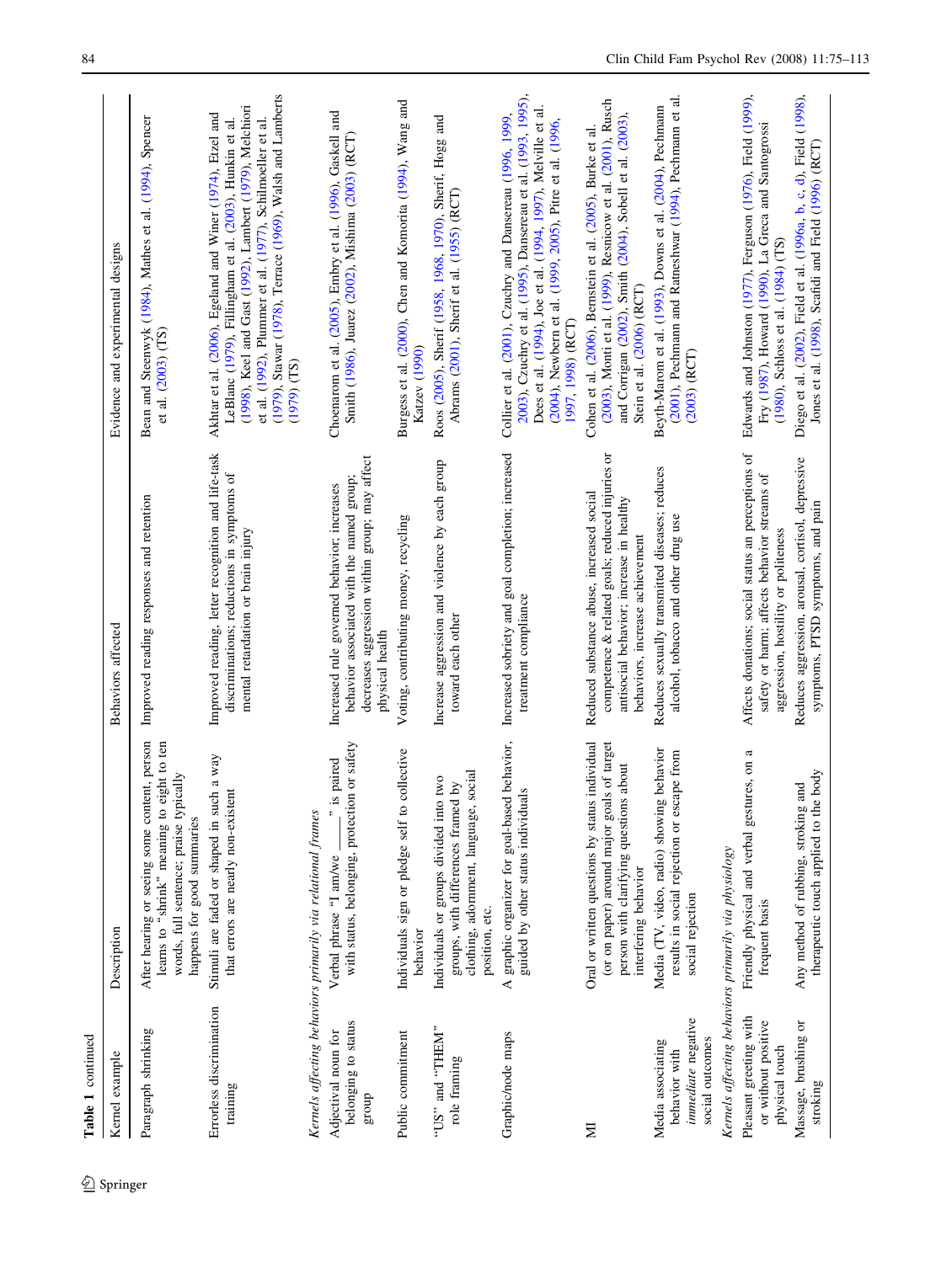**Table 1** continued

| Kernel example | Description | Behaviors affected | Evidence and experimental designs |
|---|---|---|---|
| Paragraph shrinking | After hearing or seeing some content, person learns to "shrink" meaning to eight to ten words, full sentence; praise typically happens for good summaries | Improved reading responses and retention | Bean and Steenwyk (1984), Mathes et al. (1994), Spencer et al. (2003) (TS) |
| Errorless discrimination training | Stimuli are faded or shaped in such a way that errors are nearly non-existent | Improved reading, letter recognition and life-task discriminations; reductions in symptoms of mental retardation or brain injury | Akhtar et al. (2006), Egeland and Winer (1974), Etzel and LeBlanc (1979), Fillingham et al. (2003), Hunkin et al. (1998), Keel and Gast (1992), Lambert (1979), Melchiori et al. (1992), Plummer et al. (1977), Schilmoeller et al. (1979), Stawar (1978), Terrace (1969), Walsh and Lamberts (1979) (TS) |
| *Kernels affecting behaviors primarily via relational frames* | | | |
| Adjectival noun for belonging to status group | Verbal phrase "I am/we ____" is paired with status, belonging, protection or safety | Increased rule governed behavior; increases behavior associated with the named group; decreases aggression within group; may affect physical health | Choenarom et al. (2005), Embry et al. (1996), Gaskell and Smith (1986), Juarez (2002), Mishima (2003) (RCT) |
| Public commitment | Individuals sign or pledge self to collective behavior | Voting, contributing money, recycling | Burgess et al. (2000), Chen and Komorita (1994), Wang and Katzev (1990) |
| "US" and "THEM" role framing | Individuals or groups divided into two groups, with differences framed by clothing, adornment, language, social position, etc. | Increase aggression and violence by each group toward each other | Roos (2005), Sherif (1958, 1968, 1970), Sherif, Hogg and Abrams (2001), Sherif et al. (1955) (RCT) |
| Graphic/node maps | A graphic organizer for goal-based behavior, guided by other status individuals | Increased sobriety and goal completion; increased treatment compliance | Collier et al. (2001), Czuchry and Dansereau (1996, 1999, 2003), Czuchry et al. (1995), Dansereau et al. (1993, 1995), Dees et al. (1994), Joe et al. (1994, 1997), Melville et al. (2004), Newbern et al. (1999, 2005), Pitre et al. (1996, 1997, 1998) (RCT) |
| MI | Oral or written questions by status individual (or on paper) around major goals of target person with clarifying questions about interfering behavior | Reduced substance abuse, increased social competence & related goals; reduced injuries or antisocial behavior; increase in healthy behaviors, increase achievement | Cohen et al. (2006), Bernstein et al. (2005), Burke et al. (2003), Monti et al. (1999), Resnicow et al. (2001), Rusch and Corrigan (2002), Smith (2004), Sobell et al. (2003), Stein et al. (2006) (RCT) |
| Media associating behavior with *immediate* negative social outcomes | Media (TV, video, radio) showing behavior results in social rejection or escape from social rejection | Reduces sexually transmitted diseases; reduces alcohol, tobacco and other drug use | Beyth-Marom et al. (1993), Downs et al. (2004), Pechmann (2001), Pechmann and Ratneshwar (1994), Pechmann et al. (2003) (RCT) |
| *Kernels affecting behaviors primarily via physiology* | | | |
| Pleasant greeting with or without positive physical touch | Friendly physical and verbal gestures, on a frequent basis | Affects donations; social status an perceptions of safety or harm; affects behavior streams of aggression, hostility or politeness | Edwards and Johnston (1977), Ferguson (1976), Field (1999), Fry (1987), Howard (1990), La Greca and Santogrossi (1980), Schloss et al. (1984) (TS) |
| Massage, brushing or stroking | Any method of rubbing, stroking and therapeutic touch applied to the body | Reduces aggression, arousal, cortisol, depressive symptoms, PTSD symptoms, and pain | Diego et al. (2002), Field et al. (1996a, b, c, d), Field (1998), Jones et al. (1998), Scafidi and Field (1996) (RCT) |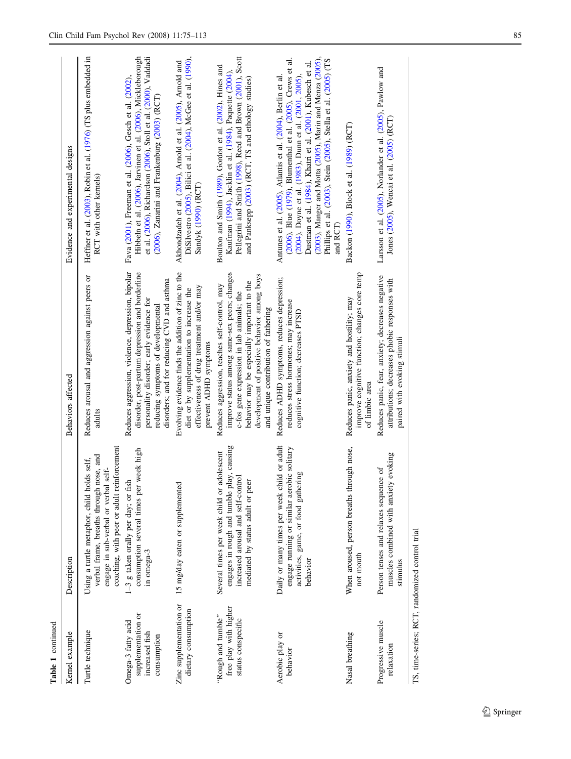**Table 1** continued

| Kernel example | Description | Behaviors affected | Evidence and experimental designs |
| --- | --- | --- | --- |
| Turtle technique | Using a turtle metaphor, child holds self, verbal frame, breaths through nose, and engage in sub-verbal or verbal self-coaching, with peer or adult reinforcement | Reduces arousal and aggression against peers or adults | Heffner et al. (2003), Robin et al. (1976) (TS plus embedded in RCT with other kernels) |
| Omega-3 fatty acid supplementation or increased fish consumption | 1–3 g taken orally per day; or fish consumption several times per week high in omega-3 | Reduces aggression, violence, depression, bipolar disorder, post-partum depression and borderline personality disorder; early evidence for reducing symptoms of developmental disorders; and for reducing CVD and asthma | Fava (2001), Freeman et al. (2006), Gesch et al. (2002), Hibbeln et al. (2006), Jarvinen et al. (2006), Mickleborough et al. (2006), Richardson (2006), Stoll et al. (2000), Vaddadi (2006), Zanarini and Frankenburg (2003) (RCT) |
| Zinc supplementation or dietary consumption | 15 mg/day eaten or supplemented | Evolving evidence finds the addition of zinc to the diet or by supplementation to increase the effectiveness of drug treatment and/or may prevent ADHD symptoms | Akhondzadeh et al. (2004), Arnold et al. (2005), Arnold and DiSilvestro (2005), Bilici et al. (2004), McGee et al. (1990), Sandyk (1990) (RCT) |
| "Rough and tumble" free play with higher status conspecific | Several times per week child or adolescent engages in rough and tumble play, causing increased arousal and self-control mediated by status adult or peer | Reduces aggression, teaches self-control, may improve status among same-sex peers; changes c-fos gene expression in lab animals; the behavior may be especially important to the development of positive behavior among boys and unique contribution of fathering | Boulton and Smith (1989), Gordon et al. (2002), Hines and Kaufman (1994), Jacklin et al. (1984), Paquette (2004), Pellegrini and Smith (1998), Reed and Brown (2001), Scott and Panksepp (2003) (RCT, TS and ethology studies) |
| Aerobic play or behavior | Daily or many times per week child or adult engage running or similar aerobic solitary activities, game, or food gathering behavior | Reduces ADHD symptoms, reduces depression; reduces stress hormones; may increase cognitive function; decreases PTSD | Antunes et al. (2005), Atlantis et al. (2004), Berlin et al. (2006), Blue (1979), Blumenthal et al. (2005), Crews et al. (2004), Doyne et al. (1983), Dunn et al. (2001, 2005), Dustman et al. (1984), Khatri et al. (2001), Kubesch et al. (2003), Manger and Motta (2005), Marin and Menza (2005), Phillips et al. (2003), Stein (2005), Stella et al. (2005) (TS and RCT) |
| Nasal breathing | When aroused, person breaths through nose, not mouth | Reduces panic, anxiety and hostility; may improve cognitive function; changes core temp of limbic area | Backon (1990), Block et al. (1989) (RCT) |
| Progressive muscle relaxation | Person tenses and relaxes sequence of muscles combined with anxiety evoking stimulus | Reduces panic, fear, anxiety; decreases negative attributions; decreases phobic responses with paired with evoking stimuli | Larsson et al. (2005), Norlander et al. (2005), Pawlow and Jones (2005), Wencai et al. (2005) (RCT) |

TS, time-series; RCT, randomized control trial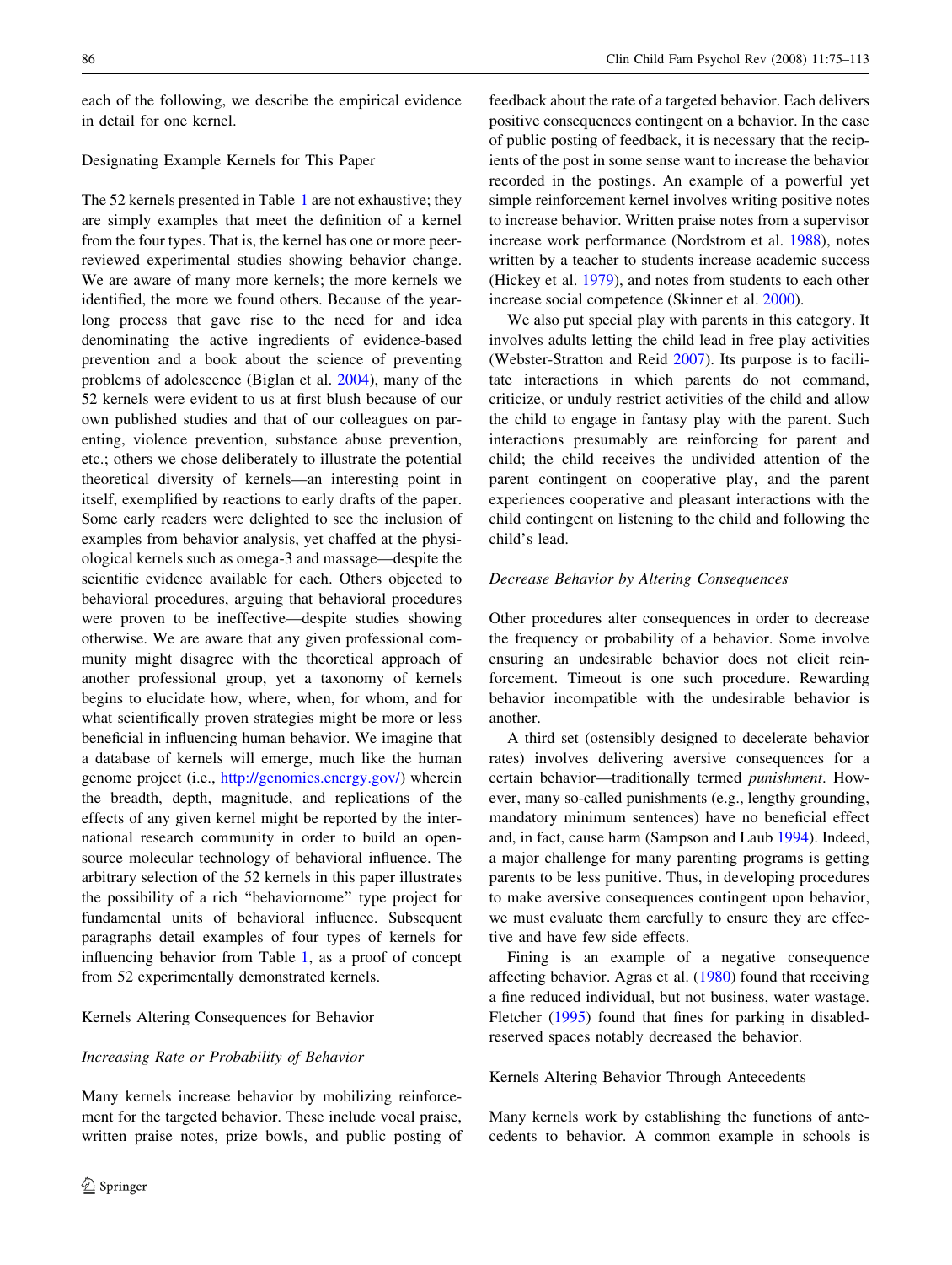each of the following, we describe the empirical evidence in detail for one kernel.

### Designating Example Kernels for This Paper

The 52 kernels presented in Table 1 are not exhaustive; they are simply examples that meet the definition of a kernel from the four types. That is, the kernel has one or more peer-reviewed experimental studies showing behavior change. We are aware of many more kernels; the more kernels we identified, the more we found others. Because of the year-long process that gave rise to the need for and idea denominating the active ingredients of evidence-based prevention and a book about the science of preventing problems of adolescence (Biglan et al. 2004), many of the 52 kernels were evident to us at first blush because of our own published studies and that of our colleagues on parenting, violence prevention, substance abuse prevention, etc.; others we chose deliberately to illustrate the potential theoretical diversity of kernels—an interesting point in itself, exemplified by reactions to early drafts of the paper. Some early readers were delighted to see the inclusion of examples from behavior analysis, yet chaffed at the physiological kernels such as omega-3 and massage—despite the scientific evidence available for each. Others objected to behavioral procedures, arguing that behavioral procedures were proven to be ineffective—despite studies showing otherwise. We are aware that any given professional community might disagree with the theoretical approach of another professional group, yet a taxonomy of kernels begins to elucidate how, where, when, for whom, and for what scientifically proven strategies might be more or less beneficial in influencing human behavior. We imagine that a database of kernels will emerge, much like the human genome project (i.e., http://genomics.energy.gov/) wherein the breadth, depth, magnitude, and replications of the effects of any given kernel might be reported by the international research community in order to build an open-source molecular technology of behavioral influence. The arbitrary selection of the 52 kernels in this paper illustrates the possibility of a rich "behaviornome" type project for fundamental units of behavioral influence. Subsequent paragraphs detail examples of four types of kernels for influencing behavior from Table 1, as a proof of concept from 52 experimentally demonstrated kernels.

### Kernels Altering Consequences for Behavior

#### *Increasing Rate or Probability of Behavior*

Many kernels increase behavior by mobilizing reinforcement for the targeted behavior. These include vocal praise, written praise notes, prize bowls, and public posting of feedback about the rate of a targeted behavior. Each delivers positive consequences contingent on a behavior. In the case of public posting of feedback, it is necessary that the recipients of the post in some sense want to increase the behavior recorded in the postings. An example of a powerful yet simple reinforcement kernel involves writing positive notes to increase behavior. Written praise notes from a supervisor increase work performance (Nordstrom et al. 1988), notes written by a teacher to students increase academic success (Hickey et al. 1979), and notes from students to each other increase social competence (Skinner et al. 2000).

We also put special play with parents in this category. It involves adults letting the child lead in free play activities (Webster-Stratton and Reid 2007). Its purpose is to facilitate interactions in which parents do not command, criticize, or unduly restrict activities of the child and allow the child to engage in fantasy play with the parent. Such interactions presumably are reinforcing for parent and child; the child receives the undivided attention of the parent contingent on cooperative play, and the parent experiences cooperative and pleasant interactions with the child contingent on listening to the child and following the child's lead.

#### *Decrease Behavior by Altering Consequences*

Other procedures alter consequences in order to decrease the frequency or probability of a behavior. Some involve ensuring an undesirable behavior does not elicit reinforcement. Timeout is one such procedure. Rewarding behavior incompatible with the undesirable behavior is another.

A third set (ostensibly designed to decelerate behavior rates) involves delivering aversive consequences for a certain behavior—traditionally termed *punishment*. However, many so-called punishments (e.g., lengthy grounding, mandatory minimum sentences) have no beneficial effect and, in fact, cause harm (Sampson and Laub 1994). Indeed, a major challenge for many parenting programs is getting parents to be less punitive. Thus, in developing procedures to make aversive consequences contingent upon behavior, we must evaluate them carefully to ensure they are effective and have few side effects.

Fining is an example of a negative consequence affecting behavior. Agras et al. (1980) found that receiving a fine reduced individual, but not business, water wastage. Fletcher (1995) found that fines for parking in disabled-reserved spaces notably decreased the behavior.

### Kernels Altering Behavior Through Antecedents

Many kernels work by establishing the functions of antecedents to behavior. A common example in schools is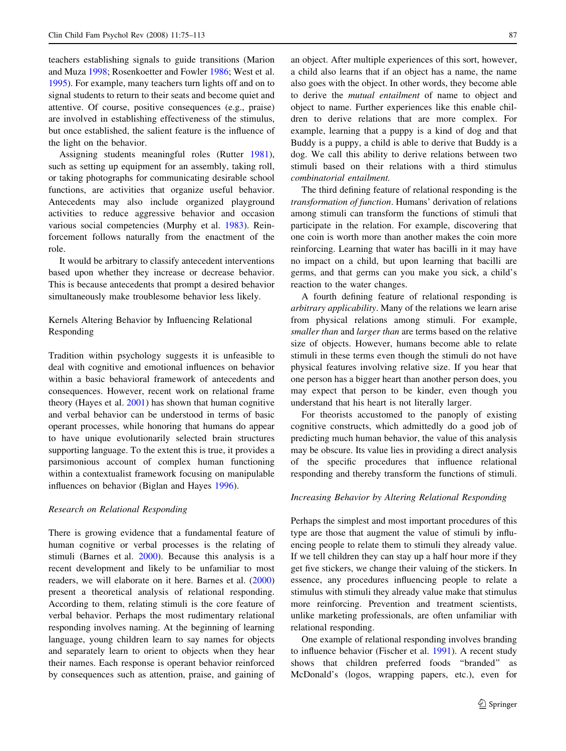teachers establishing signals to guide transitions (Marion and Muza 1998; Rosenkoetter and Fowler 1986; West et al. 1995). For example, many teachers turn lights off and on to signal students to return to their seats and become quiet and attentive. Of course, positive consequences (e.g., praise) are involved in establishing effectiveness of the stimulus, but once established, the salient feature is the influence of the light on the behavior.

Assigning students meaningful roles (Rutter 1981), such as setting up equipment for an assembly, taking roll, or taking photographs for communicating desirable school functions, are activities that organize useful behavior. Antecedents may also include organized playground activities to reduce aggressive behavior and occasion various social competencies (Murphy et al. 1983). Reinforcement follows naturally from the enactment of the role.

It would be arbitrary to classify antecedent interventions based upon whether they increase or decrease behavior. This is because antecedents that prompt a desired behavior simultaneously make troublesome behavior less likely.

### Kernels Altering Behavior by Influencing Relational Responding

Tradition within psychology suggests it is unfeasible to deal with cognitive and emotional influences on behavior within a basic behavioral framework of antecedents and consequences. However, recent work on relational frame theory (Hayes et al. 2001) has shown that human cognitive and verbal behavior can be understood in terms of basic operant processes, while honoring that humans do appear to have unique evolutionarily selected brain structures supporting language. To the extent this is true, it provides a parsimonious account of complex human functioning within a contextualist framework focusing on manipulable influences on behavior (Biglan and Hayes 1996).

#### *Research on Relational Responding*

There is growing evidence that a fundamental feature of human cognitive or verbal processes is the relating of stimuli (Barnes et al. 2000). Because this analysis is a recent development and likely to be unfamiliar to most readers, we will elaborate on it here. Barnes et al. (2000) present a theoretical analysis of relational responding. According to them, relating stimuli is the core feature of verbal behavior. Perhaps the most rudimentary relational responding involves naming. At the beginning of learning language, young children learn to say names for objects and separately learn to orient to objects when they hear their names. Each response is operant behavior reinforced by consequences such as attention, praise, and gaining of an object. After multiple experiences of this sort, however, a child also learns that if an object has a name, the name also goes with the object. In other words, they become able to derive the *mutual entailment* of name to object and object to name. Further experiences like this enable children to derive relations that are more complex. For example, learning that a puppy is a kind of dog and that Buddy is a puppy, a child is able to derive that Buddy is a dog. We call this ability to derive relations between two stimuli based on their relations with a third stimulus *combinatorial entailment.*

The third defining feature of relational responding is the *transformation of function*. Humans' derivation of relations among stimuli can transform the functions of stimuli that participate in the relation. For example, discovering that one coin is worth more than another makes the coin more reinforcing. Learning that water has bacilli in it may have no impact on a child, but upon learning that bacilli are germs, and that germs can you make you sick, a child's reaction to the water changes.

A fourth defining feature of relational responding is *arbitrary applicability*. Many of the relations we learn arise from physical relations among stimuli. For example, *smaller than* and *larger than* are terms based on the relative size of objects. However, humans become able to relate stimuli in these terms even though the stimuli do not have physical features involving relative size. If you hear that one person has a bigger heart than another person does, you may expect that person to be kinder, even though you understand that his heart is not literally larger.

For theorists accustomed to the panoply of existing cognitive constructs, which admittedly do a good job of predicting much human behavior, the value of this analysis may be obscure. Its value lies in providing a direct analysis of the specific procedures that influence relational responding and thereby transform the functions of stimuli.

#### *Increasing Behavior by Altering Relational Responding*

Perhaps the simplest and most important procedures of this type are those that augment the value of stimuli by influencing people to relate them to stimuli they already value. If we tell children they can stay up a half hour more if they get five stickers, we change their valuing of the stickers. In essence, any procedures influencing people to relate a stimulus with stimuli they already value make that stimulus more reinforcing. Prevention and treatment scientists, unlike marketing professionals, are often unfamiliar with relational responding.

One example of relational responding involves branding to influence behavior (Fischer et al. 1991). A recent study shows that children preferred foods "branded" as McDonald's (logos, wrapping papers, etc.), even for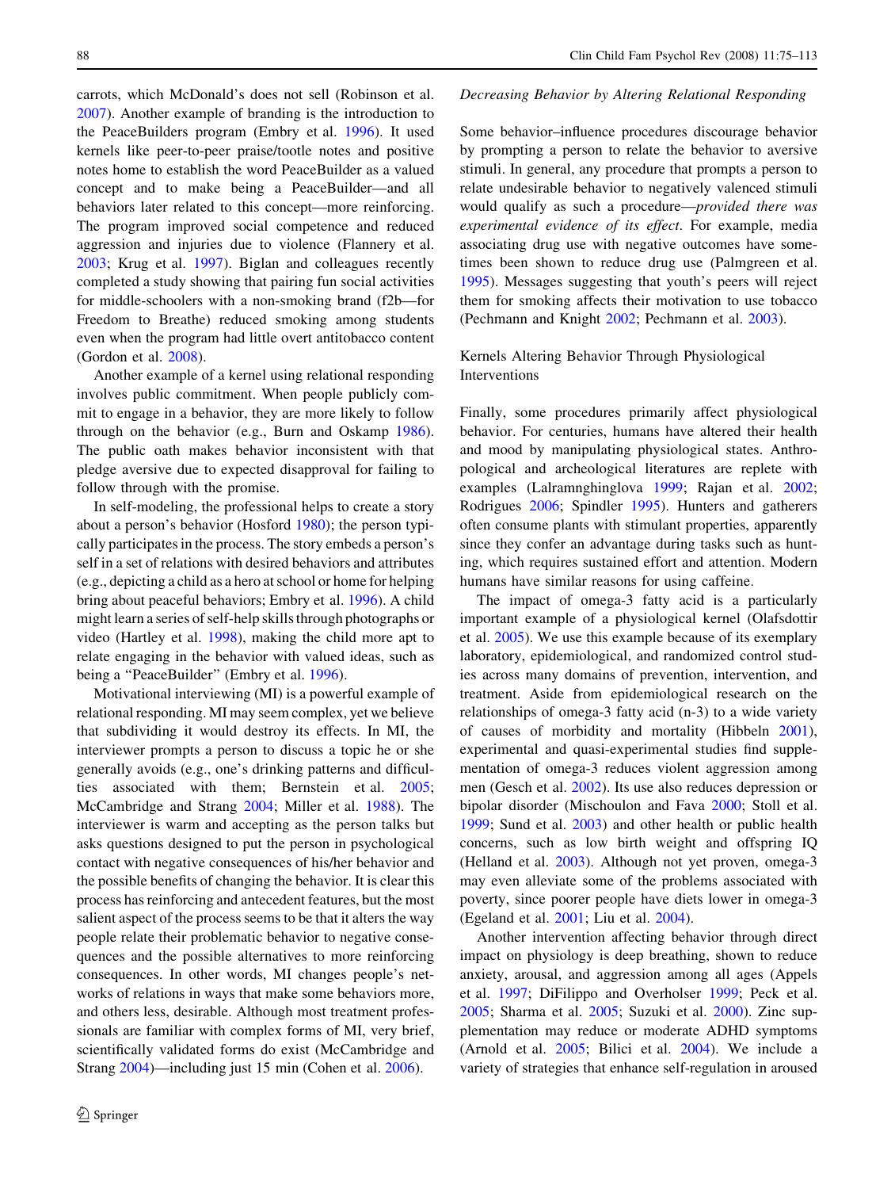carrots, which McDonald's does not sell (Robinson et al. 2007). Another example of branding is the introduction to the PeaceBuilders program (Embry et al. 1996). It used kernels like peer-to-peer praise/tootle notes and positive notes home to establish the word PeaceBuilder as a valued concept and to make being a PeaceBuilder—and all behaviors later related to this concept—more reinforcing. The program improved social competence and reduced aggression and injuries due to violence (Flannery et al. 2003; Krug et al. 1997). Biglan and colleagues recently completed a study showing that pairing fun social activities for middle-schoolers with a non-smoking brand (f2b—for Freedom to Breathe) reduced smoking among students even when the program had little overt antitobacco content (Gordon et al. 2008).

Another example of a kernel using relational responding involves public commitment. When people publicly commit to engage in a behavior, they are more likely to follow through on the behavior (e.g., Burn and Oskamp 1986). The public oath makes behavior inconsistent with that pledge aversive due to expected disapproval for failing to follow through with the promise.

In self-modeling, the professional helps to create a story about a person's behavior (Hosford 1980); the person typically participates in the process. The story embeds a person's self in a set of relations with desired behaviors and attributes (e.g., depicting a child as a hero at school or home for helping bring about peaceful behaviors; Embry et al. 1996). A child might learn a series of self-help skills through photographs or video (Hartley et al. 1998), making the child more apt to relate engaging in the behavior with valued ideas, such as being a "PeaceBuilder" (Embry et al. 1996).

Motivational interviewing (MI) is a powerful example of relational responding. MI may seem complex, yet we believe that subdividing it would destroy its effects. In MI, the interviewer prompts a person to discuss a topic he or she generally avoids (e.g., one's drinking patterns and difficulties associated with them; Bernstein et al. 2005; McCambridge and Strang 2004; Miller et al. 1988). The interviewer is warm and accepting as the person talks but asks questions designed to put the person in psychological contact with negative consequences of his/her behavior and the possible benefits of changing the behavior. It is clear this process has reinforcing and antecedent features, but the most salient aspect of the process seems to be that it alters the way people relate their problematic behavior to negative consequences and the possible alternatives to more reinforcing consequences. In other words, MI changes people's networks of relations in ways that make some behaviors more, and others less, desirable. Although most treatment professionals are familiar with complex forms of MI, very brief, scientifically validated forms do exist (McCambridge and Strang 2004)—including just 15 min (Cohen et al. 2006).

### Decreasing Behavior by Altering Relational Responding

Some behavior–influence procedures discourage behavior by prompting a person to relate the behavior to aversive stimuli. In general, any procedure that prompts a person to relate undesirable behavior to negatively valenced stimuli would qualify as such a procedure—*provided there was experimental evidence of its effect*. For example, media associating drug use with negative outcomes have sometimes been shown to reduce drug use (Palmgreen et al. 1995). Messages suggesting that youth's peers will reject them for smoking affects their motivation to use tobacco (Pechmann and Knight 2002; Pechmann et al. 2003).

### Kernels Altering Behavior Through Physiological Interventions

Finally, some procedures primarily affect physiological behavior. For centuries, humans have altered their health and mood by manipulating physiological states. Anthropological and archeological literatures are replete with examples (Lalramnghinglova 1999; Rajan et al. 2002; Rodrigues 2006; Spindler 1995). Hunters and gatherers often consume plants with stimulant properties, apparently since they confer an advantage during tasks such as hunting, which requires sustained effort and attention. Modern humans have similar reasons for using caffeine.

The impact of omega-3 fatty acid is a particularly important example of a physiological kernel (Olafsdottir et al. 2005). We use this example because of its exemplary laboratory, epidemiological, and randomized control studies across many domains of prevention, intervention, and treatment. Aside from epidemiological research on the relationships of omega-3 fatty acid (n-3) to a wide variety of causes of morbidity and mortality (Hibbeln 2001), experimental and quasi-experimental studies find supplementation of omega-3 reduces violent aggression among men (Gesch et al. 2002). Its use also reduces depression or bipolar disorder (Mischoulon and Fava 2000; Stoll et al. 1999; Sund et al. 2003) and other health or public health concerns, such as low birth weight and offspring IQ (Helland et al. 2003). Although not yet proven, omega-3 may even alleviate some of the problems associated with poverty, since poorer people have diets lower in omega-3 (Egeland et al. 2001; Liu et al. 2004).

Another intervention affecting behavior through direct impact on physiology is deep breathing, shown to reduce anxiety, arousal, and aggression among all ages (Appels et al. 1997; DiFilippo and Overholser 1999; Peck et al. 2005; Sharma et al. 2005; Suzuki et al. 2000). Zinc supplementation may reduce or moderate ADHD symptoms (Arnold et al. 2005; Bilici et al. 2004). We include a variety of strategies that enhance self-regulation in aroused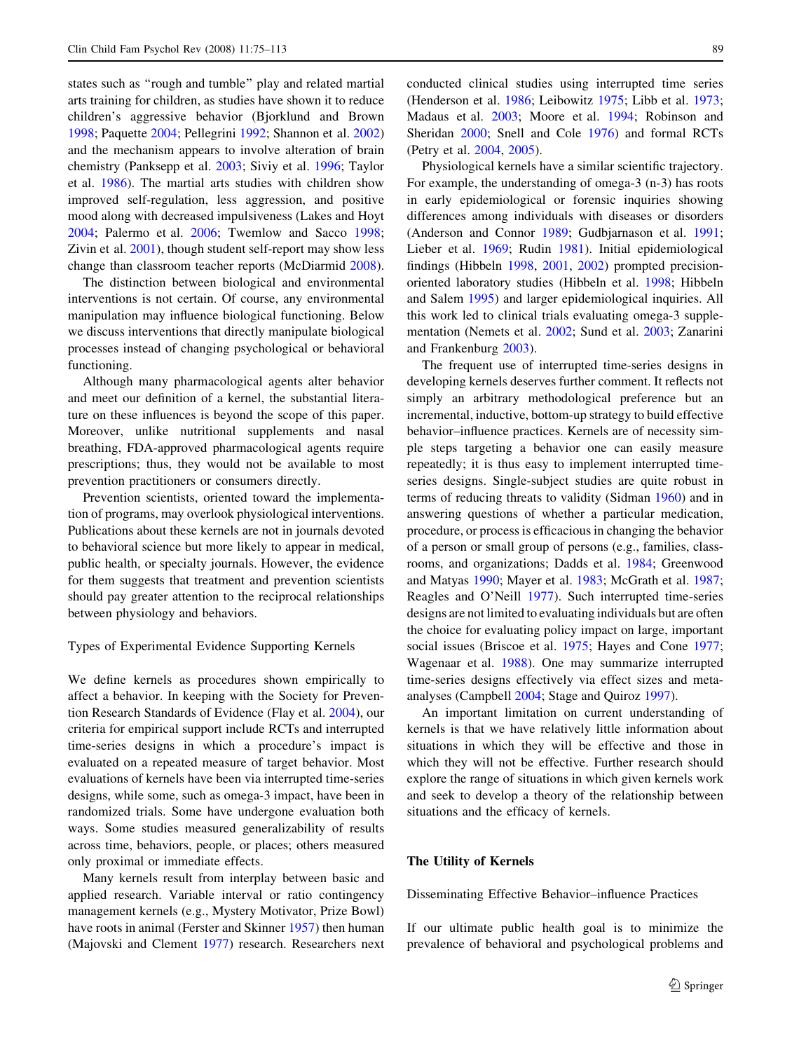states such as "rough and tumble" play and related martial arts training for children, as studies have shown it to reduce children's aggressive behavior (Bjorklund and Brown 1998; Paquette 2004; Pellegrini 1992; Shannon et al. 2002) and the mechanism appears to involve alteration of brain chemistry (Panksepp et al. 2003; Siviy et al. 1996; Taylor et al. 1986). The martial arts studies with children show improved self-regulation, less aggression, and positive mood along with decreased impulsiveness (Lakes and Hoyt 2004; Palermo et al. 2006; Twemlow and Sacco 1998; Zivin et al. 2001), though student self-report may show less change than classroom teacher reports (McDiarmid 2008).

The distinction between biological and environmental interventions is not certain. Of course, any environmental manipulation may influence biological functioning. Below we discuss interventions that directly manipulate biological processes instead of changing psychological or behavioral functioning.

Although many pharmacological agents alter behavior and meet our definition of a kernel, the substantial literature on these influences is beyond the scope of this paper. Moreover, unlike nutritional supplements and nasal breathing, FDA-approved pharmacological agents require prescriptions; thus, they would not be available to most prevention practitioners or consumers directly.

Prevention scientists, oriented toward the implementation of programs, may overlook physiological interventions. Publications about these kernels are not in journals devoted to behavioral science but more likely to appear in medical, public health, or specialty journals. However, the evidence for them suggests that treatment and prevention scientists should pay greater attention to the reciprocal relationships between physiology and behaviors.

### Types of Experimental Evidence Supporting Kernels

We define kernels as procedures shown empirically to affect a behavior. In keeping with the Society for Prevention Research Standards of Evidence (Flay et al. 2004), our criteria for empirical support include RCTs and interrupted time-series designs in which a procedure's impact is evaluated on a repeated measure of target behavior. Most evaluations of kernels have been via interrupted time-series designs, while some, such as omega-3 impact, have been in randomized trials. Some have undergone evaluation both ways. Some studies measured generalizability of results across time, behaviors, people, or places; others measured only proximal or immediate effects.

Many kernels result from interplay between basic and applied research. Variable interval or ratio contingency management kernels (e.g., Mystery Motivator, Prize Bowl) have roots in animal (Ferster and Skinner 1957) then human (Majovski and Clement 1977) research. Researchers next conducted clinical studies using interrupted time series (Henderson et al. 1986; Leibowitz 1975; Libb et al. 1973; Madaus et al. 2003; Moore et al. 1994; Robinson and Sheridan 2000; Snell and Cole 1976) and formal RCTs (Petry et al. 2004, 2005).

Physiological kernels have a similar scientific trajectory. For example, the understanding of omega-3 (n-3) has roots in early epidemiological or forensic inquiries showing differences among individuals with diseases or disorders (Anderson and Connor 1989; Gudbjarnason et al. 1991; Lieber et al. 1969; Rudin 1981). Initial epidemiological findings (Hibbeln 1998, 2001, 2002) prompted precision-oriented laboratory studies (Hibbeln et al. 1998; Hibbeln and Salem 1995) and larger epidemiological inquiries. All this work led to clinical trials evaluating omega-3 supplementation (Nemets et al. 2002; Sund et al. 2003; Zanarini and Frankenburg 2003).

The frequent use of interrupted time-series designs in developing kernels deserves further comment. It reflects not simply an arbitrary methodological preference but an incremental, inductive, bottom-up strategy to build effective behavior–influence practices. Kernels are of necessity simple steps targeting a behavior one can easily measure repeatedly; it is thus easy to implement interrupted time-series designs. Single-subject studies are quite robust in terms of reducing threats to validity (Sidman 1960) and in answering questions of whether a particular medication, procedure, or process is efficacious in changing the behavior of a person or small group of persons (e.g., families, classrooms, and organizations; Dadds et al. 1984; Greenwood and Matyas 1990; Mayer et al. 1983; McGrath et al. 1987; Reagles and O'Neill 1977). Such interrupted time-series designs are not limited to evaluating individuals but are often the choice for evaluating policy impact on large, important social issues (Briscoe et al. 1975; Hayes and Cone 1977; Wagenaar et al. 1988). One may summarize interrupted time-series designs effectively via effect sizes and meta-analyses (Campbell 2004; Stage and Quiroz 1997).

An important limitation on current understanding of kernels is that we have relatively little information about situations in which they will be effective and those in which they will not be effective. Further research should explore the range of situations in which given kernels work and seek to develop a theory of the relationship between situations and the efficacy of kernels.

## The Utility of Kernels

### Disseminating Effective Behavior–influence Practices

If our ultimate public health goal is to minimize the prevalence of behavioral and psychological problems and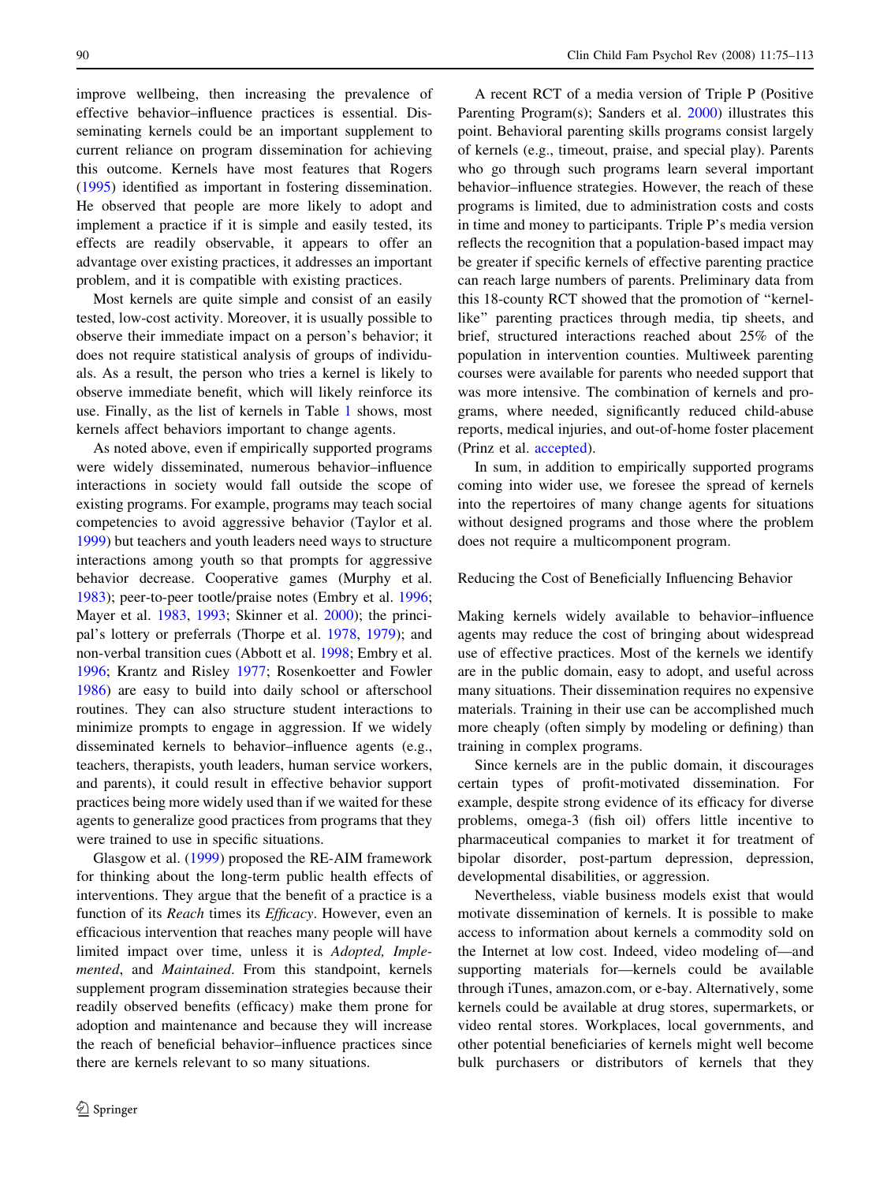improve wellbeing, then increasing the prevalence of effective behavior–influence practices is essential. Disseminating kernels could be an important supplement to current reliance on program dissemination for achieving this outcome. Kernels have most features that Rogers (1995) identified as important in fostering dissemination. He observed that people are more likely to adopt and implement a practice if it is simple and easily tested, its effects are readily observable, it appears to offer an advantage over existing practices, it addresses an important problem, and it is compatible with existing practices.

Most kernels are quite simple and consist of an easily tested, low-cost activity. Moreover, it is usually possible to observe their immediate impact on a person's behavior; it does not require statistical analysis of groups of individuals. As a result, the person who tries a kernel is likely to observe immediate benefit, which will likely reinforce its use. Finally, as the list of kernels in Table 1 shows, most kernels affect behaviors important to change agents.

As noted above, even if empirically supported programs were widely disseminated, numerous behavior–influence interactions in society would fall outside the scope of existing programs. For example, programs may teach social competencies to avoid aggressive behavior (Taylor et al. 1999) but teachers and youth leaders need ways to structure interactions among youth so that prompts for aggressive behavior decrease. Cooperative games (Murphy et al. 1983); peer-to-peer tootle/praise notes (Embry et al. 1996; Mayer et al. 1983, 1993; Skinner et al. 2000); the principal's lottery or preferrals (Thorpe et al. 1978, 1979); and non-verbal transition cues (Abbott et al. 1998; Embry et al. 1996; Krantz and Risley 1977; Rosenkoetter and Fowler 1986) are easy to build into daily school or afterschool routines. They can also structure student interactions to minimize prompts to engage in aggression. If we widely disseminated kernels to behavior–influence agents (e.g., teachers, therapists, youth leaders, human service workers, and parents), it could result in effective behavior support practices being more widely used than if we waited for these agents to generalize good practices from programs that they were trained to use in specific situations.

Glasgow et al. (1999) proposed the RE-AIM framework for thinking about the long-term public health effects of interventions. They argue that the benefit of a practice is a function of its *Reach* times its *Efficacy*. However, even an efficacious intervention that reaches many people will have limited impact over time, unless it is *Adopted, Implemented*, and *Maintained*. From this standpoint, kernels supplement program dissemination strategies because their readily observed benefits (efficacy) make them prone for adoption and maintenance and because they will increase the reach of beneficial behavior–influence practices since there are kernels relevant to so many situations.

A recent RCT of a media version of Triple P (Positive Parenting Program(s); Sanders et al. 2000) illustrates this point. Behavioral parenting skills programs consist largely of kernels (e.g., timeout, praise, and special play). Parents who go through such programs learn several important behavior–influence strategies. However, the reach of these programs is limited, due to administration costs and costs in time and money to participants. Triple P's media version reflects the recognition that a population-based impact may be greater if specific kernels of effective parenting practice can reach large numbers of parents. Preliminary data from this 18-county RCT showed that the promotion of "kernel-like" parenting practices through media, tip sheets, and brief, structured interactions reached about 25% of the population in intervention counties. Multiweek parenting courses were available for parents who needed support that was more intensive. The combination of kernels and programs, where needed, significantly reduced child-abuse reports, medical injuries, and out-of-home foster placement (Prinz et al. accepted).

In sum, in addition to empirically supported programs coming into wider use, we foresee the spread of kernels into the repertoires of many change agents for situations without designed programs and those where the problem does not require a multicomponent program.

## Reducing the Cost of Beneficially Influencing Behavior

Making kernels widely available to behavior–influence agents may reduce the cost of bringing about widespread use of effective practices. Most of the kernels we identify are in the public domain, easy to adopt, and useful across many situations. Their dissemination requires no expensive materials. Training in their use can be accomplished much more cheaply (often simply by modeling or defining) than training in complex programs.

Since kernels are in the public domain, it discourages certain types of profit-motivated dissemination. For example, despite strong evidence of its efficacy for diverse problems, omega-3 (fish oil) offers little incentive to pharmaceutical companies to market it for treatment of bipolar disorder, post-partum depression, depression, developmental disabilities, or aggression.

Nevertheless, viable business models exist that would motivate dissemination of kernels. It is possible to make access to information about kernels a commodity sold on the Internet at low cost. Indeed, video modeling of—and supporting materials for—kernels could be available through iTunes, amazon.com, or e-bay. Alternatively, some kernels could be available at drug stores, supermarkets, or video rental stores. Workplaces, local governments, and other potential beneficiaries of kernels might well become bulk purchasers or distributors of kernels that they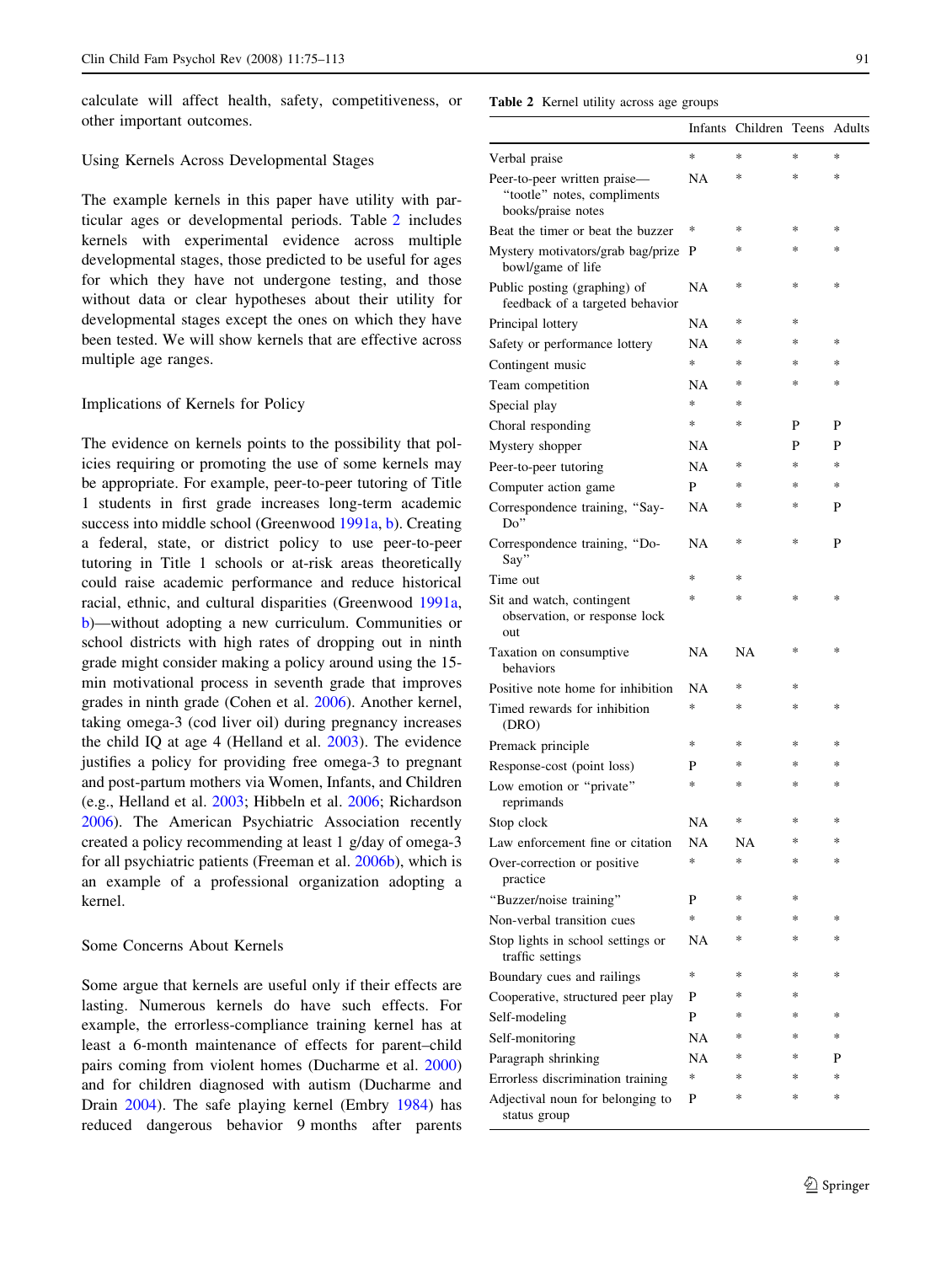calculate will affect health, safety, competitiveness, or other important outcomes.

## Using Kernels Across Developmental Stages

The example kernels in this paper have utility with particular ages or developmental periods. Table 2 includes kernels with experimental evidence across multiple developmental stages, those predicted to be useful for ages for which they have not undergone testing, and those without data or clear hypotheses about their utility for developmental stages except the ones on which they have been tested. We will show kernels that are effective across multiple age ranges.

## Implications of Kernels for Policy

The evidence on kernels points to the possibility that policies requiring or promoting the use of some kernels may be appropriate. For example, peer-to-peer tutoring of Title 1 students in first grade increases long-term academic success into middle school (Greenwood 1991a, b). Creating a federal, state, or district policy to use peer-to-peer tutoring in Title 1 schools or at-risk areas theoretically could raise academic performance and reduce historical racial, ethnic, and cultural disparities (Greenwood 1991a, b)—without adopting a new curriculum. Communities or school districts with high rates of dropping out in ninth grade might consider making a policy around using the 15-min motivational process in seventh grade that improves grades in ninth grade (Cohen et al. 2006). Another kernel, taking omega-3 (cod liver oil) during pregnancy increases the child IQ at age 4 (Helland et al. 2003). The evidence justifies a policy for providing free omega-3 to pregnant and post-partum mothers via Women, Infants, and Children (e.g., Helland et al. 2003; Hibbeln et al. 2006; Richardson 2006). The American Psychiatric Association recently created a policy recommending at least 1 g/day of omega-3 for all psychiatric patients (Freeman et al. 2006b), which is an example of a professional organization adopting a kernel.

## Some Concerns About Kernels

Some argue that kernels are useful only if their effects are lasting. Numerous kernels do have such effects. For example, the errorless-compliance training kernel has at least a 6-month maintenance of effects for parent–child pairs coming from violent homes (Ducharme et al. 2000) and for children diagnosed with autism (Ducharme and Drain 2004). The safe playing kernel (Embry 1984) has reduced dangerous behavior 9 months after parents

**Table 2** Kernel utility across age groups

| | Infants | Children | Teens | Adults |
|---|---|---|---|---|
| Verbal praise | * | * | * | * |
| Peer-to-peer written praise—“tootle” notes, compliments books/praise notes | NA | * | * | * |
| Beat the timer or beat the buzzer | * | * | * | * |
| Mystery motivators/grab bag/prize bowl/game of life | P | * | * | * |
| Public posting (graphing) of feedback of a targeted behavior | NA | * | * | * |
| Principal lottery | NA | * | * | |
| Safety or performance lottery | NA | * | * | * |
| Contingent music | * | * | * | * |
| Team competition | NA | * | * | * |
| Special play | * | * | | |
| Choral responding | * | * | P | P |
| Mystery shopper | NA | | P | P |
| Peer-to-peer tutoring | NA | * | * | * |
| Computer action game | P | * | * | * |
| Correspondence training, “Say-Do” | NA | * | * | P |
| Correspondence training, “Do-Say” | NA | * | * | P |
| Time out | * | * | | |
| Sit and watch, contingent observation, or response lock out | * | * | * | * |
| Taxation on consumptive behaviors | NA | NA | * | * |
| Positive note home for inhibition | NA | * | * | |
| Timed rewards for inhibition (DRO) | * | * | * | * |
| Premack principle | * | * | * | * |
| Response-cost (point loss) | P | * | * | * |
| Low emotion or “private” reprimands | * | * | * | * |
| Stop clock | NA | * | * | * |
| Law enforcement fine or citation | NA | NA | * | * |
| Over-correction or positive practice | * | * | * | * |
| “Buzzer/noise training” | P | * | * | |
| Non-verbal transition cues | * | * | * | * |
| Stop lights in school settings or traffic settings | NA | * | * | * |
| Boundary cues and railings | * | * | * | * |
| Cooperative, structured peer play | P | * | * | |
| Self-modeling | P | * | * | * |
| Self-monitoring | NA | * | * | * |
| Paragraph shrinking | NA | * | * | P |
| Errorless discrimination training | * | * | * | * |
| Adjectival noun for belonging to status group | P | * | * | * |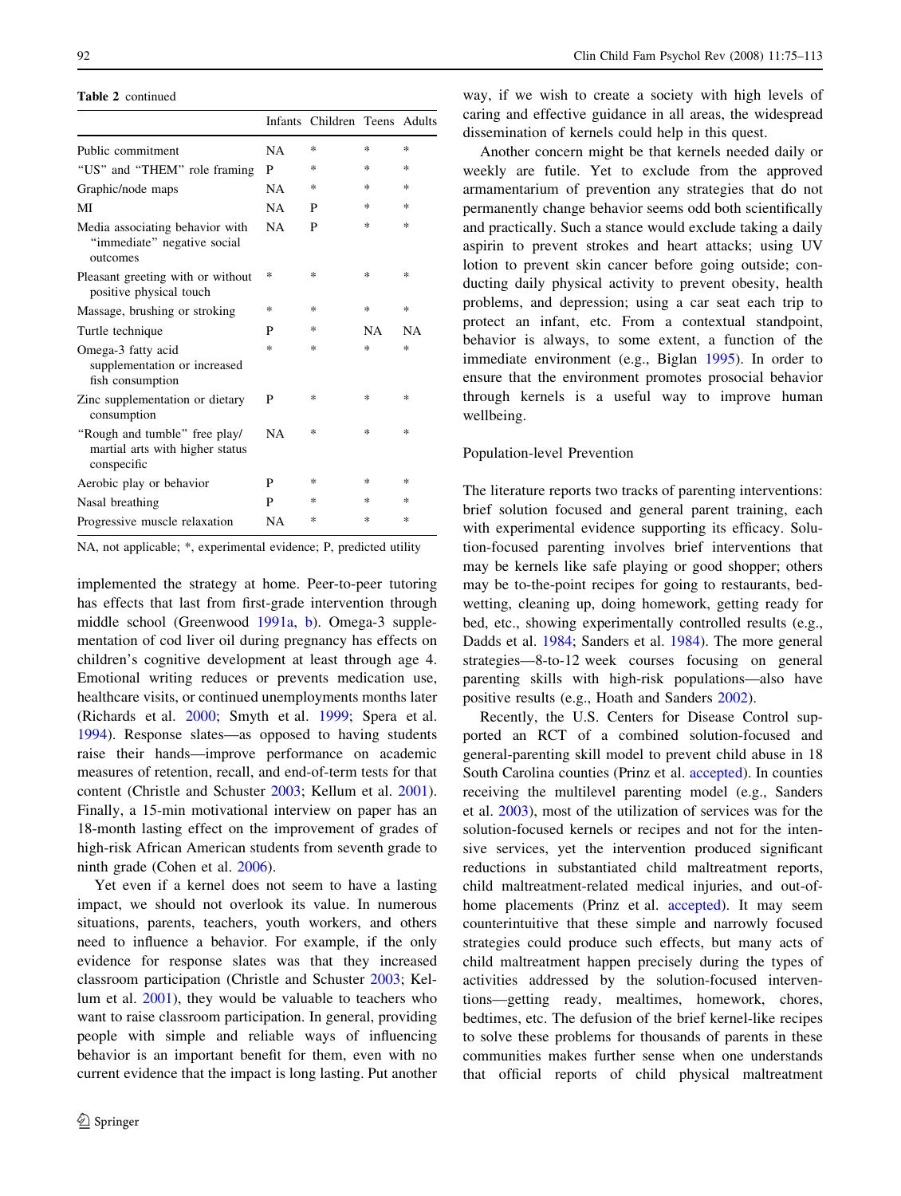**Table 2** continued

| | Infants | Children | Teens | Adults |
|---|---|---|---|---|
| Public commitment | NA | * | * | * |
| "US" and "THEM" role framing | P | * | * | * |
| Graphic/node maps | NA | * | * | * |
| MI | NA | P | * | * |
| Media associating behavior with "immediate" negative social outcomes | NA | P | * | * |
| Pleasant greeting with or without positive physical touch | * | * | * | * |
| Massage, brushing or stroking | * | * | * | * |
| Turtle technique | P | * | NA | NA |
| Omega-3 fatty acid supplementation or increased fish consumption | * | * | * | * |
| Zinc supplementation or dietary consumption | P | * | * | * |
| "Rough and tumble" free play/ martial arts with higher status conspecific | NA | * | * | * |
| Aerobic play or behavior | P | * | * | * |
| Nasal breathing | P | * | * | * |
| Progressive muscle relaxation | NA | * | * | * |

NA, not applicable; *, experimental evidence; P, predicted utility

implemented the strategy at home. Peer-to-peer tutoring has effects that last from first-grade intervention through middle school (Greenwood 1991a, b). Omega-3 supplementation of cod liver oil during pregnancy has effects on children's cognitive development at least through age 4. Emotional writing reduces or prevents medication use, healthcare visits, or continued unemployments months later (Richards et al. 2000; Smyth et al. 1999; Spera et al. 1994). Response slates—as opposed to having students raise their hands—improve performance on academic measures of retention, recall, and end-of-term tests for that content (Christle and Schuster 2003; Kellum et al. 2001). Finally, a 15-min motivational interview on paper has an 18-month lasting effect on the improvement of grades of high-risk African American students from seventh grade to ninth grade (Cohen et al. 2006).

Yet even if a kernel does not seem to have a lasting impact, we should not overlook its value. In numerous situations, parents, teachers, youth workers, and others need to influence a behavior. For example, if the only evidence for response slates was that they increased classroom participation (Christle and Schuster 2003; Kellum et al. 2001), they would be valuable to teachers who want to raise classroom participation. In general, providing people with simple and reliable ways of influencing behavior is an important benefit for them, even with no current evidence that the impact is long lasting. Put another way, if we wish to create a society with high levels of caring and effective guidance in all areas, the widespread dissemination of kernels could help in this quest.

Another concern might be that kernels needed daily or weekly are futile. Yet to exclude from the approved armamentarium of prevention any strategies that do not permanently change behavior seems odd both scientifically and practically. Such a stance would exclude taking a daily aspirin to prevent strokes and heart attacks; using UV lotion to prevent skin cancer before going outside; conducting daily physical activity to prevent obesity, health problems, and depression; using a car seat each trip to protect an infant, etc. From a contextual standpoint, behavior is always, to some extent, a function of the immediate environment (e.g., Biglan 1995). In order to ensure that the environment promotes prosocial behavior through kernels is a useful way to improve human wellbeing.

## Population-level Prevention

The literature reports two tracks of parenting interventions: brief solution focused and general parent training, each with experimental evidence supporting its efficacy. Solution-focused parenting involves brief interventions that may be kernels like safe playing or good shopper; others may be to-the-point recipes for going to restaurants, bedwetting, cleaning up, doing homework, getting ready for bed, etc., showing experimentally controlled results (e.g., Dadds et al. 1984; Sanders et al. 1984). The more general strategies—8-to-12 week courses focusing on general parenting skills with high-risk populations—also have positive results (e.g., Hoath and Sanders 2002).

Recently, the U.S. Centers for Disease Control supported an RCT of a combined solution-focused and general-parenting skill model to prevent child abuse in 18 South Carolina counties (Prinz et al. accepted). In counties receiving the multilevel parenting model (e.g., Sanders et al. 2003), most of the utilization of services was for the solution-focused kernels or recipes and not for the intensive services, yet the intervention produced significant reductions in substantiated child maltreatment reports, child maltreatment-related medical injuries, and out-of-home placements (Prinz et al. accepted). It may seem counterintuitive that these simple and narrowly focused strategies could produce such effects, but many acts of child maltreatment happen precisely during the types of activities addressed by the solution-focused interventions—getting ready, mealtimes, homework, chores, bedtimes, etc. The defusion of the brief kernel-like recipes to solve these problems for thousands of parents in these communities makes further sense when one understands that official reports of child physical maltreatment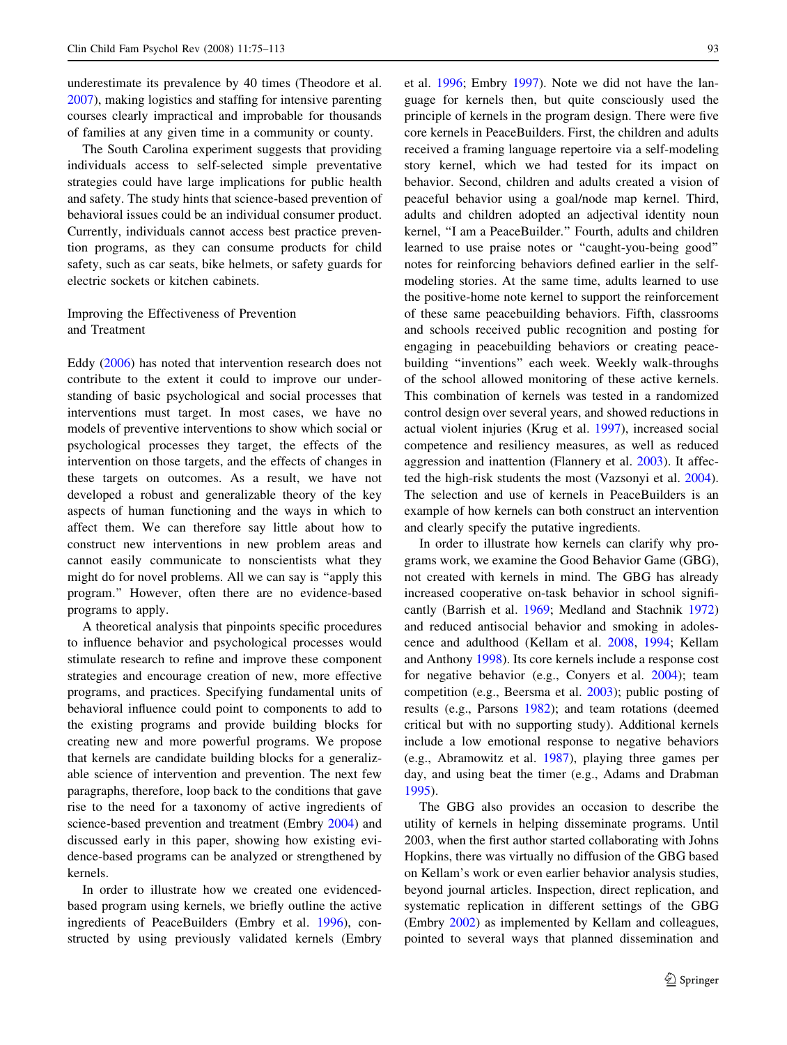underestimate its prevalence by 40 times (Theodore et al. 2007), making logistics and staffing for intensive parenting courses clearly impractical and improbable for thousands of families at any given time in a community or county.

The South Carolina experiment suggests that providing individuals access to self-selected simple preventative strategies could have large implications for public health and safety. The study hints that science-based prevention of behavioral issues could be an individual consumer product. Currently, individuals cannot access best practice prevention programs, as they can consume products for child safety, such as car seats, bike helmets, or safety guards for electric sockets or kitchen cabinets.

## Improving the Effectiveness of Prevention and Treatment

Eddy (2006) has noted that intervention research does not contribute to the extent it could to improve our understanding of basic psychological and social processes that interventions must target. In most cases, we have no models of preventive interventions to show which social or psychological processes they target, the effects of the intervention on those targets, and the effects of changes in these targets on outcomes. As a result, we have not developed a robust and generalizable theory of the key aspects of human functioning and the ways in which to affect them. We can therefore say little about how to construct new interventions in new problem areas and cannot easily communicate to nonscientists what they might do for novel problems. All we can say is "apply this program." However, often there are no evidence-based programs to apply.

A theoretical analysis that pinpoints specific procedures to influence behavior and psychological processes would stimulate research to refine and improve these component strategies and encourage creation of new, more effective programs, and practices. Specifying fundamental units of behavioral influence could point to components to add to the existing programs and provide building blocks for creating new and more powerful programs. We propose that kernels are candidate building blocks for a generalizable science of intervention and prevention. The next few paragraphs, therefore, loop back to the conditions that gave rise to the need for a taxonomy of active ingredients of science-based prevention and treatment (Embry 2004) and discussed early in this paper, showing how existing evidence-based programs can be analyzed or strengthened by kernels.

In order to illustrate how we created one evidenced-based program using kernels, we briefly outline the active ingredients of PeaceBuilders (Embry et al. 1996), constructed by using previously validated kernels (Embry et al. 1996; Embry 1997). Note we did not have the language for kernels then, but quite consciously used the principle of kernels in the program design. There were five core kernels in PeaceBuilders. First, the children and adults received a framing language repertoire via a self-modeling story kernel, which we had tested for its impact on behavior. Second, children and adults created a vision of peaceful behavior using a goal/node map kernel. Third, adults and children adopted an adjectival identity noun kernel, "I am a PeaceBuilder." Fourth, adults and children learned to use praise notes or "caught-you-being good" notes for reinforcing behaviors defined earlier in the self-modeling stories. At the same time, adults learned to use the positive-home note kernel to support the reinforcement of these same peacebuilding behaviors. Fifth, classrooms and schools received public recognition and posting for engaging in peacebuilding behaviors or creating peacebuilding "inventions" each week. Weekly walk-throughs of the school allowed monitoring of these active kernels. This combination of kernels was tested in a randomized control design over several years, and showed reductions in actual violent injuries (Krug et al. 1997), increased social competence and resiliency measures, as well as reduced aggression and inattention (Flannery et al. 2003). It affected the high-risk students the most (Vazsonyi et al. 2004). The selection and use of kernels in PeaceBuilders is an example of how kernels can both construct an intervention and clearly specify the putative ingredients.

In order to illustrate how kernels can clarify why programs work, we examine the Good Behavior Game (GBG), not created with kernels in mind. The GBG has already increased cooperative on-task behavior in school significantly (Barrish et al. 1969; Medland and Stachnik 1972) and reduced antisocial behavior and smoking in adolescence and adulthood (Kellam et al. 2008, 1994; Kellam and Anthony 1998). Its core kernels include a response cost for negative behavior (e.g., Conyers et al. 2004); team competition (e.g., Beersma et al. 2003); public posting of results (e.g., Parsons 1982); and team rotations (deemed critical but with no supporting study). Additional kernels include a low emotional response to negative behaviors (e.g., Abramowitz et al. 1987), playing three games per day, and using beat the timer (e.g., Adams and Drabman 1995).

The GBG also provides an occasion to describe the utility of kernels in helping disseminate programs. Until 2003, when the first author started collaborating with Johns Hopkins, there was virtually no diffusion of the GBG based on Kellam's work or even earlier behavior analysis studies, beyond journal articles. Inspection, direct replication, and systematic replication in different settings of the GBG (Embry 2002) as implemented by Kellam and colleagues, pointed to several ways that planned dissemination and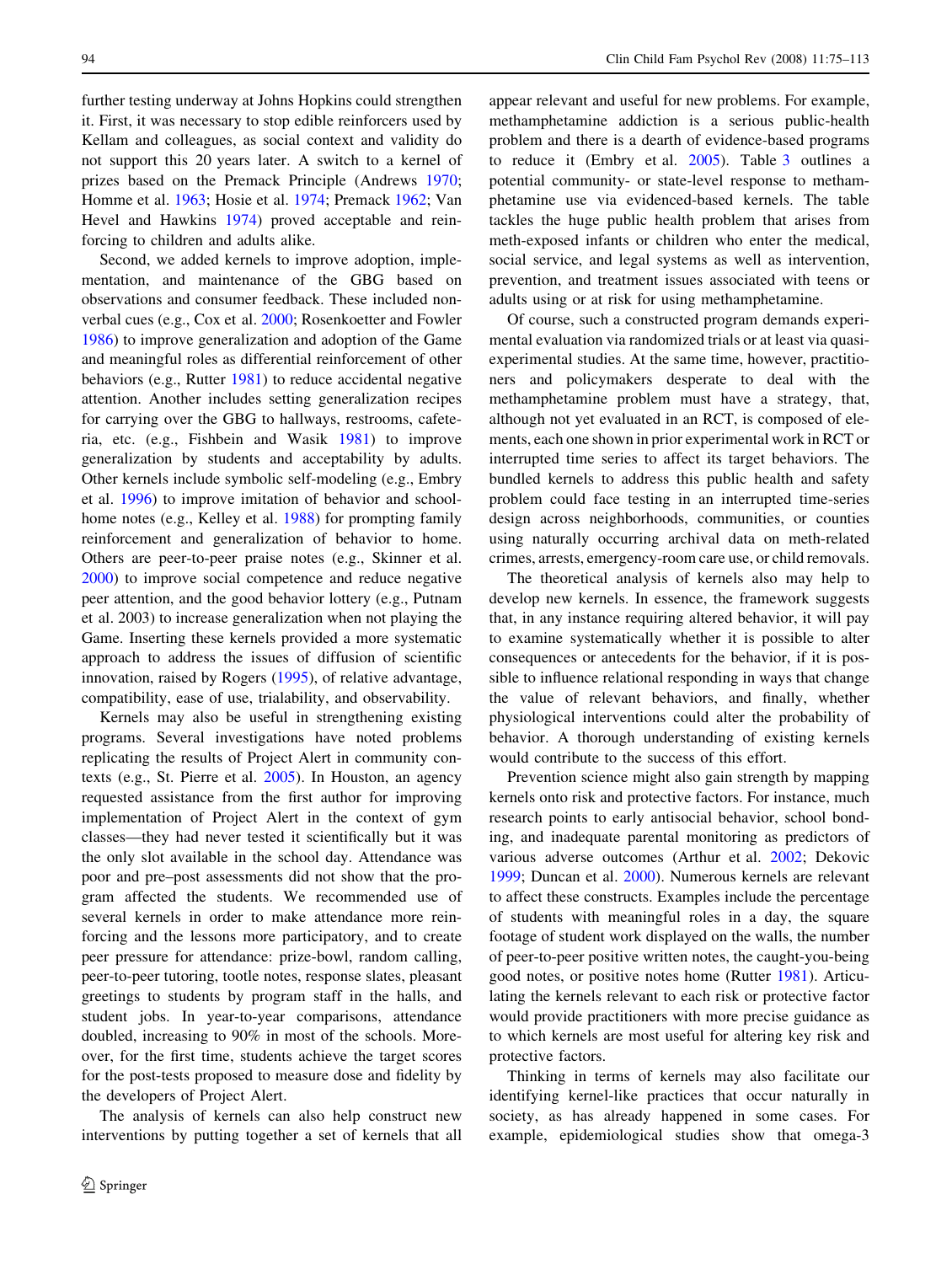further testing underway at Johns Hopkins could strengthen it. First, it was necessary to stop edible reinforcers used by Kellam and colleagues, as social context and validity do not support this 20 years later. A switch to a kernel of prizes based on the Premack Principle (Andrews 1970; Homme et al. 1963; Hosie et al. 1974; Premack 1962; Van Hevel and Hawkins 1974) proved acceptable and reinforcing to children and adults alike.

Second, we added kernels to improve adoption, implementation, and maintenance of the GBG based on observations and consumer feedback. These included nonverbal cues (e.g., Cox et al. 2000; Rosenkoetter and Fowler 1986) to improve generalization and adoption of the Game and meaningful roles as differential reinforcement of other behaviors (e.g., Rutter 1981) to reduce accidental negative attention. Another includes setting generalization recipes for carrying over the GBG to hallways, restrooms, cafeteria, etc. (e.g., Fishbein and Wasik 1981) to improve generalization by students and acceptability by adults. Other kernels include symbolic self-modeling (e.g., Embry et al. 1996) to improve imitation of behavior and school-home notes (e.g., Kelley et al. 1988) for prompting family reinforcement and generalization of behavior to home. Others are peer-to-peer praise notes (e.g., Skinner et al. 2000) to improve social competence and reduce negative peer attention, and the good behavior lottery (e.g., Putnam et al. 2003) to increase generalization when not playing the Game. Inserting these kernels provided a more systematic approach to address the issues of diffusion of scientific innovation, raised by Rogers (1995), of relative advantage, compatibility, ease of use, trialability, and observability.

Kernels may also be useful in strengthening existing programs. Several investigations have noted problems replicating the results of Project Alert in community contexts (e.g., St. Pierre et al. 2005). In Houston, an agency requested assistance from the first author for improving implementation of Project Alert in the context of gym classes—they had never tested it scientifically but it was the only slot available in the school day. Attendance was poor and pre–post assessments did not show that the program affected the students. We recommended use of several kernels in order to make attendance more reinforcing and the lessons more participatory, and to create peer pressure for attendance: prize-bowl, random calling, peer-to-peer tutoring, tootle notes, response slates, pleasant greetings to students by program staff in the halls, and student jobs. In year-to-year comparisons, attendance doubled, increasing to 90% in most of the schools. Moreover, for the first time, students achieve the target scores for the post-tests proposed to measure dose and fidelity by the developers of Project Alert.

The analysis of kernels can also help construct new interventions by putting together a set of kernels that all appear relevant and useful for new problems. For example, methamphetamine addiction is a serious public-health problem and there is a dearth of evidence-based programs to reduce it (Embry et al. 2005). Table 3 outlines a potential community- or state-level response to methamphetamine use via evidenced-based kernels. The table tackles the huge public health problem that arises from meth-exposed infants or children who enter the medical, social service, and legal systems as well as intervention, prevention, and treatment issues associated with teens or adults using or at risk for using methamphetamine.

Of course, such a constructed program demands experimental evaluation via randomized trials or at least via quasi-experimental studies. At the same time, however, practitioners and policymakers desperate to deal with the methamphetamine problem must have a strategy, that, although not yet evaluated in an RCT, is composed of elements, each one shown in prior experimental work in RCT or interrupted time series to affect its target behaviors. The bundled kernels to address this public health and safety problem could face testing in an interrupted time-series design across neighborhoods, communities, or counties using naturally occurring archival data on meth-related crimes, arrests, emergency-room care use, or child removals.

The theoretical analysis of kernels also may help to develop new kernels. In essence, the framework suggests that, in any instance requiring altered behavior, it will pay to examine systematically whether it is possible to alter consequences or antecedents for the behavior, if it is possible to influence relational responding in ways that change the value of relevant behaviors, and finally, whether physiological interventions could alter the probability of behavior. A thorough understanding of existing kernels would contribute to the success of this effort.

Prevention science might also gain strength by mapping kernels onto risk and protective factors. For instance, much research points to early antisocial behavior, school bonding, and inadequate parental monitoring as predictors of various adverse outcomes (Arthur et al. 2002; Dekovic 1999; Duncan et al. 2000). Numerous kernels are relevant to affect these constructs. Examples include the percentage of students with meaningful roles in a day, the square footage of student work displayed on the walls, the number of peer-to-peer positive written notes, the caught-you-being good notes, or positive notes home (Rutter 1981). Articulating the kernels relevant to each risk or protective factor would provide practitioners with more precise guidance as to which kernels are most useful for altering key risk and protective factors.

Thinking in terms of kernels may also facilitate our identifying kernel-like practices that occur naturally in society, as has already happened in some cases. For example, epidemiological studies show that omega-3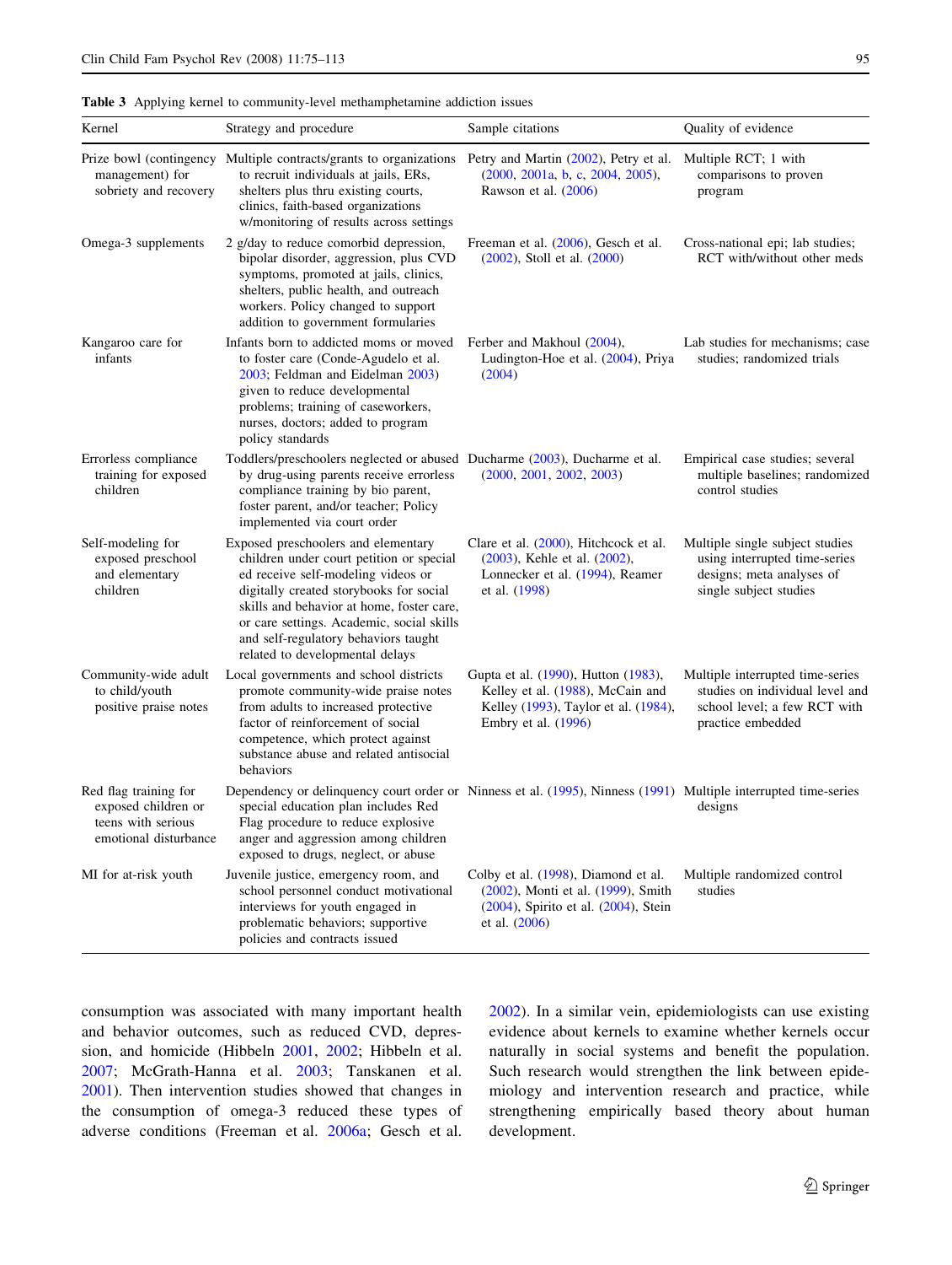**Table 3** Applying kernel to community-level methamphetamine addiction issues

| Kernel | Strategy and procedure | Sample citations | Quality of evidence |
| --- | --- | --- | --- |
| Prize bowl (contingency management) for sobriety and recovery | Multiple contracts/grants to organizations to recruit individuals at jails, ERs, shelters plus thru existing courts, clinics, faith-based organizations w/monitoring of results across settings | Petry and Martin (2002), Petry et al. (2000, 2001a, b, c, 2004, 2005), Rawson et al. (2006) | Multiple RCT; 1 with comparisons to proven program |
| Omega-3 supplements | 2 g/day to reduce comorbid depression, bipolar disorder, aggression, plus CVD symptoms, promoted at jails, clinics, shelters, public health, and outreach workers. Policy changed to support addition to government formularies | Freeman et al. (2006), Gesch et al. (2002), Stoll et al. (2000) | Cross-national epi; lab studies; RCT with/without other meds |
| Kangaroo care for infants | Infants born to addicted moms or moved to foster care (Conde-Agudelo et al. 2003; Feldman and Eidelman 2003) given to reduce developmental problems; training of caseworkers, nurses, doctors; added to program policy standards | Ferber and Makhoul (2004), Ludington-Hoe et al. (2004), Priya (2004) | Lab studies for mechanisms; case studies; randomized trials |
| Errorless compliance training for exposed children | Toddlers/preschoolers neglected or abused by drug-using parents receive errorless compliance training by bio parent, foster parent, and/or teacher; Policy implemented via court order | Ducharme (2003), Ducharme et al. (2000, 2001, 2002, 2003) | Empirical case studies; several multiple baselines; randomized control studies |
| Self-modeling for exposed preschool and elementary children | Exposed preschoolers and elementary children under court petition or special ed receive self-modeling videos or digitally created storybooks for social skills and behavior at home, foster care, or care settings. Academic, social skills and self-regulatory behaviors taught related to developmental delays | Clare et al. (2000), Hitchcock et al. (2003), Kehle et al. (2002), Lonnecker et al. (1994), Reamer et al. (1998) | Multiple single subject studies using interrupted time-series designs; meta analyses of single subject studies |
| Community-wide adult to child/youth positive praise notes | Local governments and school districts promote community-wide praise notes from adults to increased protective factor of reinforcement of social competence, which protect against substance abuse and related antisocial behaviors | Gupta et al. (1990), Hutton (1983), Kelley et al. (1988), McCain and Kelley (1993), Taylor et al. (1984), Embry et al. (1996) | Multiple interrupted time-series studies on individual level and school level; a few RCT with practice embedded |
| Red flag training for exposed children or teens with serious emotional disturbance | Dependency or delinquency court order or special education plan includes Red Flag procedure to reduce explosive anger and aggression among children exposed to drugs, neglect, or abuse | Ninness et al. (1995), Ninness (1991) | Multiple interrupted time-series designs |
| MI for at-risk youth | Juvenile justice, emergency room, and school personnel conduct motivational interviews for youth engaged in problematic behaviors; supportive policies and contracts issued | Colby et al. (1998), Diamond et al. (2002), Monti et al. (1999), Smith (2004), Spirito et al. (2004), Stein et al. (2006) | Multiple randomized control studies |

consumption was associated with many important health and behavior outcomes, such as reduced CVD, depression, and homicide (Hibbeln 2001, 2002; Hibbeln et al. 2007; McGrath-Hanna et al. 2003; Tanskanen et al. 2001). Then intervention studies showed that changes in the consumption of omega-3 reduced these types of adverse conditions (Freeman et al. 2006a; Gesch et al. 2002). In a similar vein, epidemiologists can use existing evidence about kernels to examine whether kernels occur naturally in social systems and benefit the population. Such research would strengthen the link between epidemiology and intervention research and practice, while strengthening empirically based theory about human development.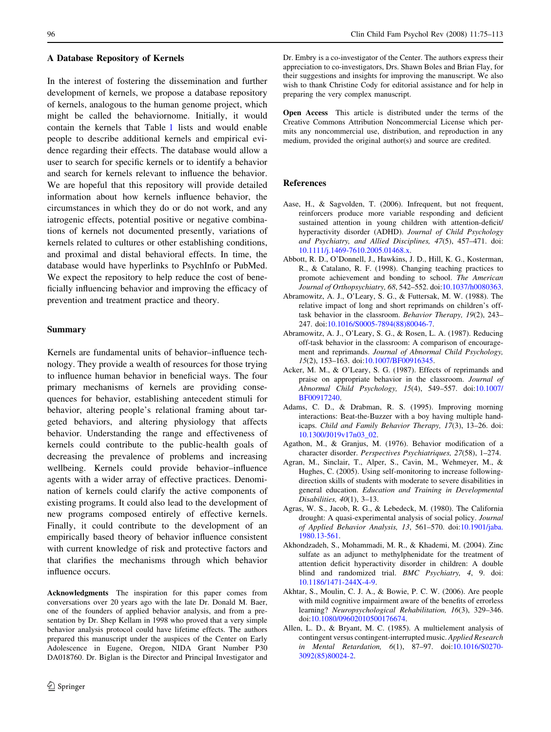### A Database Repository of Kernels

In the interest of fostering the dissemination and further development of kernels, we propose a database repository of kernels, analogous to the human genome project, which might be called the behaviornome. Initially, it would contain the kernels that Table 1 lists and would enable people to describe additional kernels and empirical evidence regarding their effects. The database would allow a user to search for specific kernels or to identify a behavior and search for kernels relevant to influence the behavior. We are hopeful that this repository will provide detailed information about how kernels influence behavior, the circumstances in which they do or do not work, and any iatrogenic effects, potential positive or negative combinations of kernels not documented presently, variations of kernels related to cultures or other establishing conditions, and proximal and distal behavioral effects. In time, the database would have hyperlinks to PsychInfo or PubMed. We expect the repository to help reduce the cost of beneficially influencing behavior and improving the efficacy of prevention and treatment practice and theory.

### Summary

Kernels are fundamental units of behavior–influence technology. They provide a wealth of resources for those trying to influence human behavior in beneficial ways. The four primary mechanisms of kernels are providing consequences for behavior, establishing antecedent stimuli for behavior, altering people's relational framing about targeted behaviors, and altering physiology that affects behavior. Understanding the range and effectiveness of kernels could contribute to the public-health goals of decreasing the prevalence of problems and increasing wellbeing. Kernels could provide behavior–influence agents with a wider array of effective practices. Denomination of kernels could clarify the active components of existing programs. It could also lead to the development of new programs composed entirely of effective kernels. Finally, it could contribute to the development of an empirically based theory of behavior influence consistent with current knowledge of risk and protective factors and that clarifies the mechanisms through which behavior influence occurs.

**Acknowledgments** The inspiration for this paper comes from conversations over 20 years ago with the late Dr. Donald M. Baer, one of the founders of applied behavior analysis, and from a presentation by Dr. Shep Kellam in 1998 who proved that a very simple behavior analysis protocol could have lifetime effects. The authors prepared this manuscript under the auspices of the Center on Early Adolescence in Eugene, Oregon, NIDA Grant Number P30 DA018760. Dr. Biglan is the Director and Principal Investigator and Dr. Embry is a co-investigator of the Center. The authors express their appreciation to co-investigators, Drs. Shawn Boles and Brian Flay, for their suggestions and insights for improving the manuscript. We also wish to thank Christine Cody for editorial assistance and for help in preparing the very complex manuscript.

**Open Access** This article is distributed under the terms of the Creative Commons Attribution Noncommercial License which permits any noncommercial use, distribution, and reproduction in any medium, provided the original author(s) and source are credited.

## References

Aase, H., & Sagvolden, T. (2006). Infrequent, but not frequent, reinforcers produce more variable responding and deficient sustained attention in young children with attention-deficit/hyperactivity disorder (ADHD). *Journal of Child Psychology and Psychiatry, and Allied Disciplines, 47*(5), 457–471. doi: 10.1111/j.1469-7610.2005.01468.x.

Abbott, R. D., O'Donnell, J., Hawkins, J. D., Hill, K. G., Kosterman, R., & Catalano, R. F. (1998). Changing teaching practices to promote achievement and bonding to school. *The American Journal of Orthopsychiatry, 68*, 542–552. doi:10.1037/h0080363.

Abramowitz, A. J., O'Leary, S. G., & Futtersak, M. W. (1988). The relative impact of long and short reprimands on children's off-task behavior in the classroom. *Behavior Therapy, 19*(2), 243–247. doi:10.1016/S0005-7894(88)80046-7.

Abramowitz, A. J., O'Leary, S. G., & Rosen, L. A. (1987). Reducing off-task behavior in the classroom: A comparison of encouragement and reprimands. *Journal of Abnormal Child Psychology, 15*(2), 153–163. doi:10.1007/BF00916345.

Acker, M. M., & O'Leary, S. G. (1987). Effects of reprimands and praise on appropriate behavior in the classroom. *Journal of Abnormal Child Psychology, 15*(4), 549–557. doi:10.1007/BF00917240.

Adams, C. D., & Drabman, R. S. (1995). Improving morning interactions: Beat-the-Buzzer with a boy having multiple handicaps. *Child and Family Behavior Therapy, 17*(3), 13–26. doi: 10.1300/J019v17n03_02.

Agathon, M., & Granjus, M. (1976). Behavior modification of a character disorder. *Perspectives Psychiatriques, 27*(58), 1–274.

Agran, M., Sinclair, T., Alper, S., Cavin, M., Wehmeyer, M., & Hughes, C. (2005). Using self-monitoring to increase following-direction skills of students with moderate to severe disabilities in general education. *Education and Training in Developmental Disabilities, 40*(1), 3–13.

Agras, W. S., Jacob, R. G., & Lebedeck, M. (1980). The California drought: A quasi-experimental analysis of social policy. *Journal of Applied Behavior Analysis, 13*, 561–570. doi:10.1901/jaba.1980.13-561.

Akhondzadeh, S., Mohammadi, M. R., & Khademi, M. (2004). Zinc sulfate as an adjunct to methylphenidate for the treatment of attention deficit hyperactivity disorder in children: A double blind and randomized trial. *BMC Psychiatry, 4*, 9. doi: 10.1186/1471-244X-4-9.

Akhtar, S., Moulin, C. J. A., & Bowie, P. C. W. (2006). Are people with mild cognitive impairment aware of the benefits of errorless learning? *Neuropsychological Rehabilitation, 16*(3), 329–346. doi:10.1080/09602010500176674.

Allen, L. D., & Bryant, M. C. (1985). A multielement analysis of contingent versus contingent-interrupted music. *Applied Research in Mental Retardation, 6*(1), 87–97. doi:10.1016/S0270-3092(85)80024-2.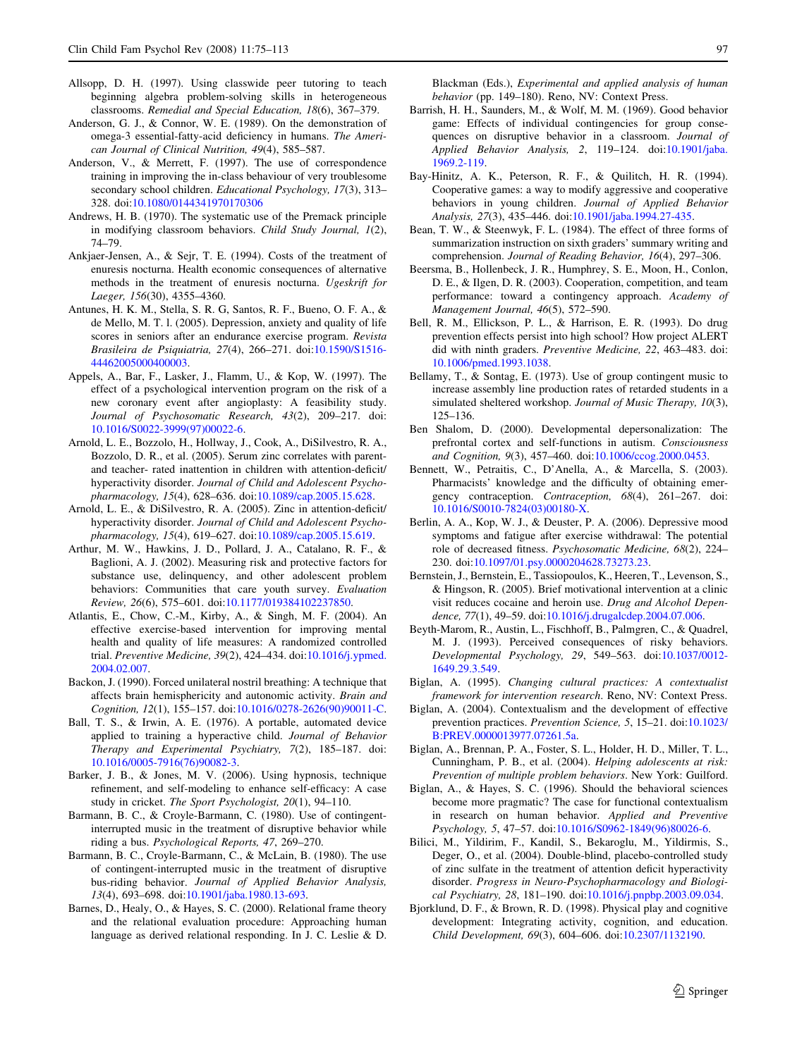Allsopp, D. H. (1997). Using classwide peer tutoring to teach beginning algebra problem-solving skills in heterogeneous classrooms. *Remedial and Special Education, 18*(6), 367–379.

Anderson, G. J., & Connor, W. E. (1989). On the demonstration of omega-3 essential-fatty-acid deficiency in humans. *The American Journal of Clinical Nutrition, 49*(4), 585–587.

Anderson, V., & Merrett, F. (1997). The use of correspondence training in improving the in-class behaviour of very troublesome secondary school children. *Educational Psychology, 17*(3), 313–328. doi:10.1080/0144341970170306

Andrews, H. B. (1970). The systematic use of the Premack principle in modifying classroom behaviors. *Child Study Journal, 1*(2), 74–79.

Ankjaer-Jensen, A., & Sejr, T. E. (1994). Costs of the treatment of enuresis nocturna. Health economic consequences of alternative methods in the treatment of enuresis nocturna. *Ugeskrift for Laeger, 156*(30), 4355–4360.

Antunes, H. K. M., Stella, S. R. G, Santos, R. F., Bueno, O. F. A., & de Mello, M. T. l. (2005). Depression, anxiety and quality of life scores in seniors after an endurance exercise program. *Revista Brasileira de Psiquiatria, 27*(4), 266–271. doi:10.1590/S1516-44462005000400003.

Appels, A., Bar, F., Lasker, J., Flamm, U., & Kop, W. (1997). The effect of a psychological intervention program on the risk of a new coronary event after angioplasty: A feasibility study. *Journal of Psychosomatic Research, 43*(2), 209–217. doi:10.1016/S0022-3999(97)00022-6.

Arnold, L. E., Bozzolo, H., Hollway, J., Cook, A., DiSilvestro, R. A., Bozzolo, D. R., et al. (2005). Serum zinc correlates with parent- and teacher- rated inattention in children with attention-deficit/hyperactivity disorder. *Journal of Child and Adolescent Psychopharmacology, 15*(4), 628–636. doi:10.1089/cap.2005.15.628.

Arnold, L. E., & DiSilvestro, R. A. (2005). Zinc in attention-deficit/hyperactivity disorder. *Journal of Child and Adolescent Psychopharmacology, 15*(4), 619–627. doi:10.1089/cap.2005.15.619.

Arthur, M. W., Hawkins, J. D., Pollard, J. A., Catalano, R. F., & Baglioni, A. J. (2002). Measuring risk and protective factors for substance use, delinquency, and other adolescent problem behaviors: Communities that care youth survey. *Evaluation Review, 26*(6), 575–601. doi:10.1177/019384102237850.

Atlantis, E., Chow, C.-M., Kirby, A., & Singh, M. F. (2004). An effective exercise-based intervention for improving mental health and quality of life measures: A randomized controlled trial. *Preventive Medicine, 39*(2), 424–434. doi:10.1016/j.ypmed.2004.02.007.

Backon, J. (1990). Forced unilateral nostril breathing: A technique that affects brain hemisphericity and autonomic activity. *Brain and Cognition, 12*(1), 155–157. doi:10.1016/0278-2626(90)90011-C.

Ball, T. S., & Irwin, A. E. (1976). A portable, automated device applied to training a hyperactive child. *Journal of Behavior Therapy and Experimental Psychiatry, 7*(2), 185–187. doi:10.1016/0005-7916(76)90082-3.

Barker, J. B., & Jones, M. V. (2006). Using hypnosis, technique refinement, and self-modeling to enhance self-efficacy: A case study in cricket. *The Sport Psychologist, 20*(1), 94–110.

Barmann, B. C., & Croyle-Barmann, C. (1980). Use of contingent-interrupted music in the treatment of disruptive behavior while riding a bus. *Psychological Reports, 47*, 269–270.

Barmann, B. C., Croyle-Barmann, C., & McLain, B. (1980). The use of contingent-interrupted music in the treatment of disruptive bus-riding behavior. *Journal of Applied Behavior Analysis, 13*(4), 693–698. doi:10.1901/jaba.1980.13-693.

Barnes, D., Healy, O., & Hayes, S. C. (2000). Relational frame theory and the relational evaluation procedure: Approaching human language as derived relational responding. In J. C. Leslie & D. Blackman (Eds.), *Experimental and applied analysis of human behavior* (pp. 149–180). Reno, NV: Context Press.

Barrish, H. H., Saunders, M., & Wolf, M. M. (1969). Good behavior game: Effects of individual contingencies for group consequences on disruptive behavior in a classroom. *Journal of Applied Behavior Analysis, 2*, 119–124. doi:10.1901/jaba.1969.2-119.

Bay-Hinitz, A. K., Peterson, R. F., & Quilitch, H. R. (1994). Cooperative games: a way to modify aggressive and cooperative behaviors in young children. *Journal of Applied Behavior Analysis, 27*(3), 435–446. doi:10.1901/jaba.1994.27-435.

Bean, T. W., & Steenwyk, F. L. (1984). The effect of three forms of summarization instruction on sixth graders' summary writing and comprehension. *Journal of Reading Behavior, 16*(4), 297–306.

Beersma, B., Hollenbeck, J. R., Humphrey, S. E., Moon, H., Conlon, D. E., & Ilgen, D. R. (2003). Cooperation, competition, and team performance: toward a contingency approach. *Academy of Management Journal, 46*(5), 572–590.

Bell, R. M., Ellickson, P. L., & Harrison, E. R. (1993). Do drug prevention effects persist into high school? How project ALERT did with ninth graders. *Preventive Medicine, 22*, 463–483. doi:10.1006/pmed.1993.1038.

Bellamy, T., & Sontag, E. (1973). Use of group contingent music to increase assembly line production rates of retarded students in a simulated sheltered workshop. *Journal of Music Therapy, 10*(3), 125–136.

Ben Shalom, D. (2000). Developmental depersonalization: The prefrontal cortex and self-functions in autism. *Consciousness and Cognition, 9*(3), 457–460. doi:10.1006/ccog.2000.0453.

Bennett, W., Petraitis, C., D'Anella, A., & Marcella, S. (2003). Pharmacists' knowledge and the difficulty of obtaining emergency contraception. *Contraception, 68*(4), 261–267. doi:10.1016/S0010-7824(03)00180-X.

Berlin, A. A., Kop, W. J., & Deuster, P. A. (2006). Depressive mood symptoms and fatigue after exercise withdrawal: The potential role of decreased fitness. *Psychosomatic Medicine, 68*(2), 224–230. doi:10.1097/01.psy.0000204628.73273.23.

Bernstein, J., Bernstein, E., Tassiopoulos, K., Heeren, T., Levenson, S., & Hingson, R. (2005). Brief motivational intervention at a clinic visit reduces cocaine and heroin use. *Drug and Alcohol Dependence, 77*(1), 49–59. doi:10.1016/j.drugalcdep.2004.07.006.

Beyth-Marom, R., Austin, L., Fischhoff, B., Palmgren, C., & Quadrel, M. J. (1993). Perceived consequences of risky behaviors. *Developmental Psychology, 29*, 549–563. doi:10.1037/0012-1649.29.3.549.

Biglan, A. (1995). *Changing cultural practices: A contextualist framework for intervention research*. Reno, NV: Context Press.

Biglan, A. (2004). Contextualism and the development of effective prevention practices. *Prevention Science, 5*, 15–21. doi:10.1023/B:PREV.0000013977.07261.5a.

Biglan, A., Brennan, P. A., Foster, S. L., Holder, H. D., Miller, T. L., Cunningham, P. B., et al. (2004). *Helping adolescents at risk: Prevention of multiple problem behaviors*. New York: Guilford.

Biglan, A., & Hayes, S. C. (1996). Should the behavioral sciences become more pragmatic? The case for functional contextualism in research on human behavior. *Applied and Preventive Psychology, 5*, 47–57. doi:10.1016/S0962-1849(96)80026-6.

Bilici, M., Yildirim, F., Kandil, S., Bekaroglu, M., Yildirmis, S., Deger, O., et al. (2004). Double-blind, placebo-controlled study of zinc sulfate in the treatment of attention deficit hyperactivity disorder. *Progress in Neuro-Psychopharmacology and Biological Psychiatry, 28*, 181–190. doi:10.1016/j.pnpbp.2003.09.034.

Bjorklund, D. F., & Brown, R. D. (1998). Physical play and cognitive development: Integrating activity, cognition, and education. *Child Development, 69*(3), 604–606. doi:10.2307/1132190.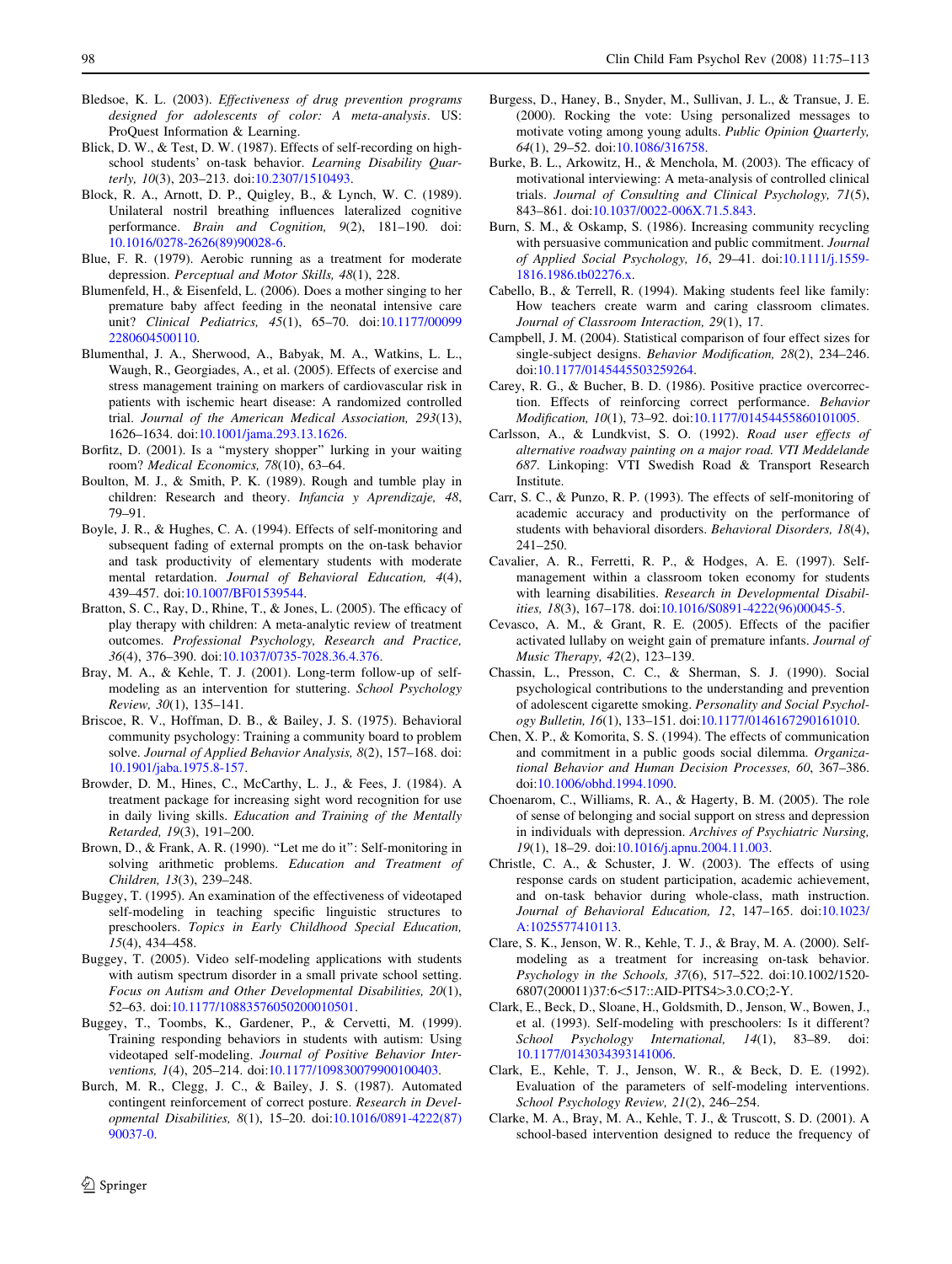Bledsoe, K. L. (2003). *Effectiveness of drug prevention programs designed for adolescents of color: A meta-analysis*. US: ProQuest Information & Learning.

Blick, D. W., & Test, D. W. (1987). Effects of self-recording on high-school students' on-task behavior. *Learning Disability Quarterly, 10*(3), 203–213. doi:10.2307/1510493.

Block, R. A., Arnott, D. P., Quigley, B., & Lynch, W. C. (1989). Unilateral nostril breathing influences lateralized cognitive performance. *Brain and Cognition, 9*(2), 181–190. doi: 10.1016/0278-2626(89)90028-6.

Blue, F. R. (1979). Aerobic running as a treatment for moderate depression. *Perceptual and Motor Skills, 48*(1), 228.

Blumenfeld, H., & Eisenfeld, L. (2006). Does a mother singing to her premature baby affect feeding in the neonatal intensive care unit? *Clinical Pediatrics, 45*(1), 65–70. doi:10.1177/000992280604500110.

Blumenthal, J. A., Sherwood, A., Babyak, M. A., Watkins, L. L., Waugh, R., Georgiades, A., et al. (2005). Effects of exercise and stress management training on markers of cardiovascular risk in patients with ischemic heart disease: A randomized controlled trial. *Journal of the American Medical Association, 293*(13), 1626–1634. doi:10.1001/jama.293.13.1626.

Borfitz, D. (2001). Is a "mystery shopper" lurking in your waiting room? *Medical Economics, 78*(10), 63–64.

Boulton, M. J., & Smith, P. K. (1989). Rough and tumble play in children: Research and theory. *Infancia y Aprendizaje, 48*, 79–91.

Boyle, J. R., & Hughes, C. A. (1994). Effects of self-monitoring and subsequent fading of external prompts on the on-task behavior and task productivity of elementary students with moderate mental retardation. *Journal of Behavioral Education, 4*(4), 439–457. doi:10.1007/BF01539544.

Bratton, S. C., Ray, D., Rhine, T., & Jones, L. (2005). The efficacy of play therapy with children: A meta-analytic review of treatment outcomes. *Professional Psychology, Research and Practice, 36*(4), 376–390. doi:10.1037/0735-7028.36.4.376.

Bray, M. A., & Kehle, T. J. (2001). Long-term follow-up of self-modeling as an intervention for stuttering. *School Psychology Review, 30*(1), 135–141.

Briscoe, R. V., Hoffman, D. B., & Bailey, J. S. (1975). Behavioral community psychology: Training a community board to problem solve. *Journal of Applied Behavior Analysis, 8*(2), 157–168. doi: 10.1901/jaba.1975.8-157.

Browder, D. M., Hines, C., McCarthy, L. J., & Fees, J. (1984). A treatment package for increasing sight word recognition for use in daily living skills. *Education and Training of the Mentally Retarded, 19*(3), 191–200.

Brown, D., & Frank, A. R. (1990). "Let me do it": Self-monitoring in solving arithmetic problems. *Education and Treatment of Children, 13*(3), 239–248.

Buggey, T. (1995). An examination of the effectiveness of videotaped self-modeling in teaching specific linguistic structures to preschoolers. *Topics in Early Childhood Special Education, 15*(4), 434–458.

Buggey, T. (2005). Video self-modeling applications with students with autism spectrum disorder in a small private school setting. *Focus on Autism and Other Developmental Disabilities, 20*(1), 52–63. doi:10.1177/10883576050200010501.

Buggey, T., Toombs, K., Gardener, P., & Cervetti, M. (1999). Training responding behaviors in students with autism: Using videotaped self-modeling. *Journal of Positive Behavior Interventions, 1*(4), 205–214. doi:10.1177/109830079900100403.

Burch, M. R., Clegg, J. C., & Bailey, J. S. (1987). Automated contingent reinforcement of correct posture. *Research in Developmental Disabilities, 8*(1), 15–20. doi:10.1016/0891-4222(87)90037-0.

Burgess, D., Haney, B., Snyder, M., Sullivan, J. L., & Transue, J. E. (2000). Rocking the vote: Using personalized messages to motivate voting among young adults. *Public Opinion Quarterly, 64*(1), 29–52. doi:10.1086/316758.

Burke, B. L., Arkowitz, H., & Menchola, M. (2003). The efficacy of motivational interviewing: A meta-analysis of controlled clinical trials. *Journal of Consulting and Clinical Psychology, 71*(5), 843–861. doi:10.1037/0022-006X.71.5.843.

Burn, S. M., & Oskamp, S. (1986). Increasing community recycling with persuasive communication and public commitment. *Journal of Applied Social Psychology, 16*, 29–41. doi:10.1111/j.1559-1816.1986.tb02276.x.

Cabello, B., & Terrell, R. (1994). Making students feel like family: How teachers create warm and caring classroom climates. *Journal of Classroom Interaction, 29*(1), 17.

Campbell, J. M. (2004). Statistical comparison of four effect sizes for single-subject designs. *Behavior Modification, 28*(2), 234–246. doi:10.1177/0145445503259264.

Carey, R. G., & Bucher, B. D. (1986). Positive practice overcorrection. Effects of reinforcing correct performance. *Behavior Modification, 10*(1), 73–92. doi:10.1177/01454455860101005.

Carlsson, A., & Lundkvist, S. O. (1992). *Road user effects of alternative roadway painting on a major road. VTI Meddelande 687*. Linkoping: VTI Swedish Road & Transport Research Institute.

Carr, S. C., & Punzo, R. P. (1993). The effects of self-monitoring of academic accuracy and productivity on the performance of students with behavioral disorders. *Behavioral Disorders, 18*(4), 241–250.

Cavalier, A. R., Ferretti, R. P., & Hodges, A. E. (1997). Self-management within a classroom token economy for students with learning disabilities. *Research in Developmental Disabilities, 18*(3), 167–178. doi:10.1016/S0891-4222(96)00045-5.

Cevasco, A. M., & Grant, R. E. (2005). Effects of the pacifier activated lullaby on weight gain of premature infants. *Journal of Music Therapy, 42*(2), 123–139.

Chassin, L., Presson, C. C., & Sherman, S. J. (1990). Social psychological contributions to the understanding and prevention of adolescent cigarette smoking. *Personality and Social Psychology Bulletin, 16*(1), 133–151. doi:10.1177/0146167290161010.

Chen, X. P., & Komorita, S. S. (1994). The effects of communication and commitment in a public goods social dilemma. *Organizational Behavior and Human Decision Processes, 60*, 367–386. doi:10.1006/obhd.1994.1090.

Choenarom, C., Williams, R. A., & Hagerty, B. M. (2005). The role of sense of belonging and social support on stress and depression in individuals with depression. *Archives of Psychiatric Nursing, 19*(1), 18–29. doi:10.1016/j.apnu.2004.11.003.

Christle, C. A., & Schuster, J. W. (2003). The effects of using response cards on student participation, academic achievement, and on-task behavior during whole-class, math instruction. *Journal of Behavioral Education, 12*, 147–165. doi:10.1023/A:1025577410113.

Clare, S. K., Jenson, W. R., Kehle, T. J., & Bray, M. A. (2000). Self-modeling as a treatment for increasing on-task behavior. *Psychology in the Schools, 37*(6), 517–522. doi:10.1002/1520-6807(200011)37:6<517::AID-PITS4>3.0.CO;2-Y.

Clark, E., Beck, D., Sloane, H., Goldsmith, D., Jenson, W., Bowen, J., et al. (1993). Self-modeling with preschoolers: Is it different? *School Psychology International, 14*(1), 83–89. doi: 10.1177/0143034393141006.

Clark, E., Kehle, T. J., Jenson, W. R., & Beck, D. E. (1992). Evaluation of the parameters of self-modeling interventions. *School Psychology Review, 21*(2), 246–254.

Clarke, M. A., Bray, M. A., Kehle, T. J., & Truscott, S. D. (2001). A school-based intervention designed to reduce the frequency of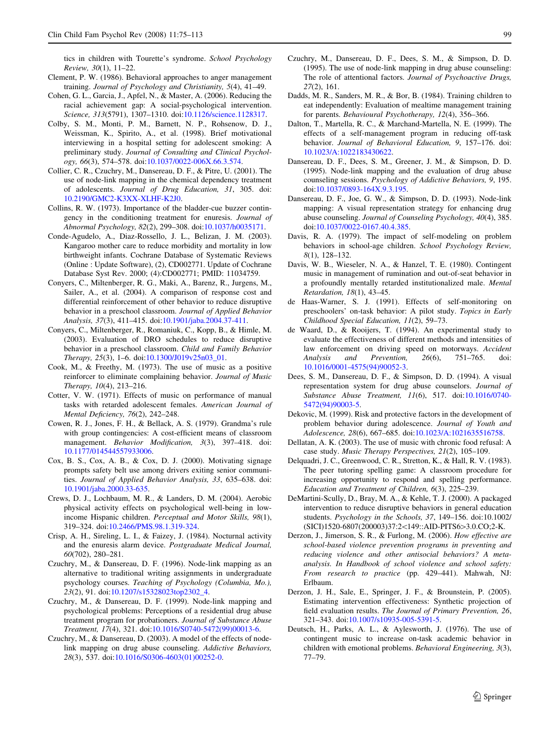tics in children with Tourette's syndrome. *School Psychology Review, 30*(1), 11–22.

Clement, P. W. (1986). Behavioral approaches to anger management training. *Journal of Psychology and Christianity, 5*(4), 41–49.

Cohen, G. L., Garcia, J., Apfel, N., & Master, A. (2006). Reducing the racial achievement gap: A social-psychological intervention. *Science, 313*(5791), 1307–1310. doi:10.1126/science.1128317.

Colby, S. M., Monti, P. M., Barnett, N. P., Rohsenow, D. J., Weissman, K., Spirito, A., et al. (1998). Brief motivational interviewing in a hospital setting for adolescent smoking: A preliminary study. *Journal of Consulting and Clinical Psychology, 66*(3), 574–578. doi:10.1037/0022-006X.66.3.574.

Collier, C. R., Czuchry, M., Dansereau, D. F., & Pitre, U. (2001). The use of node-link mapping in the chemical dependency treatment of adolescents. *Journal of Drug Education, 31*, 305. doi:10.2190/GMC2-K3XX-XLHF-K2J0.

Collins, R. W. (1973). Importance of the bladder-cue buzzer contingency in the conditioning treatment for enuresis. *Journal of Abnormal Psychology, 82*(2), 299–308. doi:10.1037/h0035171.

Conde-Agudelo, A., Diaz-Rossello, J. L., Belizan, J. M. (2003). Kangaroo mother care to reduce morbidity and mortality in low birthweight infants. Cochrane Database of Systematic Reviews (Online : Update Software), (2), CD002771. Update of Cochrane Database Syst Rev. 2000; (4):CD002771; PMID: 11034759.

Conyers, C., Miltenberger, R. G., Maki, A., Barenz, R., Jurgens, M., Sailer, A., et al. (2004). A comparison of response cost and differential reinforcement of other behavior to reduce disruptive behavior in a preschool classroom. *Journal of Applied Behavior Analysis, 37*(3), 411–415. doi:10.1901/jaba.2004.37-411.

Conyers, C., Miltenberger, R., Romaniuk, C., Kopp, B., & Himle, M. (2003). Evaluation of DRO schedules to reduce disruptive behavior in a preschool classroom. *Child and Family Behavior Therapy, 25*(3), 1–6. doi:10.1300/J019v25n03_01.

Cook, M., & Freethy, M. (1973). The use of music as a positive reinforcer to eliminate complaining behavior. *Journal of Music Therapy, 10*(4), 213–216.

Cotter, V. W. (1971). Effects of music on performance of manual tasks with retarded adolescent females. *American Journal of Mental Deficiency, 76*(2), 242–248.

Cowen, R. J., Jones, F. H., & Bellack, A. S. (1979). Grandma's rule with group contingencies: A cost-efficient means of classroom management. *Behavior Modification, 3*(3), 397–418. doi:10.1177/014544557933006.

Cox, B. S., Cox, A. B., & Cox, D. J. (2000). Motivating signage prompts safety belt use among drivers exiting senior communities. *Journal of Applied Behavior Analysis, 33*, 635–638. doi:10.1901/jaba.2000.33-635.

Crews, D. J., Lochbaum, M. R., & Landers, D. M. (2004). Aerobic physical activity effects on psychological well-being in low-income Hispanic children. *Perceptual and Motor Skills, 98*(1), 319–324. doi:10.2466/PMS.98.1.319-324.

Crisp, A. H., Sireling, L. I., & Faizey, J. (1984). Nocturnal activity and the enuresis alarm device. *Postgraduate Medical Journal, 60*(702), 280–281.

Czuchry, M., & Dansereau, D. F. (1996). Node-link mapping as an alternative to traditional writing assignments in undergraduate psychology courses. *Teaching of Psychology (Columbia, Mo.), 23*(2), 91. doi:10.1207/s15328023top2302_4.

Czuchry, M., & Dansereau, D. F. (1999). Node-link mapping and psychological problems: Perceptions of a residential drug abuse treatment program for probationers. *Journal of Substance Abuse Treatment, 17*(4), 321. doi:10.1016/S0740-5472(99)00013-6.

Czuchry, M., & Dansereau, D. (2003). A model of the effects of node-link mapping on drug abuse counseling. *Addictive Behaviors, 28*(3), 537. doi:10.1016/S0306-4603(01)00252-0.

Czuchry, M., Dansereau, D. F., Dees, S. M., & Simpson, D. D. (1995). The use of node-link mapping in drug abuse counseling: The role of attentional factors. *Journal of Psychoactive Drugs, 27*(2), 161.

Dadds, M. R., Sanders, M. R., & Bor, B. (1984). Training children to eat independently: Evaluation of mealtime management training for parents. *Behavioural Psychotherapy, 12*(4), 356–366.

Dalton, T., Martella, R. C., & Marchand-Martella, N. E. (1999). The effects of a self-management program in reducing off-task behavior. *Journal of Behavioral Education, 9*, 157–176. doi:10.1023/A:1022183430622.

Dansereau, D. F., Dees, S. M., Greener, J. M., & Simpson, D. D. (1995). Node-link mapping and the evaluation of drug abuse counseling sessions. *Psychology of Addictive Behaviors, 9*, 195. doi:10.1037/0893-164X.9.3.195.

Dansereau, D. F., Joe, G. W., & Simpson, D. D. (1993). Node-link mapping: A visual representation strategy for enhancing drug abuse counseling. *Journal of Counseling Psychology, 40*(4), 385. doi:10.1037/0022-0167.40.4.385.

Davis, R. A. (1979). The impact of self-modeling on problem behaviors in school-age children. *School Psychology Review, 8*(1), 128–132.

Davis, W. B., Wieseler, N. A., & Hanzel, T. E. (1980). Contingent music in management of rumination and out-of-seat behavior in a profoundly mentally retarded institutionalized male. *Mental Retardation, 18*(1), 43–45.

de Haas-Warner, S. J. (1991). Effects of self-monitoring on preschoolers' on-task behavior: A pilot study. *Topics in Early Childhood Special Education, 11*(2), 59–73.

de Waard, D., & Rooijers, T. (1994). An experimental study to evaluate the effectiveness of different methods and intensities of law enforcement on driving speed on motorways. *Accident Analysis and Prevention, 26*(6), 751–765. doi:10.1016/0001-4575(94)90052-3.

Dees, S. M., Dansereau, D. F., & Simpson, D. D. (1994). A visual representation system for drug abuse counselors. *Journal of Substance Abuse Treatment, 11*(6), 517. doi:10.1016/0740-5472(94)90003-5.

Dekovic, M. (1999). Risk and protective factors in the development of problem behavior during adolescence. *Journal of Youth and Adolescence, 28*(6), 667–685. doi:10.1023/A:1021635516758.

Dellatan, A. K. (2003). The use of music with chronic food refusal: A case study. *Music Therapy Perspectives, 21*(2), 105–109.

Delquadri, J. C., Greenwood, C. R., Stretton, K., & Hall, R. V. (1983). The peer tutoring spelling game: A classroom procedure for increasing opportunity to respond and spelling performance. *Education and Treatment of Children, 6*(3), 225–239.

DeMartini-Scully, D., Bray, M. A., & Kehle, T. J. (2000). A packaged intervention to reduce disruptive behaviors in general education students. *Psychology in the Schools, 37*, 149–156. doi:10.1002/(SICI)1520-6807(200003)37:2<149::AID-PITS6>3.0.CO;2-K.

Derzon, J., Jimerson, S. R., & Furlong, M. (2006). *How effective are school-based violence prevention programs in preventing and reducing violence and other antisocial behaviors? A meta-analysis. In Handbook of school violence and school safety: From research to practice* (pp. 429–441). Mahwah, NJ: Erlbaum.

Derzon, J. H., Sale, E., Springer, J. F., & Brounstein, P. (2005). Estimating intervention effectiveness: Synthetic projection of field evaluation results. *The Journal of Primary Prevention, 26*, 321–343. doi:10.1007/s10935-005-5391-5.

Deutsch, H., Parks, A. L., & Aylesworth, J. (1976). The use of contingent music to increase on-task academic behavior in children with emotional problems. *Behavioral Engineering, 3*(3), 77–79.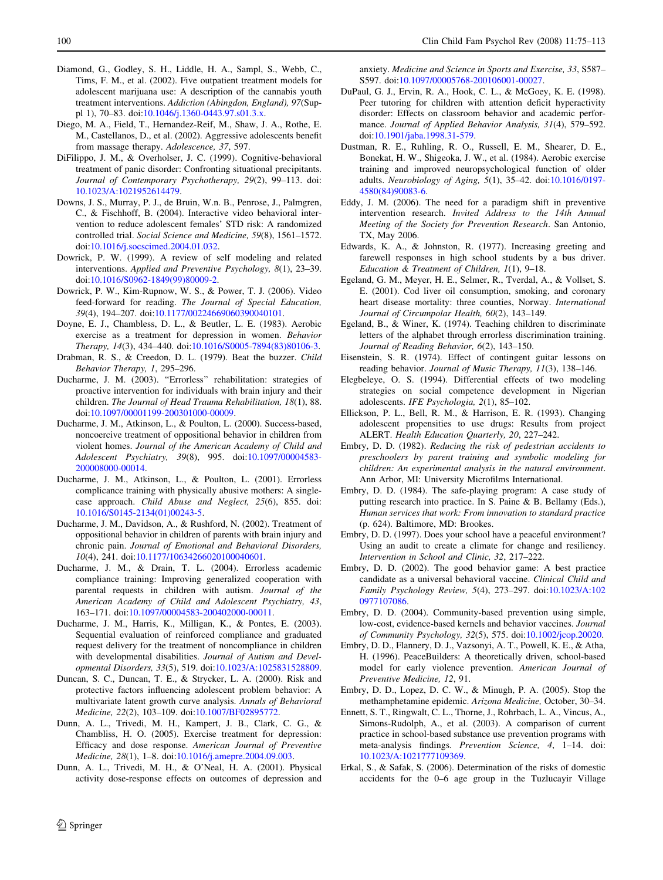Diamond, G., Godley, S. H., Liddle, H. A., Sampl, S., Webb, C., Tims, F. M., et al. (2002). Five outpatient treatment models for adolescent marijuana use: A description of the cannabis youth treatment interventions. *Addiction (Abingdon, England), 97*(Suppl 1), 70–83. doi:10.1046/j.1360-0443.97.s01.3.x.

Diego, M. A., Field, T., Hernandez-Reif, M., Shaw, J. A., Rothe, E. M., Castellanos, D., et al. (2002). Aggressive adolescents benefit from massage therapy. *Adolescence, 37*, 597.

DiFilippo, J. M., & Overholser, J. C. (1999). Cognitive-behavioral treatment of panic disorder: Confronting situational precipitants. *Journal of Contemporary Psychotherapy, 29*(2), 99–113. doi:10.1023/A:1021952614479.

Downs, J. S., Murray, P. J., de Bruin, W.n. B., Penrose, J., Palmgren, C., & Fischhoff, B. (2004). Interactive video behavioral intervention to reduce adolescent females' STD risk: A randomized controlled trial. *Social Science and Medicine, 59*(8), 1561–1572. doi:10.1016/j.socscimed.2004.01.032.

Dowrick, P. W. (1999). A review of self modeling and related interventions. *Applied and Preventive Psychology, 8*(1), 23–39. doi:10.1016/S0962-1849(99)80009-2.

Dowrick, P. W., Kim-Rupnow, W. S., & Power, T. J. (2006). Video feed-forward for reading. *The Journal of Special Education, 39*(4), 194–207. doi:10.1177/00224669060390040101.

Doyne, E. J., Chambless, D. L., & Beutler, L. E. (1983). Aerobic exercise as a treatment for depression in women. *Behavior Therapy, 14*(3), 434–440. doi:10.1016/S0005-7894(83)80106-3.

Drabman, R. S., & Creedon, D. L. (1979). Beat the buzzer. *Child Behavior Therapy, 1*, 295–296.

Ducharme, J. M. (2003). "Errorless" rehabilitation: strategies of proactive intervention for individuals with brain injury and their children. *The Journal of Head Trauma Rehabilitation, 18*(1), 88. doi:10.1097/00001199-200301000-00009.

Ducharme, J. M., Atkinson, L., & Poulton, L. (2000). Success-based, noncoercive treatment of oppositional behavior in children from violent homes. *Journal of the American Academy of Child and Adolescent Psychiatry, 39*(8), 995. doi:10.1097/00004583-200008000-00014.

Ducharme, J. M., Atkinson, L., & Poulton, L. (2001). Errorless complicance training with physically abusive mothers: A single-case approach. *Child Abuse and Neglect, 25*(6), 855. doi:10.1016/S0145-2134(01)00243-5.

Ducharme, J. M., Davidson, A., & Rushford, N. (2002). Treatment of oppositional behavior in children of parents with brain injury and chronic pain. *Journal of Emotional and Behavioral Disorders, 10*(4), 241. doi:10.1177/10634266020100040601.

Ducharme, J. M., & Drain, T. L. (2004). Errorless academic compliance training: Improving generalized cooperation with parental requests in children with autism. *Journal of the American Academy of Child and Adolescent Psychiatry, 43*, 163–171. doi:10.1097/00004583-200402000-00011.

Ducharme, J. M., Harris, K., Milligan, K., & Pontes, E. (2003). Sequential evaluation of reinforced compliance and graduated request delivery for the treatment of noncompliance in children with developmental disabilities. *Journal of Autism and Developmental Disorders, 33*(5), 519. doi:10.1023/A:1025831528809.

Duncan, S. C., Duncan, T. E., & Strycker, L. A. (2000). Risk and protective factors influencing adolescent problem behavior: A multivariate latent growth curve analysis. *Annals of Behavioral Medicine, 22*(2), 103–109. doi:10.1007/BF02895772.

Dunn, A. L., Trivedi, M. H., Kampert, J. B., Clark, C. G., & Chambliss, H. O. (2005). Exercise treatment for depression: Efficacy and dose response. *American Journal of Preventive Medicine, 28*(1), 1–8. doi:10.1016/j.amepre.2004.09.003.

Dunn, A. L., Trivedi, M. H., & O'Neal, H. A. (2001). Physical activity dose-response effects on outcomes of depression and anxiety. *Medicine and Science in Sports and Exercise, 33*, S587–S597. doi:10.1097/00005768-200106001-00027.

DuPaul, G. J., Ervin, R. A., Hook, C. L., & McGoey, K. E. (1998). Peer tutoring for children with attention deficit hyperactivity disorder: Effects on classroom behavior and academic performance. *Journal of Applied Behavior Analysis, 31*(4), 579–592. doi:10.1901/jaba.1998.31-579.

Dustman, R. E., Ruhling, R. O., Russell, E. M., Shearer, D. E., Bonekat, H. W., Shigeoka, J. W., et al. (1984). Aerobic exercise training and improved neuropsychological function of older adults. *Neurobiology of Aging, 5*(1), 35–42. doi:10.1016/0197-4580(84)90083-6.

Eddy, J. M. (2006). The need for a paradigm shift in preventive intervention research. *Invited Address to the 14th Annual Meeting of the Society for Prevention Research*. San Antonio, TX, May 2006.

Edwards, K. A., & Johnston, R. (1977). Increasing greeting and farewell responses in high school students by a bus driver. *Education & Treatment of Children, 1*(1), 9–18.

Egeland, G. M., Meyer, H. E., Selmer, R., Tverdal, A., & Vollset, S. E. (2001). Cod liver oil consumption, smoking, and coronary heart disease mortality: three counties, Norway. *International Journal of Circumpolar Health, 60*(2), 143–149.

Egeland, B., & Winer, K. (1974). Teaching children to discriminate letters of the alphabet through errorless discrimination training. *Journal of Reading Behavior, 6*(2), 143–150.

Eisenstein, S. R. (1974). Effect of contingent guitar lessons on reading behavior. *Journal of Music Therapy, 11*(3), 138–146.

Elegbeleye, O. S. (1994). Differential effects of two modeling strategies on social competence development in Nigerian adolescents. *IFE Psychologia, 2*(1), 85–102.

Ellickson, P. L., Bell, R. M., & Harrison, E. R. (1993). Changing adolescent propensities to use drugs: Results from project ALERT. *Health Education Quarterly, 20*, 227–242.

Embry, D. D. (1982). *Reducing the risk of pedestrian accidents to preschoolers by parent training and symbolic modeling for children: An experimental analysis in the natural environment*. Ann Arbor, MI: University Microfilms International.

Embry, D. D. (1984). The safe-playing program: A case study of putting research into practice. In S. Paine & B. Bellamy (Eds.), *Human services that work: From innovation to standard practice* (p. 624). Baltimore, MD: Brookes.

Embry, D. D. (1997). Does your school have a peaceful environment? Using an audit to create a climate for change and resiliency. *Intervention in School and Clinic, 32*, 217–222.

Embry, D. D. (2002). The good behavior game: A best practice candidate as a universal behavioral vaccine. *Clinical Child and Family Psychology Review, 5*(4), 273–297. doi:10.1023/A:1020977107086.

Embry, D. D. (2004). Community-based prevention using simple, low-cost, evidence-based kernels and behavior vaccines. *Journal of Community Psychology, 32*(5), 575. doi:10.1002/jcop.20020.

Embry, D. D., Flannery, D. J., Vazsonyi, A. T., Powell, K. E., & Atha, H. (1996). PeaceBuilders: A theoretically driven, school-based model for early violence prevention. *American Journal of Preventive Medicine, 12*, 91.

Embry, D. D., Lopez, D. C. W., & Minugh, P. A. (2005). Stop the methamphetamine epidemic. *Arizona Medicine,* October, 30–34.

Ennett, S. T., Ringwalt, C. L., Thorne, J., Rohrbach, L. A., Vincus, A., Simons-Rudolph, A., et al. (2003). A comparison of current practice in school-based substance use prevention programs with meta-analysis findings. *Prevention Science, 4*, 1–14. doi:10.1023/A:1021777109369.

Erkal, S., & Safak, S. (2006). Determination of the risks of domestic accidents for the 0–6 age group in the Tuzlucayir Village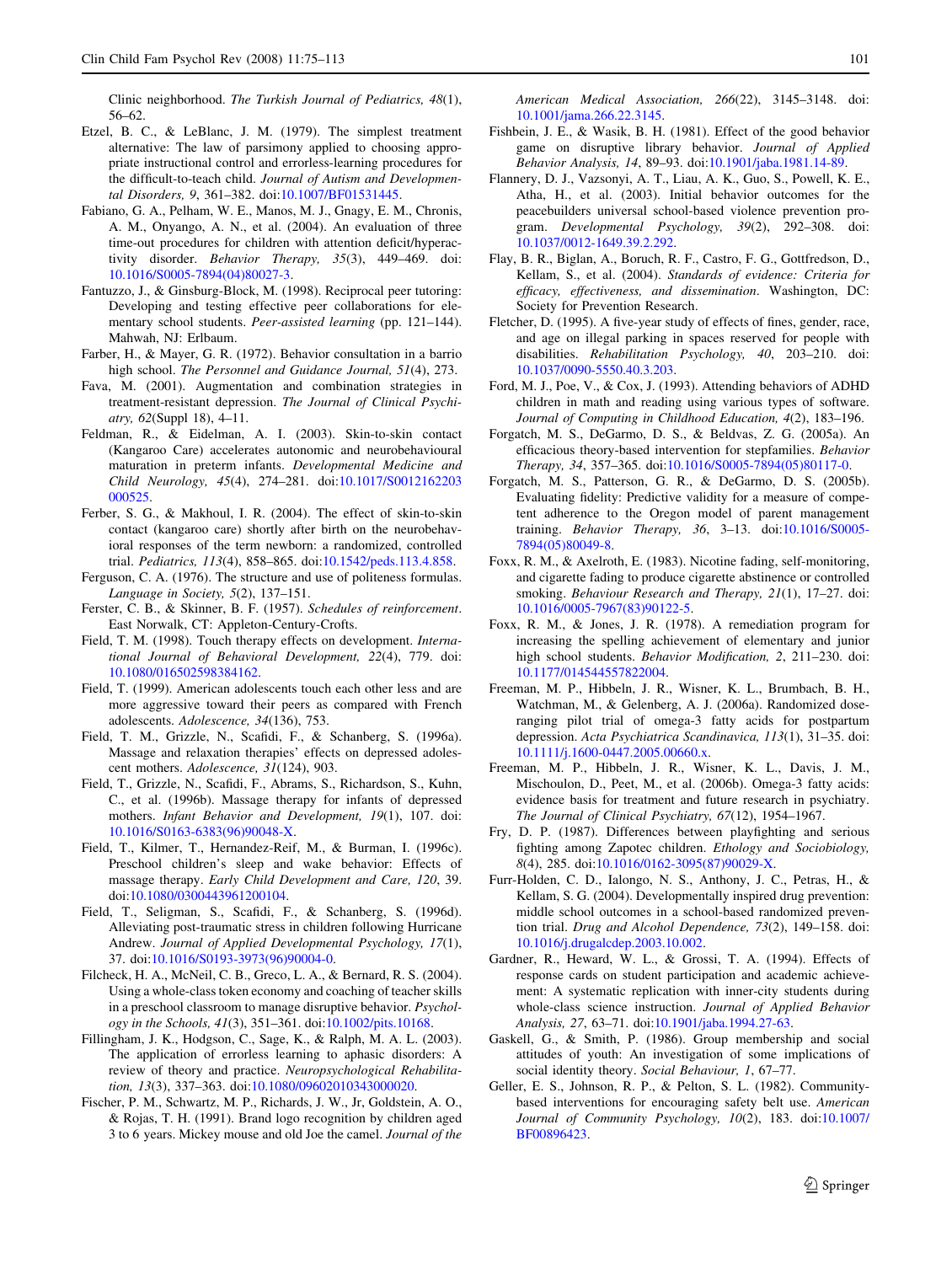Clinic neighborhood. *The Turkish Journal of Pediatrics, 48*(1), 56–62.

Etzel, B. C., & LeBlanc, J. M. (1979). The simplest treatment alternative: The law of parsimony applied to choosing appropriate instructional control and errorless-learning procedures for the difficult-to-teach child. *Journal of Autism and Developmental Disorders, 9*, 361–382. doi:10.1007/BF01531445.

Fabiano, G. A., Pelham, W. E., Manos, M. J., Gnagy, E. M., Chronis, A. M., Onyango, A. N., et al. (2004). An evaluation of three time-out procedures for children with attention deficit/hyperactivity disorder. *Behavior Therapy, 35*(3), 449–469. doi:10.1016/S0005-7894(04)80027-3.

Fantuzzo, J., & Ginsburg-Block, M. (1998). Reciprocal peer tutoring: Developing and testing effective peer collaborations for elementary school students. *Peer-assisted learning* (pp. 121–144). Mahwah, NJ: Erlbaum.

Farber, H., & Mayer, G. R. (1972). Behavior consultation in a barrio high school. *The Personnel and Guidance Journal, 51*(4), 273.

Fava, M. (2001). Augmentation and combination strategies in treatment-resistant depression. *The Journal of Clinical Psychiatry, 62*(Suppl 18), 4–11.

Feldman, R., & Eidelman, A. I. (2003). Skin-to-skin contact (Kangaroo Care) accelerates autonomic and neurobehavioural maturation in preterm infants. *Developmental Medicine and Child Neurology, 45*(4), 274–281. doi:10.1017/S0012162203000525.

Ferber, S. G., & Makhoul, I. R. (2004). The effect of skin-to-skin contact (kangaroo care) shortly after birth on the neurobehavioral responses of the term newborn: a randomized, controlled trial. *Pediatrics, 113*(4), 858–865. doi:10.1542/peds.113.4.858.

Ferguson, C. A. (1976). The structure and use of politeness formulas. *Language in Society, 5*(2), 137–151.

Ferster, C. B., & Skinner, B. F. (1957). *Schedules of reinforcement*. East Norwalk, CT: Appleton-Century-Crofts.

Field, T. M. (1998). Touch therapy effects on development. *International Journal of Behavioral Development, 22*(4), 779. doi:10.1080/016502598384162.

Field, T. (1999). American adolescents touch each other less and are more aggressive toward their peers as compared with French adolescents. *Adolescence, 34*(136), 753.

Field, T. M., Grizzle, N., Scafidi, F., & Schanberg, S. (1996a). Massage and relaxation therapies' effects on depressed adolescent mothers. *Adolescence, 31*(124), 903.

Field, T., Grizzle, N., Scafidi, F., Abrams, S., Richardson, S., Kuhn, C., et al. (1996b). Massage therapy for infants of depressed mothers. *Infant Behavior and Development, 19*(1), 107. doi:10.1016/S0163-6383(96)90048-X.

Field, T., Kilmer, T., Hernandez-Reif, M., & Burman, I. (1996c). Preschool children's sleep and wake behavior: Effects of massage therapy. *Early Child Development and Care, 120*, 39. doi:10.1080/0300443961200104.

Field, T., Seligman, S., Scafidi, F., & Schanberg, S. (1996d). Alleviating post-traumatic stress in children following Hurricane Andrew. *Journal of Applied Developmental Psychology, 17*(1), 37. doi:10.1016/S0193-3973(96)90004-0.

Filcheck, H. A., McNeil, C. B., Greco, L. A., & Bernard, R. S. (2004). Using a whole-class token economy and coaching of teacher skills in a preschool classroom to manage disruptive behavior. *Psychology in the Schools, 41*(3), 351–361. doi:10.1002/pits.10168.

Fillingham, J. K., Hodgson, C., Sage, K., & Ralph, M. A. L. (2003). The application of errorless learning to aphasic disorders: A review of theory and practice. *Neuropsychological Rehabilitation, 13*(3), 337–363. doi:10.1080/09602010343000020.

Fischer, P. M., Schwartz, M. P., Richards, J. W., Jr, Goldstein, A. O., & Rojas, T. H. (1991). Brand logo recognition by children aged 3 to 6 years. Mickey mouse and old Joe the camel. *Journal of the American Medical Association, 266*(22), 3145–3148. doi:10.1001/jama.266.22.3145.

Fishbein, J. E., & Wasik, B. H. (1981). Effect of the good behavior game on disruptive library behavior. *Journal of Applied Behavior Analysis, 14*, 89–93. doi:10.1901/jaba.1981.14-89.

Flannery, D. J., Vazsonyi, A. T., Liau, A. K., Guo, S., Powell, K. E., Atha, H., et al. (2003). Initial behavior outcomes for the peacebuilders universal school-based violence prevention program. *Developmental Psychology, 39*(2), 292–308. doi:10.1037/0012-1649.39.2.292.

Flay, B. R., Biglan, A., Boruch, R. F., Castro, F. G., Gottfredson, D., Kellam, S., et al. (2004). *Standards of evidence: Criteria for efficacy, effectiveness, and dissemination*. Washington, DC: Society for Prevention Research.

Fletcher, D. (1995). A five-year study of effects of fines, gender, race, and age on illegal parking in spaces reserved for people with disabilities. *Rehabilitation Psychology, 40*, 203–210. doi:10.1037/0090-5550.40.3.203.

Ford, M. J., Poe, V., & Cox, J. (1993). Attending behaviors of ADHD children in math and reading using various types of software. *Journal of Computing in Childhood Education, 4*(2), 183–196.

Forgatch, M. S., DeGarmo, D. S., & Beldvas, Z. G. (2005a). An efficacious theory-based intervention for stepfamilies. *Behavior Therapy, 34*, 357–365. doi:10.1016/S0005-7894(05)80117-0.

Forgatch, M. S., Patterson, G. R., & DeGarmo, D. S. (2005b). Evaluating fidelity: Predictive validity for a measure of competent adherence to the Oregon model of parent management training. *Behavior Therapy, 36*, 3–13. doi:10.1016/S0005-7894(05)80049-8.

Foxx, R. M., & Axelroth, E. (1983). Nicotine fading, self-monitoring, and cigarette fading to produce cigarette abstinence or controlled smoking. *Behaviour Research and Therapy, 21*(1), 17–27. doi:10.1016/0005-7967(83)90122-5.

Foxx, R. M., & Jones, J. R. (1978). A remediation program for increasing the spelling achievement of elementary and junior high school students. *Behavior Modification, 2*, 211–230. doi:10.1177/014544557822004.

Freeman, M. P., Hibbeln, J. R., Wisner, K. L., Brumbach, B. H., Watchman, M., & Gelenberg, A. J. (2006a). Randomized dose-ranging pilot trial of omega-3 fatty acids for postpartum depression. *Acta Psychiatrica Scandinavica, 113*(1), 31–35. doi:10.1111/j.1600-0447.2005.00660.x.

Freeman, M. P., Hibbeln, J. R., Wisner, K. L., Davis, J. M., Mischoulon, D., Peet, M., et al. (2006b). Omega-3 fatty acids: evidence basis for treatment and future research in psychiatry. *The Journal of Clinical Psychiatry, 67*(12), 1954–1967.

Fry, D. P. (1987). Differences between playfighting and serious fighting among Zapotec children. *Ethology and Sociobiology, 8*(4), 285. doi:10.1016/0162-3095(87)90029-X.

Furr-Holden, C. D., Ialongo, N. S., Anthony, J. C., Petras, H., & Kellam, S. G. (2004). Developmentally inspired drug prevention: middle school outcomes in a school-based randomized prevention trial. *Drug and Alcohol Dependence, 73*(2), 149–158. doi:10.1016/j.drugalcdep.2003.10.002.

Gardner, R., Heward, W. L., & Grossi, T. A. (1994). Effects of response cards on student participation and academic achievement: A systematic replication with inner-city students during whole-class science instruction. *Journal of Applied Behavior Analysis, 27*, 63–71. doi:10.1901/jaba.1994.27-63.

Gaskell, G., & Smith, P. (1986). Group membership and social attitudes of youth: An investigation of some implications of social identity theory. *Social Behaviour, 1*, 67–77.

Geller, E. S., Johnson, R. P., & Pelton, S. L. (1982). Community-based interventions for encouraging safety belt use. *American Journal of Community Psychology, 10*(2), 183. doi:10.1007/BF00896423.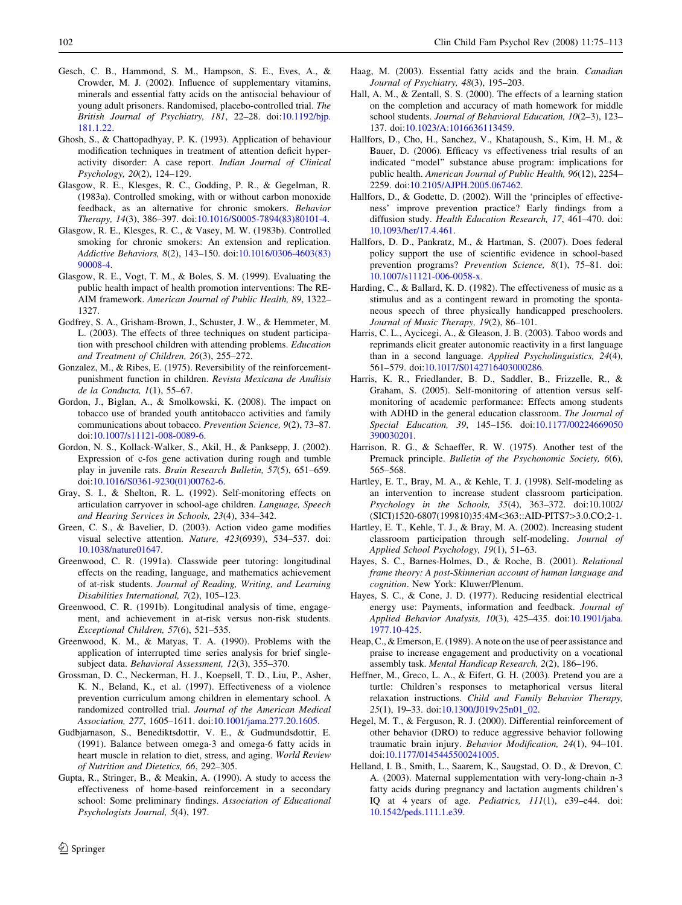Gesch, C. B., Hammond, S. M., Hampson, S. E., Eves, A., & Crowder, M. J. (2002). Influence of supplementary vitamins, minerals and essential fatty acids on the antisocial behaviour of young adult prisoners. Randomised, placebo-controlled trial. *The British Journal of Psychiatry, 181*, 22–28. doi:10.1192/bjp.181.1.22.

Ghosh, S., & Chattopadhyay, P. K. (1993). Application of behaviour modification techniques in treatment of attention deficit hyperactivity disorder: A case report. *Indian Journal of Clinical Psychology, 20*(2), 124–129.

Glasgow, R. E., Klesges, R. C., Godding, P. R., & Gegelman, R. (1983a). Controlled smoking, with or without carbon monoxide feedback, as an alternative for chronic smokers. *Behavior Therapy, 14*(3), 386–397. doi:10.1016/S0005-7894(83)80101-4.

Glasgow, R. E., Klesges, R. C., & Vasey, M. W. (1983b). Controlled smoking for chronic smokers: An extension and replication. *Addictive Behaviors, 8*(2), 143–150. doi:10.1016/0306-4603(83)90008-4.

Glasgow, R. E., Vogt, T. M., & Boles, S. M. (1999). Evaluating the public health impact of health promotion interventions: The RE-AIM framework. *American Journal of Public Health, 89*, 1322–1327.

Godfrey, S. A., Grisham-Brown, J., Schuster, J. W., & Hemmeter, M. L. (2003). The effects of three techniques on student participation with preschool children with attending problems. *Education and Treatment of Children, 26*(3), 255–272.

Gonzalez, M., & Ribes, E. (1975). Reversibility of the reinforcement-punishment function in children. *Revista Mexicana de Análisis de la Conducta, 1*(1), 55–67.

Gordon, J., Biglan, A., & Smolkowski, K. (2008). The impact on tobacco use of branded youth antitobacco activities and family communications about tobacco. *Prevention Science, 9*(2), 73–87. doi:10.1007/s11121-008-0089-6.

Gordon, N. S., Kollack-Walker, S., Akil, H., & Panksepp, J. (2002). Expression of c-fos gene activation during rough and tumble play in juvenile rats. *Brain Research Bulletin, 57*(5), 651–659. doi:10.1016/S0361-9230(01)00762-6.

Gray, S. I., & Shelton, R. L. (1992). Self-monitoring effects on articulation carryover in school-age children. *Language, Speech and Hearing Services in Schools, 23*(4), 334–342.

Green, C. S., & Bavelier, D. (2003). Action video game modifies visual selective attention. *Nature, 423*(6939), 534–537. doi:10.1038/nature01647.

Greenwood, C. R. (1991a). Classwide peer tutoring: longitudinal effects on the reading, language, and mathematics achievement of at-risk students. *Journal of Reading, Writing, and Learning Disabilities International, 7*(2), 105–123.

Greenwood, C. R. (1991b). Longitudinal analysis of time, engagement, and achievement in at-risk versus non-risk students. *Exceptional Children, 57*(6), 521–535.

Greenwood, K. M., & Matyas, T. A. (1990). Problems with the application of interrupted time series analysis for brief single-subject data. *Behavioral Assessment, 12*(3), 355–370.

Grossman, D. C., Neckerman, H. J., Koepsell, T. D., Liu, P., Asher, K. N., Beland, K., et al. (1997). Effectiveness of a violence prevention curriculum among children in elementary school. A randomized controlled trial. *Journal of the American Medical Association, 277*, 1605–1611. doi:10.1001/jama.277.20.1605.

Gudbjarnason, S., Benediktsdottir, V. E., & Gudmundsdottir, E. (1991). Balance between omega-3 and omega-6 fatty acids in heart muscle in relation to diet, stress, and aging. *World Review of Nutrition and Dietetics, 66*, 292–305.

Gupta, R., Stringer, B., & Meakin, A. (1990). A study to access the effectiveness of home-based reinforcement in a secondary school: Some preliminary findings. *Association of Educational Psychologists Journal, 5*(4), 197.

Haag, M. (2003). Essential fatty acids and the brain. *Canadian Journal of Psychiatry, 48*(3), 195–203.

Hall, A. M., & Zentall, S. S. (2000). The effects of a learning station on the completion and accuracy of math homework for middle school students. *Journal of Behavioral Education, 10*(2–3), 123–137. doi:10.1023/A:1016636113459.

Hallfors, D., Cho, H., Sanchez, V., Khatapoush, S., Kim, H. M., & Bauer, D. (2006). Efficacy vs effectiveness trial results of an indicated "model" substance abuse program: implications for public health. *American Journal of Public Health, 96*(12), 2254–2259. doi:10.2105/AJPH.2005.067462.

Hallfors, D., & Godette, D. (2002). Will the 'principles of effectiveness' improve prevention practice? Early findings from a diffusion study. *Health Education Research, 17*, 461–470. doi:10.1093/her/17.4.461.

Hallfors, D. D., Pankratz, M., & Hartman, S. (2007). Does federal policy support the use of scientific evidence in school-based prevention programs? *Prevention Science, 8*(1), 75–81. doi:10.1007/s11121-006-0058-x.

Harding, C., & Ballard, K. D. (1982). The effectiveness of music as a stimulus and as a contingent reward in promoting the spontaneous speech of three physically handicapped preschoolers. *Journal of Music Therapy, 19*(2), 86–101.

Harris, C. L., Aycicegi, A., & Gleason, J. B. (2003). Taboo words and reprimands elicit greater autonomic reactivity in a first language than in a second language. *Applied Psycholinguistics, 24*(4), 561–579. doi:10.1017/S0142716403000286.

Harris, K. R., Friedlander, B. D., Saddler, B., Frizzelle, R., & Graham, S. (2005). Self-monitoring of attention versus self-monitoring of academic performance: Effects among students with ADHD in the general education classroom. *The Journal of Special Education, 39*, 145–156. doi:10.1177/00224669050390030201.

Harrison, R. G., & Schaeffer, R. W. (1975). Another test of the Premack principle. *Bulletin of the Psychonomic Society, 6*(6), 565–568.

Hartley, E. T., Bray, M. A., & Kehle, T. J. (1998). Self-modeling as an intervention to increase student classroom participation. *Psychology in the Schools, 35*(4), 363–372. doi:10.1002/(SICI)1520-6807(199810)35:4M<363::AID-PITS7>3.0.CO;2-1.

Hartley, E. T., Kehle, T. J., & Bray, M. A. (2002). Increasing student classroom participation through self-modeling. *Journal of Applied School Psychology, 19*(1), 51–63.

Hayes, S. C., Barnes-Holmes, D., & Roche, B. (2001). *Relational frame theory: A post-Skinnerian account of human language and cognition*. New York: Kluwer/Plenum.

Hayes, S. C., & Cone, J. D. (1977). Reducing residential electrical energy use: Payments, information and feedback. *Journal of Applied Behavior Analysis, 10*(3), 425–435. doi:10.1901/jaba.1977.10-425.

Heap, C., & Emerson, E. (1989). A note on the use of peer assistance and praise to increase engagement and productivity on a vocational assembly task. *Mental Handicap Research, 2*(2), 186–196.

Heffner, M., Greco, L. A., & Eifert, G. H. (2003). Pretend you are a turtle: Children's responses to metaphorical versus literal relaxation instructions. *Child and Family Behavior Therapy, 25*(1), 19–33. doi:10.1300/J019v25n01_02.

Hegel, M. T., & Ferguson, R. J. (2000). Differential reinforcement of other behavior (DRO) to reduce aggressive behavior following traumatic brain injury. *Behavior Modification, 24*(1), 94–101. doi:10.1177/0145445500241005.

Helland, I. B., Smith, L., Saarem, K., Saugstad, O. D., & Drevon, C. A. (2003). Maternal supplementation with very-long-chain n-3 fatty acids during pregnancy and lactation augments children's IQ at 4 years of age. *Pediatrics, 111*(1), e39–e44. doi:10.1542/peds.111.1.e39.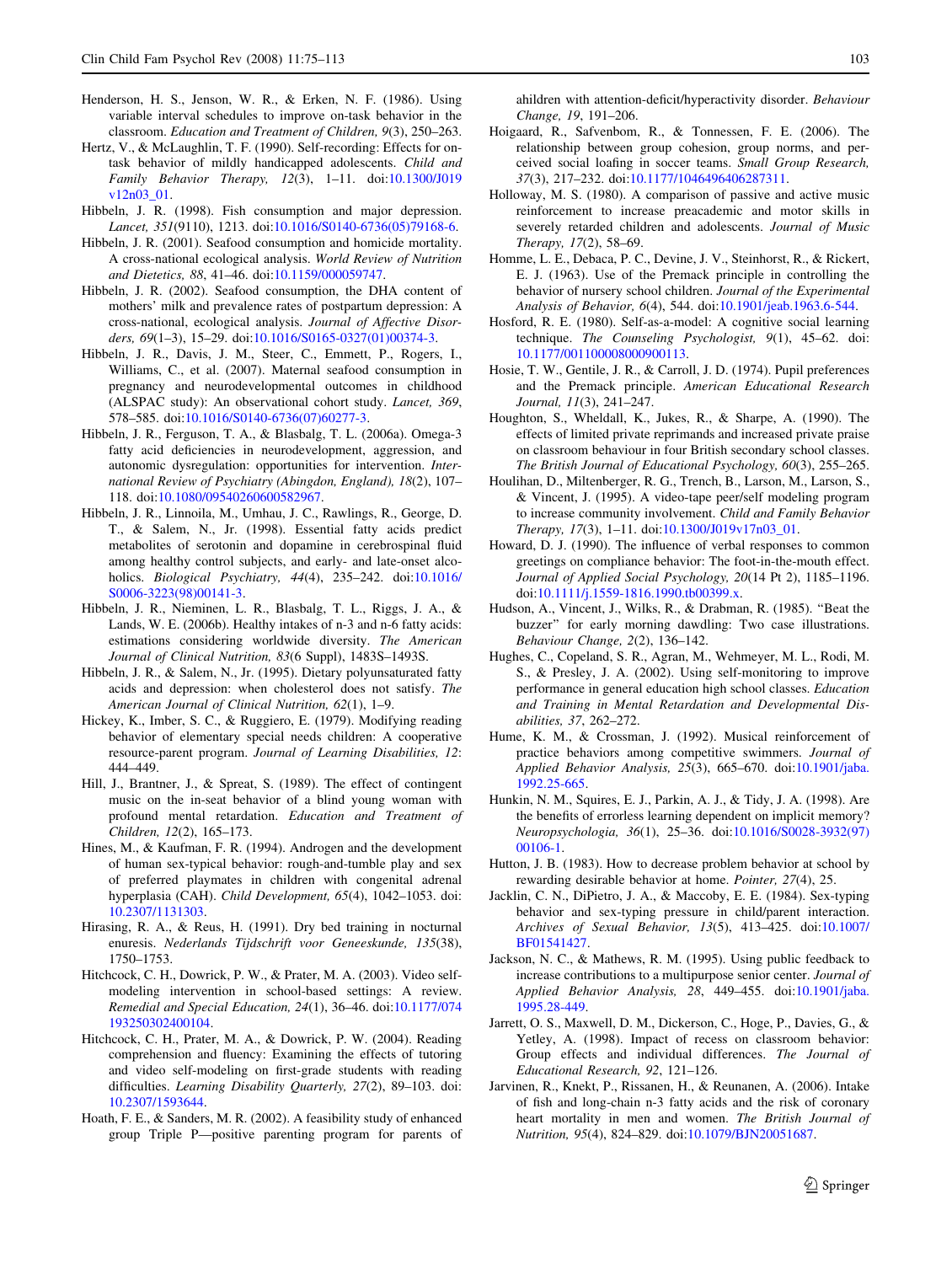Henderson, H. S., Jenson, W. R., & Erken, N. F. (1986). Using variable interval schedules to improve on-task behavior in the classroom. *Education and Treatment of Children, 9*(3), 250–263.

Hertz, V., & McLaughlin, T. F. (1990). Self-recording: Effects for on-task behavior of mildly handicapped adolescents. *Child and Family Behavior Therapy, 12*(3), 1–11. doi:10.1300/J019v12n03_01.

Hibbeln, J. R. (1998). Fish consumption and major depression. *Lancet, 351*(9110), 1213. doi:10.1016/S0140-6736(05)79168-6.

Hibbeln, J. R. (2001). Seafood consumption and homicide mortality. A cross-national ecological analysis. *World Review of Nutrition and Dietetics, 88*, 41–46. doi:10.1159/000059747.

Hibbeln, J. R. (2002). Seafood consumption, the DHA content of mothers' milk and prevalence rates of postpartum depression: A cross-national, ecological analysis. *Journal of Affective Disorders, 69*(1–3), 15–29. doi:10.1016/S0165-0327(01)00374-3.

Hibbeln, J. R., Davis, J. M., Steer, C., Emmett, P., Rogers, I., Williams, C., et al. (2007). Maternal seafood consumption in pregnancy and neurodevelopmental outcomes in childhood (ALSPAC study): An observational cohort study. *Lancet, 369*, 578–585. doi:10.1016/S0140-6736(07)60277-3.

Hibbeln, J. R., Ferguson, T. A., & Blasbalg, T. L. (2006a). Omega-3 fatty acid deficiencies in neurodevelopment, aggression, and autonomic dysregulation: opportunities for intervention. *International Review of Psychiatry (Abingdon, England), 18*(2), 107–118. doi:10.1080/09540260600582967.

Hibbeln, J. R., Linnoila, M., Umhau, J. C., Rawlings, R., George, D. T., & Salem, N., Jr. (1998). Essential fatty acids predict metabolites of serotonin and dopamine in cerebrospinal fluid among healthy control subjects, and early- and late-onset alcoholics. *Biological Psychiatry, 44*(4), 235–242. doi:10.1016/S0006-3223(98)00141-3.

Hibbeln, J. R., Nieminen, L. R., Blasbalg, T. L., Riggs, J. A., & Lands, W. E. (2006b). Healthy intakes of n-3 and n-6 fatty acids: estimations considering worldwide diversity. *The American Journal of Clinical Nutrition, 83*(6 Suppl), 1483S–1493S.

Hibbeln, J. R., & Salem, N., Jr. (1995). Dietary polyunsaturated fatty acids and depression: when cholesterol does not satisfy. *The American Journal of Clinical Nutrition, 62*(1), 1–9.

Hickey, K., Imber, S. C., & Ruggiero, E. (1979). Modifying reading behavior of elementary special needs children: A cooperative resource-parent program. *Journal of Learning Disabilities, 12*: 444–449.

Hill, J., Brantner, J., & Spreat, S. (1989). The effect of contingent music on the in-seat behavior of a blind young woman with profound mental retardation. *Education and Treatment of Children, 12*(2), 165–173.

Hines, M., & Kaufman, F. R. (1994). Androgen and the development of human sex-typical behavior: rough-and-tumble play and sex of preferred playmates in children with congenital adrenal hyperplasia (CAH). *Child Development, 65*(4), 1042–1053. doi:10.2307/1131303.

Hirasing, R. A., & Reus, H. (1991). Dry bed training in nocturnal enuresis. *Nederlands Tijdschrift voor Geneeskunde, 135*(38), 1750–1753.

Hitchcock, C. H., Dowrick, P. W., & Prater, M. A. (2003). Video self-modeling intervention in school-based settings: A review. *Remedial and Special Education, 24*(1), 36–46. doi:10.1177/074193250302400104.

Hitchcock, C. H., Prater, M. A., & Dowrick, P. W. (2004). Reading comprehension and fluency: Examining the effects of tutoring and video self-modeling on first-grade students with reading difficulties. *Learning Disability Quarterly, 27*(2), 89–103. doi:10.2307/1593644.

Hoath, F. E., & Sanders, M. R. (2002). A feasibility study of enhanced group Triple P—positive parenting program for parents of ahildren with attention-deficit/hyperactivity disorder. *Behaviour Change, 19*, 191–206.

Hoigaard, R., Safvenbom, R., & Tonnessen, F. E. (2006). The relationship between group cohesion, group norms, and perceived social loafing in soccer teams. *Small Group Research, 37*(3), 217–232. doi:10.1177/1046496406287311.

Holloway, M. S. (1980). A comparison of passive and active music reinforcement to increase preacademic and motor skills in severely retarded children and adolescents. *Journal of Music Therapy, 17*(2), 58–69.

Homme, L. E., Debaca, P. C., Devine, J. V., Steinhorst, R., & Rickert, E. J. (1963). Use of the Premack principle in controlling the behavior of nursery school children. *Journal of the Experimental Analysis of Behavior, 6*(4), 544. doi:10.1901/jeab.1963.6-544.

Hosford, R. E. (1980). Self-as-a-model: A cognitive social learning technique. *The Counseling Psychologist, 9*(1), 45–62. doi:10.1177/001100008000900113.

Hosie, T. W., Gentile, J. R., & Carroll, J. D. (1974). Pupil preferences and the Premack principle. *American Educational Research Journal, 11*(3), 241–247.

Houghton, S., Wheldall, K., Jukes, R., & Sharpe, A. (1990). The effects of limited private reprimands and increased private praise on classroom behaviour in four British secondary school classes. *The British Journal of Educational Psychology, 60*(3), 255–265.

Houlihan, D., Miltenberger, R. G., Trench, B., Larson, M., Larson, S., & Vincent, J. (1995). A video-tape peer/self modeling program to increase community involvement. *Child and Family Behavior Therapy, 17*(3), 1–11. doi:10.1300/J019v17n03_01.

Howard, D. J. (1990). The influence of verbal responses to common greetings on compliance behavior: The foot-in-the-mouth effect. *Journal of Applied Social Psychology, 20*(14 Pt 2), 1185–1196. doi:10.1111/j.1559-1816.1990.tb00399.x.

Hudson, A., Vincent, J., Wilks, R., & Drabman, R. (1985). "Beat the buzzer" for early morning dawdling: Two case illustrations. *Behaviour Change, 2*(2), 136–142.

Hughes, C., Copeland, S. R., Agran, M., Wehmeyer, M. L., Rodi, M. S., & Presley, J. A. (2002). Using self-monitoring to improve performance in general education high school classes. *Education and Training in Mental Retardation and Developmental Disabilities, 37*, 262–272.

Hume, K. M., & Crossman, J. (1992). Musical reinforcement of practice behaviors among competitive swimmers. *Journal of Applied Behavior Analysis, 25*(3), 665–670. doi:10.1901/jaba.1992.25-665.

Hunkin, N. M., Squires, E. J., Parkin, A. J., & Tidy, J. A. (1998). Are the benefits of errorless learning dependent on implicit memory? *Neuropsychologia, 36*(1), 25–36. doi:10.1016/S0028-3932(97)00106-1.

Hutton, J. B. (1983). How to decrease problem behavior at school by rewarding desirable behavior at home. *Pointer, 27*(4), 25.

Jacklin, C. N., DiPietro, J. A., & Maccoby, E. E. (1984). Sex-typing behavior and sex-typing pressure in child/parent interaction. *Archives of Sexual Behavior, 13*(5), 413–425. doi:10.1007/BF01541427.

Jackson, N. C., & Mathews, R. M. (1995). Using public feedback to increase contributions to a multipurpose senior center. *Journal of Applied Behavior Analysis, 28*, 449–455. doi:10.1901/jaba.1995.28-449.

Jarrett, O. S., Maxwell, D. M., Dickerson, C., Hoge, P., Davies, G., & Yetley, A. (1998). Impact of recess on classroom behavior: Group effects and individual differences. *The Journal of Educational Research, 92*, 121–126.

Jarvinen, R., Knekt, P., Rissanen, H., & Reunanen, A. (2006). Intake of fish and long-chain n-3 fatty acids and the risk of coronary heart mortality in men and women. *The British Journal of Nutrition, 95*(4), 824–829. doi:10.1079/BJN20051687.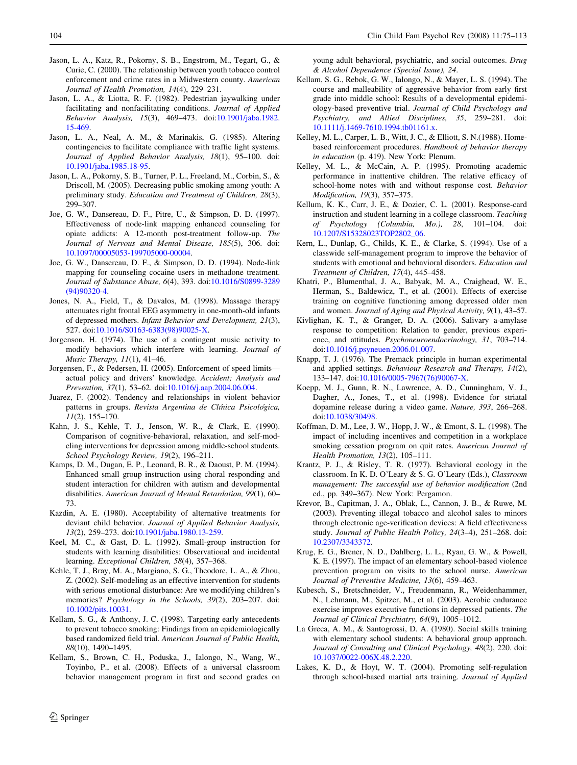Jason, L. A., Katz, R., Pokorny, S. B., Engstrom, M., Tegart, G., & Curie, C. (2000). The relationship between youth tobacco control enforcement and crime rates in a Midwestern county. *American Journal of Health Promotion, 14*(4), 229–231.

Jason, L. A., & Liotta, R. F. (1982). Pedestrian jaywalking under facilitating and nonfacilitating conditions. *Journal of Applied Behavior Analysis, 15*(3), 469–473. doi:10.1901/jaba.1982.15-469.

Jason, L. A., Neal, A. M., & Marinakis, G. (1985). Altering contingencies to facilitate compliance with traffic light systems. *Journal of Applied Behavior Analysis, 18*(1), 95–100. doi:10.1901/jaba.1985.18-95.

Jason, L. A., Pokorny, S. B., Turner, P. L., Freeland, M., Corbin, S., & Driscoll, M. (2005). Decreasing public smoking among youth: A preliminary study. *Education and Treatment of Children, 28*(3), 299–307.

Joe, G. W., Dansereau, D. F., Pitre, U., & Simpson, D. D. (1997). Effectiveness of node-link mapping enhanced counseling for opiate addicts: A 12-month post-treatment follow-up. *The Journal of Nervous and Mental Disease, 185*(5), 306. doi:10.1097/00005053-199705000-00004.

Joe, G. W., Dansereau, D. F., & Simpson, D. D. (1994). Node-link mapping for counseling cocaine users in methadone treatment. *Journal of Substance Abuse, 6*(4), 393. doi:10.1016/S0899-3289(94)90320-4.

Jones, N. A., Field, T., & Davalos, M. (1998). Massage therapy attenuates right frontal EEG asymmetry in one-month-old infants of depressed mothers. *Infant Behavior and Development, 21*(3), 527. doi:10.1016/S0163-6383(98)90025-X.

Jorgenson, H. (1974). The use of a contingent music activity to modify behaviors which interfere with learning. *Journal of Music Therapy, 11*(1), 41–46.

Jorgensen, F., & Pedersen, H. (2005). Enforcement of speed limits—actual policy and drivers' knowledge. *Accident; Analysis and Prevention, 37*(1), 53–62. doi:10.1016/j.aap.2004.06.004.

Juarez, F. (2002). Tendency and relationships in violent behavior patterns in groups. *Revista Argentina de Clínica Psicológica, 11*(2), 155–170.

Kahn, J. S., Kehle, T. J., Jenson, W. R., & Clark, E. (1990). Comparison of cognitive-behavioral, relaxation, and self-modeling interventions for depression among middle-school students. *School Psychology Review, 19*(2), 196–211.

Kamps, D. M., Dugan, E. P., Leonard, B. R., & Daoust, P. M. (1994). Enhanced small group instruction using choral responding and student interaction for children with autism and developmental disabilities. *American Journal of Mental Retardation, 99*(1), 60–73.

Kazdin, A. E. (1980). Acceptability of alternative treatments for deviant child behavior. *Journal of Applied Behavior Analysis, 13*(2), 259–273. doi:10.1901/jaba.1980.13-259.

Keel, M. C., & Gast, D. L. (1992). Small-group instruction for students with learning disabilities: Observational and incidental learning. *Exceptional Children, 58*(4), 357–368.

Kehle, T. J., Bray, M. A., Margiano, S. G., Theodore, L. A., & Zhou, Z. (2002). Self-modeling as an effective intervention for students with serious emotional disturbance: Are we modifying children's memories? *Psychology in the Schools, 39*(2), 203–207. doi:10.1002/pits.10031.

Kellam, S. G., & Anthony, J. C. (1998). Targeting early antecedents to prevent tobacco smoking: Findings from an epidemiologically based randomized field trial. *American Journal of Public Health, 88*(10), 1490–1495.

Kellam, S., Brown, C. H., Poduska, J., Ialongo, N., Wang, W., Toyinbo, P., et al. (2008). Effects of a universal classroom behavior management program in first and second grades on young adult behavioral, psychiatric, and social outcomes. *Drug & Alcohol Dependence (Special Issue), 24*.

Kellam, S. G., Rebok, G. W., Ialongo, N., & Mayer, L. S. (1994). The course and malleability of aggressive behavior from early first grade into middle school: Results of a developmental epidemiology-based preventive trial. *Journal of Child Psychology and Psychiatry, and Allied Disciplines, 35*, 259–281. doi:10.1111/j.1469-7610.1994.tb01161.x.

Kelley, M. L., Carper, L. B., Witt, J. C., & Elliott, S. N.(1988). Home-based reinforcement procedures. *Handbook of behavior therapy in education* (p. 419). New York: Plenum.

Kelley, M. L., & McCain, A. P. (1995). Promoting academic performance in inattentive children. The relative efficacy of school-home notes with and without response cost. *Behavior Modification, 19*(3), 357–375.

Kellum, K. K., Carr, J. E., & Dozier, C. L. (2001). Response-card instruction and student learning in a college classroom. *Teaching of Psychology (Columbia, Mo.), 28*, 101–104. doi:10.1207/S15328023TOP2802_06.

Kern, L., Dunlap, G., Childs, K. E., & Clarke, S. (1994). Use of a classwide self-management program to improve the behavior of students with emotional and behavioral disorders. *Education and Treatment of Children, 17*(4), 445–458.

Khatri, P., Blumenthal, J. A., Babyak, M. A., Craighead, W. E., Herman, S., Baldewicz, T., et al. (2001). Effects of exercise training on cognitive functioning among depressed older men and women. *Journal of Aging and Physical Activity, 9*(1), 43–57.

Kivlighan, K. T., & Granger, D. A. (2006). Salivary a-amylase response to competition: Relation to gender, previous experience, and attitudes. *Psychoneuroendocrinology, 31*, 703–714. doi:10.1016/j.psyneuen.2006.01.007.

Knapp, T. J. (1976). The Premack principle in human experimental and applied settings. *Behaviour Research and Therapy, 14*(2), 133–147. doi:10.1016/0005-7967(76)90067-X.

Koepp, M. J., Gunn, R. N., Lawrence, A. D., Cunningham, V. J., Dagher, A., Jones, T., et al. (1998). Evidence for striatal dopamine release during a video game. *Nature, 393*, 266–268. doi:10.1038/30498.

Koffman, D. M., Lee, J. W., Hopp, J. W., & Emont, S. L. (1998). The impact of including incentives and competition in a workplace smoking cessation program on quit rates. *American Journal of Health Promotion, 13*(2), 105–111.

Krantz, P. J., & Risley, T. R. (1977). Behavioral ecology in the classroom. In K. D. O'Leary & S. G. O'Leary (Eds.), *Classroom management: The successful use of behavior modification* (2nd ed., pp. 349–367). New York: Pergamon.

Krevor, B., Capitman, J. A., Oblak, L., Cannon, J. B., & Ruwe, M. (2003). Preventing illegal tobacco and alcohol sales to minors through electronic age-verification devices: A field effectiveness study. *Journal of Public Health Policy, 24*(3–4), 251–268. doi:10.2307/3343372.

Krug, E. G., Brener, N. D., Dahlberg, L. L., Ryan, G. W., & Powell, K. E. (1997). The impact of an elementary school-based violence prevention program on visits to the school nurse. *American Journal of Preventive Medicine, 13*(6), 459–463.

Kubesch, S., Bretschneider, V., Freudenmann, R., Weidenhammer, N., Lehmann, M., Spitzer, M., et al. (2003). Aerobic endurance exercise improves executive functions in depressed patients. *The Journal of Clinical Psychiatry, 64*(9), 1005–1012.

La Greca, A. M., & Santogrossi, D. A. (1980). Social skills training with elementary school students: A behavioral group approach. *Journal of Consulting and Clinical Psychology, 48*(2), 220. doi:10.1037/0022-006X.48.2.220.

Lakes, K. D., & Hoyt, W. T. (2004). Promoting self-regulation through school-based martial arts training. *Journal of Applied*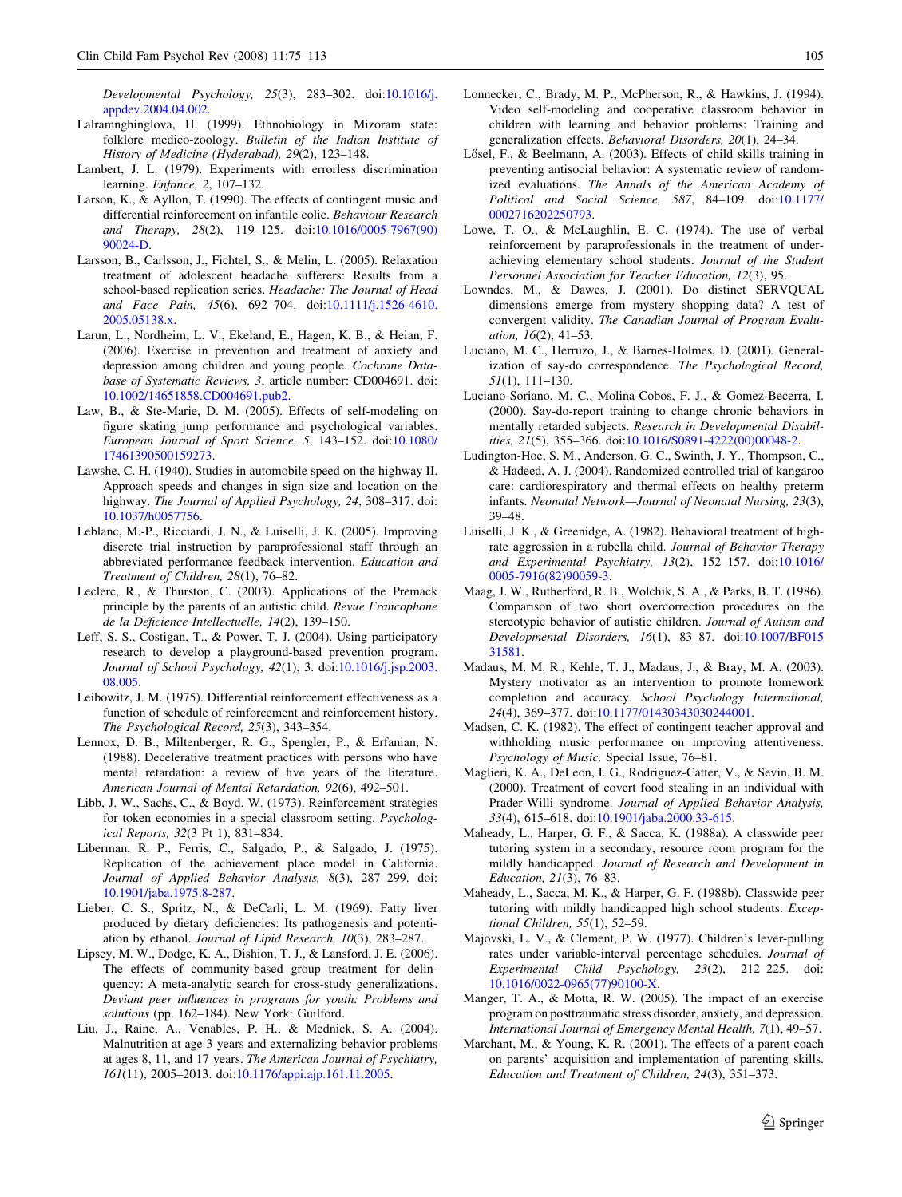*Developmental Psychology, 25*(3), 283–302. doi:10.1016/j.appdev.2004.04.002.

Lalramnghinglova, H. (1999). Ethnobiology in Mizoram state: folklore medico-zoology. *Bulletin of the Indian Institute of History of Medicine (Hyderabad), 29*(2), 123–148.

Lambert, J. L. (1979). Experiments with errorless discrimination learning. *Enfance, 2*, 107–132.

Larson, K., & Ayllon, T. (1990). The effects of contingent music and differential reinforcement on infantile colic. *Behaviour Research and Therapy, 28*(2), 119–125. doi:10.1016/0005-7967(90)90024-D.

Larsson, B., Carlsson, J., Fichtel, S., & Melin, L. (2005). Relaxation treatment of adolescent headache sufferers: Results from a school-based replication series. *Headache: The Journal of Head and Face Pain, 45*(6), 692–704. doi:10.1111/j.1526-4610.2005.05138.x.

Larun, L., Nordheim, L. V., Ekeland, E., Hagen, K. B., & Heian, F. (2006). Exercise in prevention and treatment of anxiety and depression among children and young people. *Cochrane Database of Systematic Reviews, 3*, article number: CD004691. doi:10.1002/14651858.CD004691.pub2.

Law, B., & Ste-Marie, D. M. (2005). Effects of self-modeling on figure skating jump performance and psychological variables. *European Journal of Sport Science, 5*, 143–152. doi:10.1080/17461390500159273.

Lawshe, C. H. (1940). Studies in automobile speed on the highway II. Approach speeds and changes in sign size and location on the highway. *The Journal of Applied Psychology, 24*, 308–317. doi:10.1037/h0057756.

Leblanc, M.-P., Ricciardi, J. N., & Luiselli, J. K. (2005). Improving discrete trial instruction by paraprofessional staff through an abbreviated performance feedback intervention. *Education and Treatment of Children, 28*(1), 76–82.

Leclerc, R., & Thurston, C. (2003). Applications of the Premack principle by the parents of an autistic child. *Revue Francophone de la Déficience Intellectuelle, 14*(2), 139–150.

Leff, S. S., Costigan, T., & Power, T. J. (2004). Using participatory research to develop a playground-based prevention program. *Journal of School Psychology, 42*(1), 3. doi:10.1016/j.jsp.2003.08.005.

Leibowitz, J. M. (1975). Differential reinforcement effectiveness as a function of schedule of reinforcement and reinforcement history. *The Psychological Record, 25*(3), 343–354.

Lennox, D. B., Miltenberger, R. G., Spengler, P., & Erfanian, N. (1988). Decelerative treatment practices with persons who have mental retardation: a review of five years of the literature. *American Journal of Mental Retardation, 92*(6), 492–501.

Libb, J. W., Sachs, C., & Boyd, W. (1973). Reinforcement strategies for token economies in a special classroom setting. *Psychological Reports, 32*(3 Pt 1), 831–834.

Liberman, R. P., Ferris, C., Salgado, P., & Salgado, J. (1975). Replication of the achievement place model in California. *Journal of Applied Behavior Analysis, 8*(3), 287–299. doi:10.1901/jaba.1975.8-287.

Lieber, C. S., Spritz, N., & DeCarli, L. M. (1969). Fatty liver produced by dietary deficiencies: Its pathogenesis and potentiation by ethanol. *Journal of Lipid Research, 10*(3), 283–287.

Lipsey, M. W., Dodge, K. A., Dishion, T. J., & Lansford, J. E. (2006). The effects of community-based group treatment for delinquency: A meta-analytic search for cross-study generalizations. *Deviant peer influences in programs for youth: Problems and solutions* (pp. 162–184). New York: Guilford.

Liu, J., Raine, A., Venables, P. H., & Mednick, S. A. (2004). Malnutrition at age 3 years and externalizing behavior problems at ages 8, 11, and 17 years. *The American Journal of Psychiatry, 161*(11), 2005–2013. doi:10.1176/appi.ajp.161.11.2005.

Lonnecker, C., Brady, M. P., McPherson, R., & Hawkins, J. (1994). Video self-modeling and cooperative classroom behavior in children with learning and behavior problems: Training and generalization effects. *Behavioral Disorders, 20*(1), 24–34.

Lősel, F., & Beelmann, A. (2003). Effects of child skills training in preventing antisocial behavior: A systematic review of randomized evaluations. *The Annals of the American Academy of Political and Social Science, 587*, 84–109. doi:10.1177/0002716202250793.

Lowe, T. O., & McLaughlin, E. C. (1974). The use of verbal reinforcement by paraprofessionals in the treatment of underachieving elementary school students. *Journal of the Student Personnel Association for Teacher Education, 12*(3), 95.

Lowndes, M., & Dawes, J. (2001). Do distinct SERVQUAL dimensions emerge from mystery shopping data? A test of convergent validity. *The Canadian Journal of Program Evaluation, 16*(2), 41–53.

Luciano, M. C., Herruzo, J., & Barnes-Holmes, D. (2001). Generalization of say-do correspondence. *The Psychological Record, 51*(1), 111–130.

Luciano-Soriano, M. C., Molina-Cobos, F. J., & Gomez-Becerra, I. (2000). Say-do-report training to change chronic behaviors in mentally retarded subjects. *Research in Developmental Disabilities, 21*(5), 355–366. doi:10.1016/S0891-4222(00)00048-2.

Ludington-Hoe, S. M., Anderson, G. C., Swinth, J. Y., Thompson, C., & Hadeed, A. J. (2004). Randomized controlled trial of kangaroo care: cardiorespiratory and thermal effects on healthy preterm infants. *Neonatal Network—Journal of Neonatal Nursing, 23*(3), 39–48.

Luiselli, J. K., & Greenidge, A. (1982). Behavioral treatment of high-rate aggression in a rubella child. *Journal of Behavior Therapy and Experimental Psychiatry, 13*(2), 152–157. doi:10.1016/0005-7916(82)90059-3.

Maag, J. W., Rutherford, R. B., Wolchik, S. A., & Parks, B. T. (1986). Comparison of two short overcorrection procedures on the stereotypic behavior of autistic children. *Journal of Autism and Developmental Disorders, 16*(1), 83–87. doi:10.1007/BF01531581.

Madaus, M. M. R., Kehle, T. J., Madaus, J., & Bray, M. A. (2003). Mystery motivator as an intervention to promote homework completion and accuracy. *School Psychology International, 24*(4), 369–377. doi:10.1177/01430343030244001.

Madsen, C. K. (1982). The effect of contingent teacher approval and withholding music performance on improving attentiveness. *Psychology of Music,* Special Issue, 76–81.

Maglieri, K. A., DeLeon, I. G., Rodriguez-Catter, V., & Sevin, B. M. (2000). Treatment of covert food stealing in an individual with Prader-Willi syndrome. *Journal of Applied Behavior Analysis, 33*(4), 615–618. doi:10.1901/jaba.2000.33-615.

Maheady, L., Harper, G. F., & Sacca, K. (1988a). A classwide peer tutoring system in a secondary, resource room program for the mildly handicapped. *Journal of Research and Development in Education, 21*(3), 76–83.

Maheady, L., Sacca, M. K., & Harper, G. F. (1988b). Classwide peer tutoring with mildly handicapped high school students. *Exceptional Children, 55*(1), 52–59.

Majovski, L. V., & Clement, P. W. (1977). Children's lever-pulling rates under variable-interval percentage schedules. *Journal of Experimental Child Psychology, 23*(2), 212–225. doi:10.1016/0022-0965(77)90100-X.

Manger, T. A., & Motta, R. W. (2005). The impact of an exercise program on posttraumatic stress disorder, anxiety, and depression. *International Journal of Emergency Mental Health, 7*(1), 49–57.

Marchant, M., & Young, K. R. (2001). The effects of a parent coach on parents' acquisition and implementation of parenting skills. *Education and Treatment of Children, 24*(3), 351–373.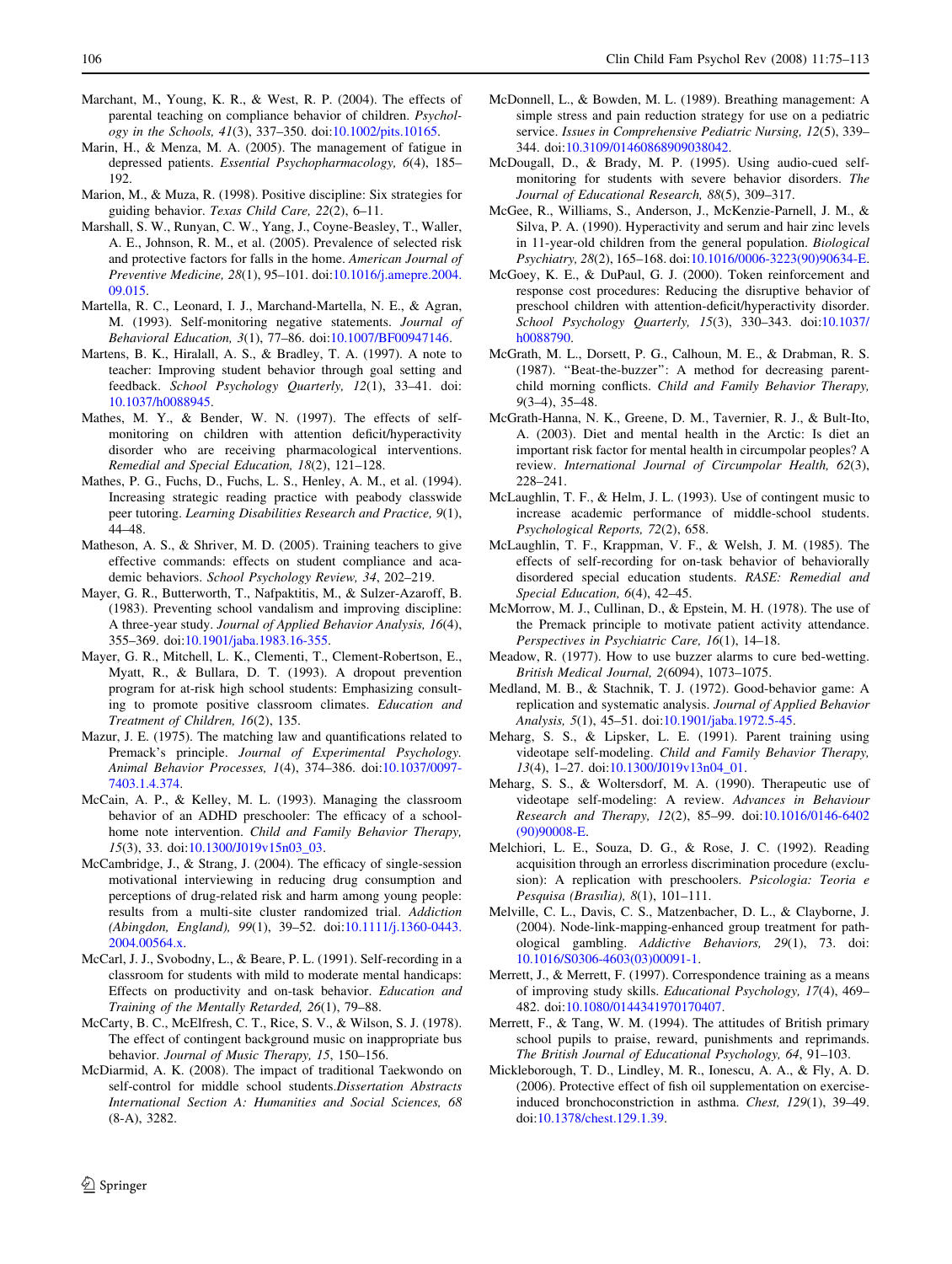Marchant, M., Young, K. R., & West, R. P. (2004). The effects of parental teaching on compliance behavior of children. *Psychology in the Schools, 41*(3), 337–350. doi:10.1002/pits.10165.

Marin, H., & Menza, M. A. (2005). The management of fatigue in depressed patients. *Essential Psychopharmacology, 6*(4), 185–192.

Marion, M., & Muza, R. (1998). Positive discipline: Six strategies for guiding behavior. *Texas Child Care, 22*(2), 6–11.

Marshall, S. W., Runyan, C. W., Yang, J., Coyne-Beasley, T., Waller, A. E., Johnson, R. M., et al. (2005). Prevalence of selected risk and protective factors for falls in the home. *American Journal of Preventive Medicine, 28*(1), 95–101. doi:10.1016/j.amepre.2004.09.015.

Martella, R. C., Leonard, I. J., Marchand-Martella, N. E., & Agran, M. (1993). Self-monitoring negative statements. *Journal of Behavioral Education, 3*(1), 77–86. doi:10.1007/BF00947146.

Martens, B. K., Hiralall, A. S., & Bradley, T. A. (1997). A note to teacher: Improving student behavior through goal setting and feedback. *School Psychology Quarterly, 12*(1), 33–41. doi:10.1037/h0088945.

Mathes, M. Y., & Bender, W. N. (1997). The effects of self-monitoring on children with attention deficit/hyperactivity disorder who are receiving pharmacological interventions. *Remedial and Special Education, 18*(2), 121–128.

Mathes, P. G., Fuchs, D., Fuchs, L. S., Henley, A. M., et al. (1994). Increasing strategic reading practice with peabody classwide peer tutoring. *Learning Disabilities Research and Practice, 9*(1), 44–48.

Matheson, A. S., & Shriver, M. D. (2005). Training teachers to give effective commands: effects on student compliance and academic behaviors. *School Psychology Review, 34*, 202–219.

Mayer, G. R., Butterworth, T., Nafpaktitis, M., & Sulzer-Azaroff, B. (1983). Preventing school vandalism and improving discipline: A three-year study. *Journal of Applied Behavior Analysis, 16*(4), 355–369. doi:10.1901/jaba.1983.16-355.

Mayer, G. R., Mitchell, L. K., Clementi, T., Clement-Robertson, E., Myatt, R., & Bullara, D. T. (1993). A dropout prevention program for at-risk high school students: Emphasizing consulting to promote positive classroom climates. *Education and Treatment of Children, 16*(2), 135.

Mazur, J. E. (1975). The matching law and quantifications related to Premack's principle. *Journal of Experimental Psychology. Animal Behavior Processes, 1*(4), 374–386. doi:10.1037/0097-7403.1.4.374.

McCain, A. P., & Kelley, M. L. (1993). Managing the classroom behavior of an ADHD preschooler: The efficacy of a school-home note intervention. *Child and Family Behavior Therapy, 15*(3), 33. doi:10.1300/J019v15n03_03.

McCambridge, J., & Strang, J. (2004). The efficacy of single-session motivational interviewing in reducing drug consumption and perceptions of drug-related risk and harm among young people: results from a multi-site cluster randomized trial. *Addiction (Abingdon, England), 99*(1), 39–52. doi:10.1111/j.1360-0443.2004.00564.x.

McCarl, J. J., Svobodny, L., & Beare, P. L. (1991). Self-recording in a classroom for students with mild to moderate mental handicaps: Effects on productivity and on-task behavior. *Education and Training of the Mentally Retarded, 26*(1), 79–88.

McCarty, B. C., McElfresh, C. T., Rice, S. V., & Wilson, S. J. (1978). The effect of contingent background music on inappropriate bus behavior. *Journal of Music Therapy, 15*, 150–156.

McDiarmid, A. K. (2008). The impact of traditional Taekwondo on self-control for middle school students. *Dissertation Abstracts International Section A: Humanities and Social Sciences, 68* (8-A), 3282.

McDonnell, L., & Bowden, M. L. (1989). Breathing management: A simple stress and pain reduction strategy for use on a pediatric service. *Issues in Comprehensive Pediatric Nursing, 12*(5), 339–344. doi:10.3109/01460868909038042.

McDougall, D., & Brady, M. P. (1995). Using audio-cued self-monitoring for students with severe behavior disorders. *The Journal of Educational Research, 88*(5), 309–317.

McGee, R., Williams, S., Anderson, J., McKenzie-Parnell, J. M., & Silva, P. A. (1990). Hyperactivity and serum and hair zinc levels in 11-year-old children from the general population. *Biological Psychiatry, 28*(2), 165–168. doi:10.1016/0006-3223(90)90634-E.

McGoey, K. E., & DuPaul, G. J. (2000). Token reinforcement and response cost procedures: Reducing the disruptive behavior of preschool children with attention-deficit/hyperactivity disorder. *School Psychology Quarterly, 15*(3), 330–343. doi:10.1037/h0088790.

McGrath, M. L., Dorsett, P. G., Calhoun, M. E., & Drabman, R. S. (1987). "Beat-the-buzzer": A method for decreasing parent-child morning conflicts. *Child and Family Behavior Therapy, 9*(3–4), 35–48.

McGrath-Hanna, N. K., Greene, D. M., Tavernier, R. J., & Bult-Ito, A. (2003). Diet and mental health in the Arctic: Is diet an important risk factor for mental health in circumpolar peoples? A review. *International Journal of Circumpolar Health, 62*(3), 228–241.

McLaughlin, T. F., & Helm, J. L. (1993). Use of contingent music to increase academic performance of middle-school students. *Psychological Reports, 72*(2), 658.

McLaughlin, T. F., Krappman, V. F., & Welsh, J. M. (1985). The effects of self-recording for on-task behavior of behaviorally disordered special education students. *RASE: Remedial and Special Education, 6*(4), 42–45.

McMorrow, M. J., Cullinan, D., & Epstein, M. H. (1978). The use of the Premack principle to motivate patient activity attendance. *Perspectives in Psychiatric Care, 16*(1), 14–18.

Meadow, R. (1977). How to use buzzer alarms to cure bed-wetting. *British Medical Journal, 2*(6094), 1073–1075.

Medland, M. B., & Stachnik, T. J. (1972). Good-behavior game: A replication and systematic analysis. *Journal of Applied Behavior Analysis, 5*(1), 45–51. doi:10.1901/jaba.1972.5-45.

Meharg, S. S., & Lipsker, L. E. (1991). Parent training using videotape self-modeling. *Child and Family Behavior Therapy, 13*(4), 1–27. doi:10.1300/J019v13n04_01.

Meharg, S. S., & Woltersdorf, M. A. (1990). Therapeutic use of videotape self-modeling: A review. *Advances in Behaviour Research and Therapy, 12*(2), 85–99. doi:10.1016/0146-6402(90)90008-E.

Melchiori, L. E., Souza, D. G., & Rose, J. C. (1992). Reading acquisition through an errorless discrimination procedure (exclusion): A replication with preschoolers. *Psicologia: Teoria e Pesquisa (Brasília), 8*(1), 101–111.

Melville, C. L., Davis, C. S., Matzenbacher, D. L., & Clayborne, J. (2004). Node-link-mapping-enhanced group treatment for pathological gambling. *Addictive Behaviors, 29*(1), 73. doi:10.1016/S0306-4603(03)00091-1.

Merrett, J., & Merrett, F. (1997). Correspondence training as a means of improving study skills. *Educational Psychology, 17*(4), 469–482. doi:10.1080/0144341970170407.

Merrett, F., & Tang, W. M. (1994). The attitudes of British primary school pupils to praise, reward, punishments and reprimands. *The British Journal of Educational Psychology, 64*, 91–103.

Mickleborough, T. D., Lindley, M. R., Ionescu, A. A., & Fly, A. D. (2006). Protective effect of fish oil supplementation on exercise-induced bronchoconstriction in asthma. *Chest, 129*(1), 39–49. doi:10.1378/chest.129.1.39.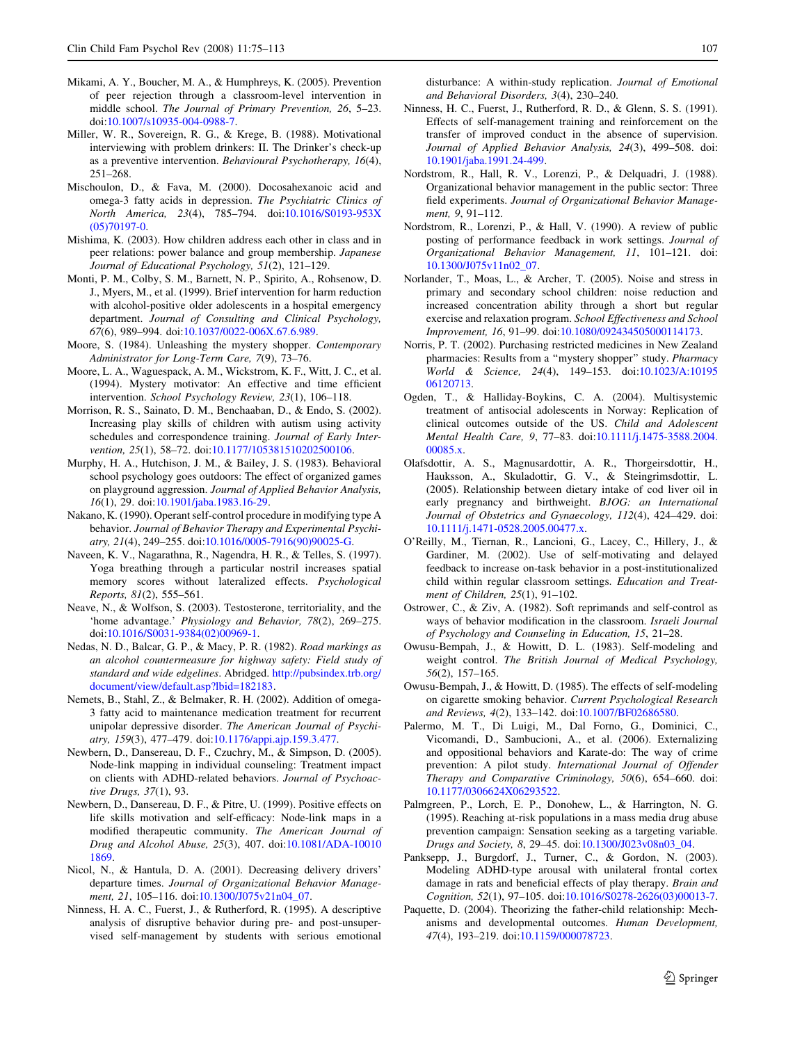Mikami, A. Y., Boucher, M. A., & Humphreys, K. (2005). Prevention of peer rejection through a classroom-level intervention in middle school. *The Journal of Primary Prevention, 26*, 5–23. doi:10.1007/s10935-004-0988-7.

Miller, W. R., Sovereign, R. G., & Krege, B. (1988). Motivational interviewing with problem drinkers: II. The Drinker's check-up as a preventive intervention. *Behavioural Psychotherapy, 16*(4), 251–268.

Mischoulon, D., & Fava, M. (2000). Docosahexanoic acid and omega-3 fatty acids in depression. *The Psychiatric Clinics of North America, 23*(4), 785–794. doi:10.1016/S0193-953X(05)70197-0.

Mishima, K. (2003). How children address each other in class and in peer relations: power balance and group membership. *Japanese Journal of Educational Psychology, 51*(2), 121–129.

Monti, P. M., Colby, S. M., Barnett, N. P., Spirito, A., Rohsenow, D. J., Myers, M., et al. (1999). Brief intervention for harm reduction with alcohol-positive older adolescents in a hospital emergency department. *Journal of Consulting and Clinical Psychology, 67*(6), 989–994. doi:10.1037/0022-006X.67.6.989.

Moore, S. (1984). Unleashing the mystery shopper. *Contemporary Administrator for Long-Term Care, 7*(9), 73–76.

Moore, L. A., Waguespack, A. M., Wickstrom, K. F., Witt, J. C., et al. (1994). Mystery motivator: An effective and time efficient intervention. *School Psychology Review, 23*(1), 106–118.

Morrison, R. S., Sainato, D. M., Benchaaban, D., & Endo, S. (2002). Increasing play skills of children with autism using activity schedules and correspondence training. *Journal of Early Intervention, 25*(1), 58–72. doi:10.1177/105381510202500106.

Murphy, H. A., Hutchison, J. M., & Bailey, J. S. (1983). Behavioral school psychology goes outdoors: The effect of organized games on playground aggression. *Journal of Applied Behavior Analysis, 16*(1), 29. doi:10.1901/jaba.1983.16-29.

Nakano, K. (1990). Operant self-control procedure in modifying type A behavior. *Journal of Behavior Therapy and Experimental Psychiatry, 21*(4), 249–255. doi:10.1016/0005-7916(90)90025-G.

Naveen, K. V., Nagarathna, R., Nagendra, H. R., & Telles, S. (1997). Yoga breathing through a particular nostril increases spatial memory scores without lateralized effects. *Psychological Reports, 81*(2), 555–561.

Neave, N., & Wolfson, S. (2003). Testosterone, territoriality, and the 'home advantage.' *Physiology and Behavior, 78*(2), 269–275. doi:10.1016/S0031-9384(02)00969-1.

Nedas, N. D., Balcar, G. P., & Macy, P. R. (1982). *Road markings as an alcohol countermeasure for highway safety: Field study of standard and wide edgelines*. Abridged. http://pubsindex.trb.org/document/view/default.asp?lbid=182183.

Nemets, B., Stahl, Z., & Belmaker, R. H. (2002). Addition of omega-3 fatty acid to maintenance medication treatment for recurrent unipolar depressive disorder. *The American Journal of Psychiatry, 159*(3), 477–479. doi:10.1176/appi.ajp.159.3.477.

Newbern, D., Dansereau, D. F., Czuchry, M., & Simpson, D. (2005). Node-link mapping in individual counseling: Treatment impact on clients with ADHD-related behaviors. *Journal of Psychoactive Drugs, 37*(1), 93.

Newbern, D., Dansereau, D. F., & Pitre, U. (1999). Positive effects on life skills motivation and self-efficacy: Node-link maps in a modified therapeutic community. *The American Journal of Drug and Alcohol Abuse, 25*(3), 407. doi:10.1081/ADA-100101869.

Nicol, N., & Hantula, D. A. (2001). Decreasing delivery drivers' departure times. *Journal of Organizational Behavior Management, 21*, 105–116. doi:10.1300/J075v21n04_07.

Ninness, H. A. C., Fuerst, J., & Rutherford, R. (1995). A descriptive analysis of disruptive behavior during pre- and post-unsupervised self-management by students with serious emotional disturbance: A within-study replication. *Journal of Emotional and Behavioral Disorders, 3*(4), 230–240.

Ninness, H. C., Fuerst, J., Rutherford, R. D., & Glenn, S. S. (1991). Effects of self-management training and reinforcement on the transfer of improved conduct in the absence of supervision. *Journal of Applied Behavior Analysis, 24*(3), 499–508. doi:10.1901/jaba.1991.24-499.

Nordstrom, R., Hall, R. V., Lorenzi, P., & Delquadri, J. (1988). Organizational behavior management in the public sector: Three field experiments. *Journal of Organizational Behavior Management, 9*, 91–112.

Nordstrom, R., Lorenzi, P., & Hall, V. (1990). A review of public posting of performance feedback in work settings. *Journal of Organizational Behavior Management, 11*, 101–121. doi:10.1300/J075v11n02_07.

Norlander, T., Moas, L., & Archer, T. (2005). Noise and stress in primary and secondary school children: noise reduction and increased concentration ability through a short but regular exercise and relaxation program. *School Effectiveness and School Improvement, 16*, 91–99. doi:10.1080/092434505000114173.

Norris, P. T. (2002). Purchasing restricted medicines in New Zealand pharmacies: Results from a "mystery shopper" study. *Pharmacy World & Science, 24*(4), 149–153. doi:10.1023/A:1019506120713.

Ogden, T., & Halliday-Boykins, C. A. (2004). Multisystemic treatment of antisocial adolescents in Norway: Replication of clinical outcomes outside of the US. *Child and Adolescent Mental Health Care, 9*, 77–83. doi:10.1111/j.1475-3588.2004.00085.x.

Olafsdottir, A. S., Magnusardottir, A. R., Thorgeirsdottir, H., Hauksson, A., Skuladottir, G. V., & Steingrimsdottir, L. (2005). Relationship between dietary intake of cod liver oil in early pregnancy and birthweight. *BJOG: an International Journal of Obstetrics and Gynaecology, 112*(4), 424–429. doi:10.1111/j.1471-0528.2005.00477.x.

O'Reilly, M., Tiernan, R., Lancioni, G., Lacey, C., Hillery, J., & Gardiner, M. (2002). Use of self-motivating and delayed feedback to increase on-task behavior in a post-institutionalized child within regular classroom settings. *Education and Treatment of Children, 25*(1), 91–102.

Ostrower, C., & Ziv, A. (1982). Soft reprimands and self-control as ways of behavior modification in the classroom. *Israeli Journal of Psychology and Counseling in Education, 15*, 21–28.

Owusu-Bempah, J., & Howitt, D. L. (1983). Self-modeling and weight control. *The British Journal of Medical Psychology, 56*(2), 157–165.

Owusu-Bempah, J., & Howitt, D. (1985). The effects of self-modeling on cigarette smoking behavior. *Current Psychological Research and Reviews, 4*(2), 133–142. doi:10.1007/BF02686580.

Palermo, M. T., Di Luigi, M., Dal Forno, G., Dominici, C., Vicomandi, D., Sambucioni, A., et al. (2006). Externalizing and oppositional behaviors and Karate-do: The way of crime prevention: A pilot study. *International Journal of Offender Therapy and Comparative Criminology, 50*(6), 654–660. doi:10.1177/0306624X06293522.

Palmgreen, P., Lorch, E. P., Donohew, L., & Harrington, N. G. (1995). Reaching at-risk populations in a mass media drug abuse prevention campaign: Sensation seeking as a targeting variable. *Drugs and Society, 8*, 29–45. doi:10.1300/J023v08n03_04.

Panksepp, J., Burgdorf, J., Turner, C., & Gordon, N. (2003). Modeling ADHD-type arousal with unilateral frontal cortex damage in rats and beneficial effects of play therapy. *Brain and Cognition, 52*(1), 97–105. doi:10.1016/S0278-2626(03)00013-7.

Paquette, D. (2004). Theorizing the father-child relationship: Mechanisms and developmental outcomes. *Human Development, 47*(4), 193–219. doi:10.1159/000078723.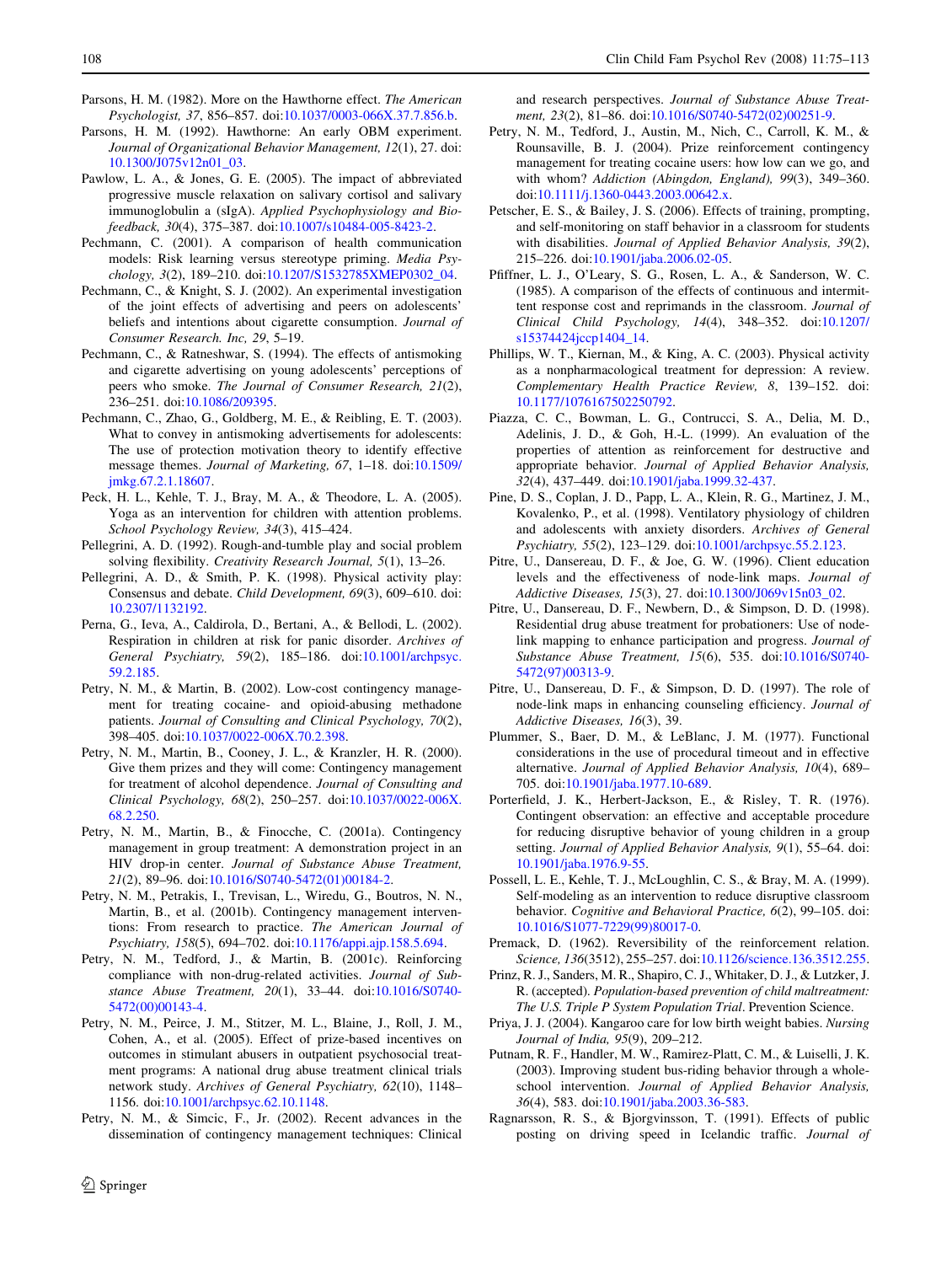Parsons, H. M. (1982). More on the Hawthorne effect. *The American Psychologist, 37*, 856–857. doi:10.1037/0003-066X.37.7.856.b.

Parsons, H. M. (1992). Hawthorne: An early OBM experiment. *Journal of Organizational Behavior Management, 12*(1), 27. doi: 10.1300/J075v12n01_03.

Pawlow, L. A., & Jones, G. E. (2005). The impact of abbreviated progressive muscle relaxation on salivary cortisol and salivary immunoglobulin a (sIgA). *Applied Psychophysiology and Biofeedback, 30*(4), 375–387. doi:10.1007/s10484-005-8423-2.

Pechmann, C. (2001). A comparison of health communication models: Risk learning versus stereotype priming. *Media Psychology, 3*(2), 189–210. doi:10.1207/S1532785XMEP0302_04.

Pechmann, C., & Knight, S. J. (2002). An experimental investigation of the joint effects of advertising and peers on adolescents' beliefs and intentions about cigarette consumption. *Journal of Consumer Research. Inc, 29*, 5–19.

Pechmann, C., & Ratneshwar, S. (1994). The effects of antismoking and cigarette advertising on young adolescents' perceptions of peers who smoke. *The Journal of Consumer Research, 21*(2), 236–251. doi:10.1086/209395.

Pechmann, C., Zhao, G., Goldberg, M. E., & Reibling, E. T. (2003). What to convey in antismoking advertisements for adolescents: The use of protection motivation theory to identify effective message themes. *Journal of Marketing, 67*, 1–18. doi:10.1509/jmkg.67.2.1.18607.

Peck, H. L., Kehle, T. J., Bray, M. A., & Theodore, L. A. (2005). Yoga as an intervention for children with attention problems. *School Psychology Review, 34*(3), 415–424.

Pellegrini, A. D. (1992). Rough-and-tumble play and social problem solving flexibility. *Creativity Research Journal, 5*(1), 13–26.

Pellegrini, A. D., & Smith, P. K. (1998). Physical activity play: Consensus and debate. *Child Development, 69*(3), 609–610. doi: 10.2307/1132192.

Perna, G., Ieva, A., Caldirola, D., Bertani, A., & Bellodi, L. (2002). Respiration in children at risk for panic disorder. *Archives of General Psychiatry, 59*(2), 185–186. doi:10.1001/archpsyc.59.2.185.

Petry, N. M., & Martin, B. (2002). Low-cost contingency management for treating cocaine- and opioid-abusing methadone patients. *Journal of Consulting and Clinical Psychology, 70*(2), 398–405. doi:10.1037/0022-006X.70.2.398.

Petry, N. M., Martin, B., Cooney, J. L., & Kranzler, H. R. (2000). Give them prizes and they will come: Contingency management for treatment of alcohol dependence. *Journal of Consulting and Clinical Psychology, 68*(2), 250–257. doi:10.1037/0022-006X.68.2.250.

Petry, N. M., Martin, B., & Finocche, C. (2001a). Contingency management in group treatment: A demonstration project in an HIV drop-in center. *Journal of Substance Abuse Treatment, 21*(2), 89–96. doi:10.1016/S0740-5472(01)00184-2.

Petry, N. M., Petrakis, I., Trevisan, L., Wiredu, G., Boutros, N. N., Martin, B., et al. (2001b). Contingency management interventions: From research to practice. *The American Journal of Psychiatry, 158*(5), 694–702. doi:10.1176/appi.ajp.158.5.694.

Petry, N. M., Tedford, J., & Martin, B. (2001c). Reinforcing compliance with non-drug-related activities. *Journal of Substance Abuse Treatment, 20*(1), 33–44. doi:10.1016/S0740-5472(00)00143-4.

Petry, N. M., Peirce, J. M., Stitzer, M. L., Blaine, J., Roll, J. M., Cohen, A., et al. (2005). Effect of prize-based incentives on outcomes in stimulant abusers in outpatient psychosocial treatment programs: A national drug abuse treatment clinical trials network study. *Archives of General Psychiatry, 62*(10), 1148–1156. doi:10.1001/archpsyc.62.10.1148.

Petry, N. M., & Simcic, F., Jr. (2002). Recent advances in the dissemination of contingency management techniques: Clinical and research perspectives. *Journal of Substance Abuse Treatment, 23*(2), 81–86. doi:10.1016/S0740-5472(02)00251-9.

Petry, N. M., Tedford, J., Austin, M., Nich, C., Carroll, K. M., & Rounsaville, B. J. (2004). Prize reinforcement contingency management for treating cocaine users: how low can we go, and with whom? *Addiction (Abingdon, England), 99*(3), 349–360. doi:10.1111/j.1360-0443.2003.00642.x.

Petscher, E. S., & Bailey, J. S. (2006). Effects of training, prompting, and self-monitoring on staff behavior in a classroom for students with disabilities. *Journal of Applied Behavior Analysis, 39*(2), 215–226. doi:10.1901/jaba.2006.02-05.

Pfiffner, L. J., O'Leary, S. G., Rosen, L. A., & Sanderson, W. C. (1985). A comparison of the effects of continuous and intermittent response cost and reprimands in the classroom. *Journal of Clinical Child Psychology, 14*(4), 348–352. doi:10.1207/s15374424jccp1404_14.

Phillips, W. T., Kiernan, M., & King, A. C. (2003). Physical activity as a nonpharmacological treatment for depression: A review. *Complementary Health Practice Review, 8*, 139–152. doi: 10.1177/1076167502250792.

Piazza, C. C., Bowman, L. G., Contrucci, S. A., Delia, M. D., Adelinis, J. D., & Goh, H.-L. (1999). An evaluation of the properties of attention as reinforcement for destructive and appropriate behavior. *Journal of Applied Behavior Analysis, 32*(4), 437–449. doi:10.1901/jaba.1999.32-437.

Pine, D. S., Coplan, J. D., Papp, L. A., Klein, R. G., Martinez, J. M., Kovalenko, P., et al. (1998). Ventilatory physiology of children and adolescents with anxiety disorders. *Archives of General Psychiatry, 55*(2), 123–129. doi:10.1001/archpsyc.55.2.123.

Pitre, U., Dansereau, D. F., & Joe, G. W. (1996). Client education levels and the effectiveness of node-link maps. *Journal of Addictive Diseases, 15*(3), 27. doi:10.1300/J069v15n03_02.

Pitre, U., Dansereau, D. F., Newbern, D., & Simpson, D. D. (1998). Residential drug abuse treatment for probationers: Use of node-link mapping to enhance participation and progress. *Journal of Substance Abuse Treatment, 15*(6), 535. doi:10.1016/S0740-5472(97)00313-9.

Pitre, U., Dansereau, D. F., & Simpson, D. D. (1997). The role of node-link maps in enhancing counseling efficiency. *Journal of Addictive Diseases, 16*(3), 39.

Plummer, S., Baer, D. M., & LeBlanc, J. M. (1977). Functional considerations in the use of procedural timeout and in effective alternative. *Journal of Applied Behavior Analysis, 10*(4), 689–705. doi:10.1901/jaba.1977.10-689.

Porterfield, J. K., Herbert-Jackson, E., & Risley, T. R. (1976). Contingent observation: an effective and acceptable procedure for reducing disruptive behavior of young children in a group setting. *Journal of Applied Behavior Analysis, 9*(1), 55–64. doi: 10.1901/jaba.1976.9-55.

Possell, L. E., Kehle, T. J., McLoughlin, C. S., & Bray, M. A. (1999). Self-modeling as an intervention to reduce disruptive classroom behavior. *Cognitive and Behavioral Practice, 6*(2), 99–105. doi: 10.1016/S1077-7229(99)80017-0.

Premack, D. (1962). Reversibility of the reinforcement relation. *Science, 136*(3512), 255–257. doi:10.1126/science.136.3512.255.

Prinz, R. J., Sanders, M. R., Shapiro, C. J., Whitaker, D. J., & Lutzker, J. R. (accepted). *Population-based prevention of child maltreatment: The U.S. Triple P System Population Trial*. Prevention Science.

Priya, J. J. (2004). Kangaroo care for low birth weight babies. *Nursing Journal of India, 95*(9), 209–212.

Putnam, R. F., Handler, M. W., Ramirez-Platt, C. M., & Luiselli, J. K. (2003). Improving student bus-riding behavior through a whole-school intervention. *Journal of Applied Behavior Analysis, 36*(4), 583. doi:10.1901/jaba.2003.36-583.

Ragnarsson, R. S., & Bjorgvinsson, T. (1991). Effects of public posting on driving speed in Icelandic traffic. *Journal of*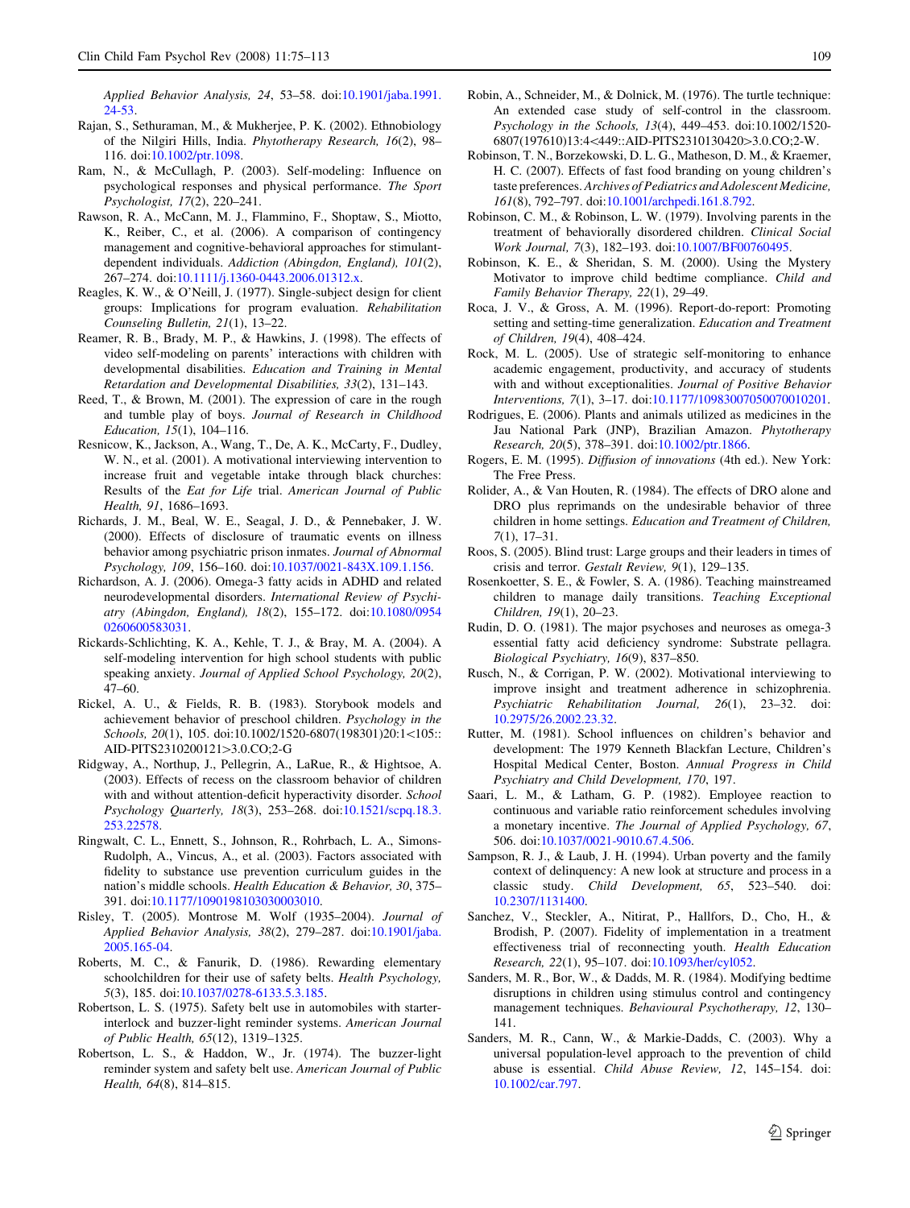*Applied Behavior Analysis, 24*, 53–58. doi:10.1901/jaba.1991.24-53.

Rajan, S., Sethuraman, M., & Mukherjee, P. K. (2002). Ethnobiology of the Nilgiri Hills, India. *Phytotherapy Research, 16*(2), 98–116. doi:10.1002/ptr.1098.

Ram, N., & McCullagh, P. (2003). Self-modeling: Influence on psychological responses and physical performance. *The Sport Psychologist, 17*(2), 220–241.

Rawson, R. A., McCann, M. J., Flammino, F., Shoptaw, S., Miotto, K., Reiber, C., et al. (2006). A comparison of contingency management and cognitive-behavioral approaches for stimulant-dependent individuals. *Addiction (Abingdon, England), 101*(2), 267–274. doi:10.1111/j.1360-0443.2006.01312.x.

Reagles, K. W., & O'Neill, J. (1977). Single-subject design for client groups: Implications for program evaluation. *Rehabilitation Counseling Bulletin, 21*(1), 13–22.

Reamer, R. B., Brady, M. P., & Hawkins, J. (1998). The effects of video self-modeling on parents' interactions with children with developmental disabilities. *Education and Training in Mental Retardation and Developmental Disabilities, 33*(2), 131–143.

Reed, T., & Brown, M. (2001). The expression of care in the rough and tumble play of boys. *Journal of Research in Childhood Education, 15*(1), 104–116.

Resnicow, K., Jackson, A., Wang, T., De, A. K., McCarty, F., Dudley, W. N., et al. (2001). A motivational interviewing intervention to increase fruit and vegetable intake through black churches: Results of the *Eat for Life* trial. *American Journal of Public Health, 91*, 1686–1693.

Richards, J. M., Beal, W. E., Seagal, J. D., & Pennebaker, J. W. (2000). Effects of disclosure of traumatic events on illness behavior among psychiatric prison inmates. *Journal of Abnormal Psychology, 109*, 156–160. doi:10.1037/0021-843X.109.1.156.

Richardson, A. J. (2006). Omega-3 fatty acids in ADHD and related neurodevelopmental disorders. *International Review of Psychiatry (Abingdon, England), 18*(2), 155–172. doi:10.1080/09540260600583031.

Rickards-Schlichting, K. A., Kehle, T. J., & Bray, M. A. (2004). A self-modeling intervention for high school students with public speaking anxiety. *Journal of Applied School Psychology, 20*(2), 47–60.

Rickel, A. U., & Fields, R. B. (1983). Storybook models and achievement behavior of preschool children. *Psychology in the Schools, 20*(1), 105. doi:10.1002/1520-6807(198301)20:1<105::AID-PITS2310200121>3.0.CO;2-G

Ridgway, A., Northup, J., Pellegrin, A., LaRue, R., & Hightsoe, A. (2003). Effects of recess on the classroom behavior of children with and without attention-deficit hyperactivity disorder. *School Psychology Quarterly, 18*(3), 253–268. doi:10.1521/scpq.18.3.253.22578.

Ringwalt, C. L., Ennett, S., Johnson, R., Rohrbach, L. A., Simons-Rudolph, A., Vincus, A., et al. (2003). Factors associated with fidelity to substance use prevention curriculum guides in the nation's middle schools. *Health Education & Behavior, 30*, 375–391. doi:10.1177/1090198103030003010.

Risley, T. (2005). Montrose M. Wolf (1935–2004). *Journal of Applied Behavior Analysis, 38*(2), 279–287. doi:10.1901/jaba.2005.165-04.

Roberts, M. C., & Fanurik, D. (1986). Rewarding elementary schoolchildren for their use of safety belts. *Health Psychology, 5*(3), 185. doi:10.1037/0278-6133.5.3.185.

Robertson, L. S. (1975). Safety belt use in automobiles with starter-interlock and buzzer-light reminder systems. *American Journal of Public Health, 65*(12), 1319–1325.

Robertson, L. S., & Haddon, W., Jr. (1974). The buzzer-light reminder system and safety belt use. *American Journal of Public Health, 64*(8), 814–815.

Robin, A., Schneider, M., & Dolnick, M. (1976). The turtle technique: An extended case study of self-control in the classroom. *Psychology in the Schools, 13*(4), 449–453. doi:10.1002/1520-6807(197610)13:4<449::AID-PITS2310130420>3.0.CO;2-W.

Robinson, T. N., Borzekowski, D. L. G., Matheson, D. M., & Kraemer, H. C. (2007). Effects of fast food branding on young children's taste preferences. *Archives of Pediatrics and Adolescent Medicine, 161*(8), 792–797. doi:10.1001/archpedi.161.8.792.

Robinson, C. M., & Robinson, L. W. (1979). Involving parents in the treatment of behaviorally disordered children. *Clinical Social Work Journal, 7*(3), 182–193. doi:10.1007/BF00760495.

Robinson, K. E., & Sheridan, S. M. (2000). Using the Mystery Motivator to improve child bedtime compliance. *Child and Family Behavior Therapy, 22*(1), 29–49.

Roca, J. V., & Gross, A. M. (1996). Report-do-report: Promoting setting and setting-time generalization. *Education and Treatment of Children, 19*(4), 408–424.

Rock, M. L. (2005). Use of strategic self-monitoring to enhance academic engagement, productivity, and accuracy of students with and without exceptionalities. *Journal of Positive Behavior Interventions, 7*(1), 3–17. doi:10.1177/10983007050070010201.

Rodrigues, E. (2006). Plants and animals utilized as medicines in the Jau National Park (JNP), Brazilian Amazon. *Phytotherapy Research, 20*(5), 378–391. doi:10.1002/ptr.1866.

Rogers, E. M. (1995). *Diffusion of innovations* (4th ed.). New York: The Free Press.

Rolider, A., & Van Houten, R. (1984). The effects of DRO alone and DRO plus reprimands on the undesirable behavior of three children in home settings. *Education and Treatment of Children, 7*(1), 17–31.

Roos, S. (2005). Blind trust: Large groups and their leaders in times of crisis and terror. *Gestalt Review, 9*(1), 129–135.

Rosenkoetter, S. E., & Fowler, S. A. (1986). Teaching mainstreamed children to manage daily transitions. *Teaching Exceptional Children, 19*(1), 20–23.

Rudin, D. O. (1981). The major psychoses and neuroses as omega-3 essential fatty acid deficiency syndrome: Substrate pellagra. *Biological Psychiatry, 16*(9), 837–850.

Rusch, N., & Corrigan, P. W. (2002). Motivational interviewing to improve insight and treatment adherence in schizophrenia. *Psychiatric Rehabilitation Journal, 26*(1), 23–32. doi:10.2975/26.2002.23.32.

Rutter, M. (1981). School influences on children's behavior and development: The 1979 Kenneth Blackfan Lecture, Children's Hospital Medical Center, Boston. *Annual Progress in Child Psychiatry and Child Development, 170*, 197.

Saari, L. M., & Latham, G. P. (1982). Employee reaction to continuous and variable ratio reinforcement schedules involving a monetary incentive. *The Journal of Applied Psychology, 67*, 506. doi:10.1037/0021-9010.67.4.506.

Sampson, R. J., & Laub, J. H. (1994). Urban poverty and the family context of delinquency: A new look at structure and process in a classic study. *Child Development, 65*, 523–540. doi:10.2307/1131400.

Sanchez, V., Steckler, A., Nitirat, P., Hallfors, D., Cho, H., & Brodish, P. (2007). Fidelity of implementation in a treatment effectiveness trial of reconnecting youth. *Health Education Research, 22*(1), 95–107. doi:10.1093/her/cyl052.

Sanders, M. R., Bor, W., & Dadds, M. R. (1984). Modifying bedtime disruptions in children using stimulus control and contingency management techniques. *Behavioural Psychotherapy, 12*, 130–141.

Sanders, M. R., Cann, W., & Markie-Dadds, C. (2003). Why a universal population-level approach to the prevention of child abuse is essential. *Child Abuse Review, 12*, 145–154. doi:10.1002/car.797.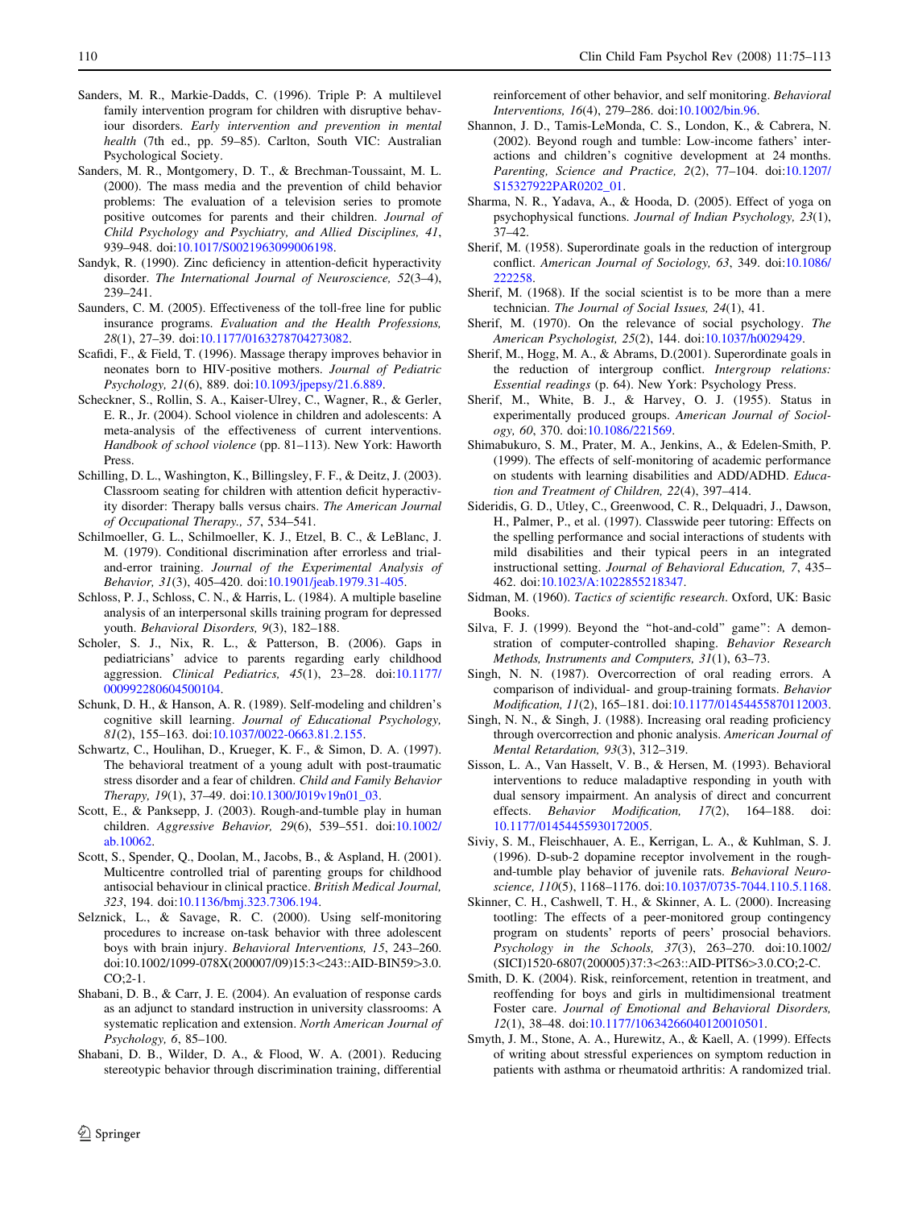Sanders, M. R., Markie-Dadds, C. (1996). Triple P: A multilevel family intervention program for children with disruptive behaviour disorders. *Early intervention and prevention in mental health* (7th ed., pp. 59–85). Carlton, South VIC: Australian Psychological Society.

Sanders, M. R., Montgomery, D. T., & Brechman-Toussaint, M. L. (2000). The mass media and the prevention of child behavior problems: The evaluation of a television series to promote positive outcomes for parents and their children. *Journal of Child Psychology and Psychiatry, and Allied Disciplines, 41*, 939–948. doi:10.1017/S0021963099006198.

Sandyk, R. (1990). Zinc deficiency in attention-deficit hyperactivity disorder. *The International Journal of Neuroscience, 52*(3–4), 239–241.

Saunders, C. M. (2005). Effectiveness of the toll-free line for public insurance programs. *Evaluation and the Health Professions, 28*(1), 27–39. doi:10.1177/0163278704273082.

Scafidi, F., & Field, T. (1996). Massage therapy improves behavior in neonates born to HIV-positive mothers. *Journal of Pediatric Psychology, 21*(6), 889. doi:10.1093/jpepsy/21.6.889.

Scheckner, S., Rollin, S. A., Kaiser-Ulrey, C., Wagner, R., & Gerler, E. R., Jr. (2004). School violence in children and adolescents: A meta-analysis of the effectiveness of current interventions. *Handbook of school violence* (pp. 81–113). New York: Haworth Press.

Schilling, D. L., Washington, K., Billingsley, F. F., & Deitz, J. (2003). Classroom seating for children with attention deficit hyperactivity disorder: Therapy balls versus chairs. *The American Journal of Occupational Therapy., 57*, 534–541.

Schilmoeller, G. L., Schilmoeller, K. J., Etzel, B. C., & LeBlanc, J. M. (1979). Conditional discrimination after errorless and trial-and-error training. *Journal of the Experimental Analysis of Behavior, 31*(3), 405–420. doi:10.1901/jeab.1979.31-405.

Schloss, P. J., Schloss, C. N., & Harris, L. (1984). A multiple baseline analysis of an interpersonal skills training program for depressed youth. *Behavioral Disorders, 9*(3), 182–188.

Scholer, S. J., Nix, R. L., & Patterson, B. (2006). Gaps in pediatricians' advice to parents regarding early childhood aggression. *Clinical Pediatrics, 45*(1), 23–28. doi:10.1177/000992280604500104.

Schunk, D. H., & Hanson, A. R. (1989). Self-modeling and children's cognitive skill learning. *Journal of Educational Psychology, 81*(2), 155–163. doi:10.1037/0022-0663.81.2.155.

Schwartz, C., Houlihan, D., Krueger, K. F., & Simon, D. A. (1997). The behavioral treatment of a young adult with post-traumatic stress disorder and a fear of children. *Child and Family Behavior Therapy, 19*(1), 37–49. doi:10.1300/J019v19n01_03.

Scott, E., & Panksepp, J. (2003). Rough-and-tumble play in human children. *Aggressive Behavior, 29*(6), 539–551. doi:10.1002/ab.10062.

Scott, S., Spender, Q., Doolan, M., Jacobs, B., & Aspland, H. (2001). Multicentre controlled trial of parenting groups for childhood antisocial behaviour in clinical practice. *British Medical Journal, 323*, 194. doi:10.1136/bmj.323.7306.194.

Selznick, L., & Savage, R. C. (2000). Using self-monitoring procedures to increase on-task behavior with three adolescent boys with brain injury. *Behavioral Interventions, 15*, 243–260. doi:10.1002/1099-078X(200007/09)15:3<243::AID-BIN59>3.0.CO;2-1.

Shabani, D. B., & Carr, J. E. (2004). An evaluation of response cards as an adjunct to standard instruction in university classrooms: A systematic replication and extension. *North American Journal of Psychology, 6*, 85–100.

Shabani, D. B., Wilder, D. A., & Flood, W. A. (2001). Reducing stereotypic behavior through discrimination training, differential reinforcement of other behavior, and self monitoring. *Behavioral Interventions, 16*(4), 279–286. doi:10.1002/bin.96.

Shannon, J. D., Tamis-LeMonda, C. S., London, K., & Cabrera, N. (2002). Beyond rough and tumble: Low-income fathers' interactions and children's cognitive development at 24 months. *Parenting, Science and Practice, 2*(2), 77–104. doi:10.1207/S15327922PAR0202_01.

Sharma, N. R., Yadava, A., & Hooda, D. (2005). Effect of yoga on psychophysical functions. *Journal of Indian Psychology, 23*(1), 37–42.

Sherif, M. (1958). Superordinate goals in the reduction of intergroup conflict. *American Journal of Sociology, 63*, 349. doi:10.1086/222258.

Sherif, M. (1968). If the social scientist is to be more than a mere technician. *The Journal of Social Issues, 24*(1), 41.

Sherif, M. (1970). On the relevance of social psychology. *The American Psychologist, 25*(2), 144. doi:10.1037/h0029429.

Sherif, M., Hogg, M. A., & Abrams, D.(2001). Superordinate goals in the reduction of intergroup conflict. *Intergroup relations: Essential readings* (p. 64). New York: Psychology Press.

Sherif, M., White, B. J., & Harvey, O. J. (1955). Status in experimentally produced groups. *American Journal of Sociology, 60*, 370. doi:10.1086/221569.

Shimabukuro, S. M., Prater, M. A., Jenkins, A., & Edelen-Smith, P. (1999). The effects of self-monitoring of academic performance on students with learning disabilities and ADD/ADHD. *Education and Treatment of Children, 22*(4), 397–414.

Sideridis, G. D., Utley, C., Greenwood, C. R., Delquadri, J., Dawson, H., Palmer, P., et al. (1997). Classwide peer tutoring: Effects on the spelling performance and social interactions of students with mild disabilities and their typical peers in an integrated instructional setting. *Journal of Behavioral Education, 7*, 435–462. doi:10.1023/A:1022855218347.

Sidman, M. (1960). *Tactics of scientific research*. Oxford, UK: Basic Books.

Silva, F. J. (1999). Beyond the "hot-and-cold" game": A demonstration of computer-controlled shaping. *Behavior Research Methods, Instruments and Computers, 31*(1), 63–73.

Singh, N. N. (1987). Overcorrection of oral reading errors. A comparison of individual- and group-training formats. *Behavior Modification, 11*(2), 165–181. doi:10.1177/01454455870112003.

Singh, N. N., & Singh, J. (1988). Increasing oral reading proficiency through overcorrection and phonic analysis. *American Journal of Mental Retardation, 93*(3), 312–319.

Sisson, L. A., Van Hasselt, V. B., & Hersen, M. (1993). Behavioral interventions to reduce maladaptive responding in youth with dual sensory impairment. An analysis of direct and concurrent effects. *Behavior Modification, 17*(2), 164–188. doi:10.1177/01454455930172005.

Siviy, S. M., Fleischhauer, A. E., Kerrigan, L. A., & Kuhlman, S. J. (1996). D-sub-2 dopamine receptor involvement in the rough-and-tumble play behavior of juvenile rats. *Behavioral Neuroscience, 110*(5), 1168–1176. doi:10.1037/0735-7044.110.5.1168.

Skinner, C. H., Cashwell, T. H., & Skinner, A. L. (2000). Increasing tootling: The effects of a peer-monitored group contingency program on students' reports of peers' prosocial behaviors. *Psychology in the Schools, 37*(3), 263–270. doi:10.1002/(SICI)1520-6807(200005)37:3<263::AID-PITS6>3.0.CO;2-C.

Smith, D. K. (2004). Risk, reinforcement, retention in treatment, and reoffending for boys and girls in multidimensional treatment Foster care. *Journal of Emotional and Behavioral Disorders, 12*(1), 38–48. doi:10.1177/10634266040120010501.

Smyth, J. M., Stone, A. A., Hurewitz, A., & Kaell, A. (1999). Effects of writing about stressful experiences on symptom reduction in patients with asthma or rheumatoid arthritis: A randomized trial.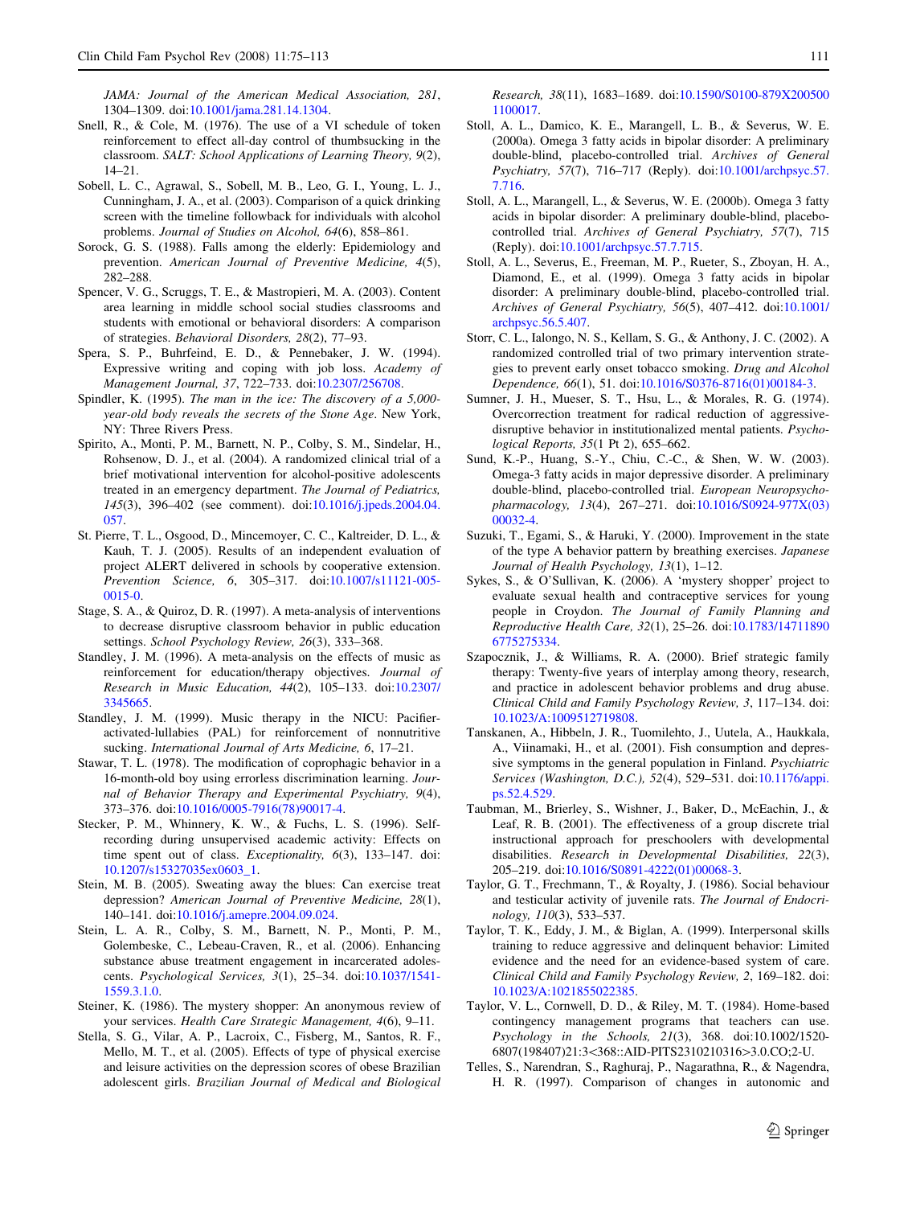JAMA: Journal of the American Medical Association, 281*, 1304–1309. doi:10.1001/jama.281.14.1304.

Snell, R., & Cole, M. (1976). The use of a VI schedule of token reinforcement to effect all-day control of thumbsucking in the classroom. *SALT: School Applications of Learning Theory, 9*(2), 14–21.

Sobell, L. C., Agrawal, S., Sobell, M. B., Leo, G. I., Young, L. J., Cunningham, J. A., et al. (2003). Comparison of a quick drinking screen with the timeline followback for individuals with alcohol problems. *Journal of Studies on Alcohol, 64*(6), 858–861.

Sorock, G. S. (1988). Falls among the elderly: Epidemiology and prevention. *American Journal of Preventive Medicine, 4*(5), 282–288.

Spencer, V. G., Scruggs, T. E., & Mastropieri, M. A. (2003). Content area learning in middle school social studies classrooms and students with emotional or behavioral disorders: A comparison of strategies. *Behavioral Disorders, 28*(2), 77–93.

Spera, S. P., Buhrfeind, E. D., & Pennebaker, J. W. (1994). Expressive writing and coping with job loss. *Academy of Management Journal, 37*, 722–733. doi:10.2307/256708.

Spindler, K. (1995). *The man in the ice: The discovery of a 5,000-year-old body reveals the secrets of the Stone Age*. New York, NY: Three Rivers Press.

Spirito, A., Monti, P. M., Barnett, N. P., Colby, S. M., Sindelar, H., Rohsenow, D. J., et al. (2004). A randomized clinical trial of a brief motivational intervention for alcohol-positive adolescents treated in an emergency department. *The Journal of Pediatrics, 145*(3), 396–402 (see comment). doi:10.1016/j.jpeds.2004.04.057.

St. Pierre, T. L., Osgood, D., Mincemoyer, C. C., Kaltreider, D. L., & Kauh, T. J. (2005). Results of an independent evaluation of project ALERT delivered in schools by cooperative extension. *Prevention Science, 6*, 305–317. doi:10.1007/s11121-005-0015-0.

Stage, S. A., & Quiroz, D. R. (1997). A meta-analysis of interventions to decrease disruptive classroom behavior in public education settings. *School Psychology Review, 26*(3), 333–368.

Standley, J. M. (1996). A meta-analysis on the effects of music as reinforcement for education/therapy objectives. *Journal of Research in Music Education, 44*(2), 105–133. doi:10.2307/3345665.

Standley, J. M. (1999). Music therapy in the NICU: Pacifier-activated-lullabies (PAL) for reinforcement of nonnutritive sucking. *International Journal of Arts Medicine, 6*, 17–21.

Stawar, T. L. (1978). The modification of coprophagic behavior in a 16-month-old boy using errorless discrimination learning. *Journal of Behavior Therapy and Experimental Psychiatry, 9*(4), 373–376. doi:10.1016/0005-7916(78)90017-4.

Stecker, P. M., Whinnery, K. W., & Fuchs, L. S. (1996). Self-recording during unsupervised academic activity: Effects on time spent out of class. *Exceptionality, 6*(3), 133–147. doi:10.1207/s15327035ex0603_1.

Stein, M. B. (2005). Sweating away the blues: Can exercise treat depression? *American Journal of Preventive Medicine, 28*(1), 140–141. doi:10.1016/j.amepre.2004.09.024.

Stein, L. A. R., Colby, S. M., Barnett, N. P., Monti, P. M., Golembeske, C., Lebeau-Craven, R., et al. (2006). Enhancing substance abuse treatment engagement in incarcerated adolescents. *Psychological Services, 3*(1), 25–34. doi:10.1037/1541-1559.3.1.0.

Steiner, K. (1986). The mystery shopper: An anonymous review of your services. *Health Care Strategic Management, 4*(6), 9–11.

Stella, S. G., Vilar, A. P., Lacroix, C., Fisberg, M., Santos, R. F., Mello, M. T., et al. (2005). Effects of type of physical exercise and leisure activities on the depression scores of obese Brazilian adolescent girls. *Brazilian Journal of Medical and Biological Research, 38*(11), 1683–1689. doi:10.1590/S0100-879X2005001100017.

Stoll, A. L., Damico, K. E., Marangell, L. B., & Severus, W. E. (2000a). Omega 3 fatty acids in bipolar disorder: A preliminary double-blind, placebo-controlled trial. *Archives of General Psychiatry, 57*(7), 716–717 (Reply). doi:10.1001/archpsyc.57.7.716.

Stoll, A. L., Marangell, L., & Severus, W. E. (2000b). Omega 3 fatty acids in bipolar disorder: A preliminary double-blind, placebo-controlled trial. *Archives of General Psychiatry, 57*(7), 715 (Reply). doi:10.1001/archpsyc.57.7.715.

Stoll, A. L., Severus, E., Freeman, M. P., Rueter, S., Zboyan, H. A., Diamond, E., et al. (1999). Omega 3 fatty acids in bipolar disorder: A preliminary double-blind, placebo-controlled trial. *Archives of General Psychiatry, 56*(5), 407–412. doi:10.1001/archpsyc.56.5.407.

Storr, C. L., Ialongo, N. S., Kellam, S. G., & Anthony, J. C. (2002). A randomized controlled trial of two primary intervention strategies to prevent early onset tobacco smoking. *Drug and Alcohol Dependence, 66*(1), 51. doi:10.1016/S0376-8716(01)00184-3.

Sumner, J. H., Mueser, S. T., Hsu, L., & Morales, R. G. (1974). Overcorrection treatment for radical reduction of aggressive-disruptive behavior in institutionalized mental patients. *Psychological Reports, 35*(1 Pt 2), 655–662.

Sund, K.-P., Huang, S.-Y., Chiu, C.-C., & Shen, W. W. (2003). Omega-3 fatty acids in major depressive disorder. A preliminary double-blind, placebo-controlled trial. *European Neuropsychopharmacology, 13*(4), 267–271. doi:10.1016/S0924-977X(03)00032-4.

Suzuki, T., Egami, S., & Haruki, Y. (2000). Improvement in the state of the type A behavior pattern by breathing exercises. *Japanese Journal of Health Psychology, 13*(1), 1–12.

Sykes, S., & O'Sullivan, K. (2006). A 'mystery shopper' project to evaluate sexual health and contraceptive services for young people in Croydon. *The Journal of Family Planning and Reproductive Health Care, 32*(1), 25–26. doi:10.1783/147118906775275334.

Szapocznik, J., & Williams, R. A. (2000). Brief strategic family therapy: Twenty-five years of interplay among theory, research, and practice in adolescent behavior problems and drug abuse. *Clinical Child and Family Psychology Review, 3*, 117–134. doi:10.1023/A:1009512719808.

Tanskanen, A., Hibbeln, J. R., Tuomilehto, J., Uutela, A., Haukkala, A., Viinamaki, H., et al. (2001). Fish consumption and depressive symptoms in the general population in Finland. *Psychiatric Services (Washington, D.C.), 52*(4), 529–531. doi:10.1176/appi.ps.52.4.529.

Taubman, M., Brierley, S., Wishner, J., Baker, D., McEachin, J., & Leaf, R. B. (2001). The effectiveness of a group discrete trial instructional approach for preschoolers with developmental disabilities. *Research in Developmental Disabilities, 22*(3), 205–219. doi:10.1016/S0891-4222(01)00068-3.

Taylor, G. T., Frechmann, T., & Royalty, J. (1986). Social behaviour and testicular activity of juvenile rats. *The Journal of Endocrinology, 110*(3), 533–537.

Taylor, T. K., Eddy, J. M., & Biglan, A. (1999). Interpersonal skills training to reduce aggressive and delinquent behavior: Limited evidence and the need for an evidence-based system of care. *Clinical Child and Family Psychology Review, 2*, 169–182. doi:10.1023/A:1021855022385.

Taylor, V. L., Cornwell, D. D., & Riley, M. T. (1984). Home-based contingency management programs that teachers can use. *Psychology in the Schools, 21*(3), 368. doi:10.1002/1520-6807(198407)21:3<368::AID-PITS2310210316>3.0.CO;2-U.

Telles, S., Narendran, S., Raghuraj, P., Nagarathna, R., & Nagendra, H. R. (1997). Comparison of changes in autonomic and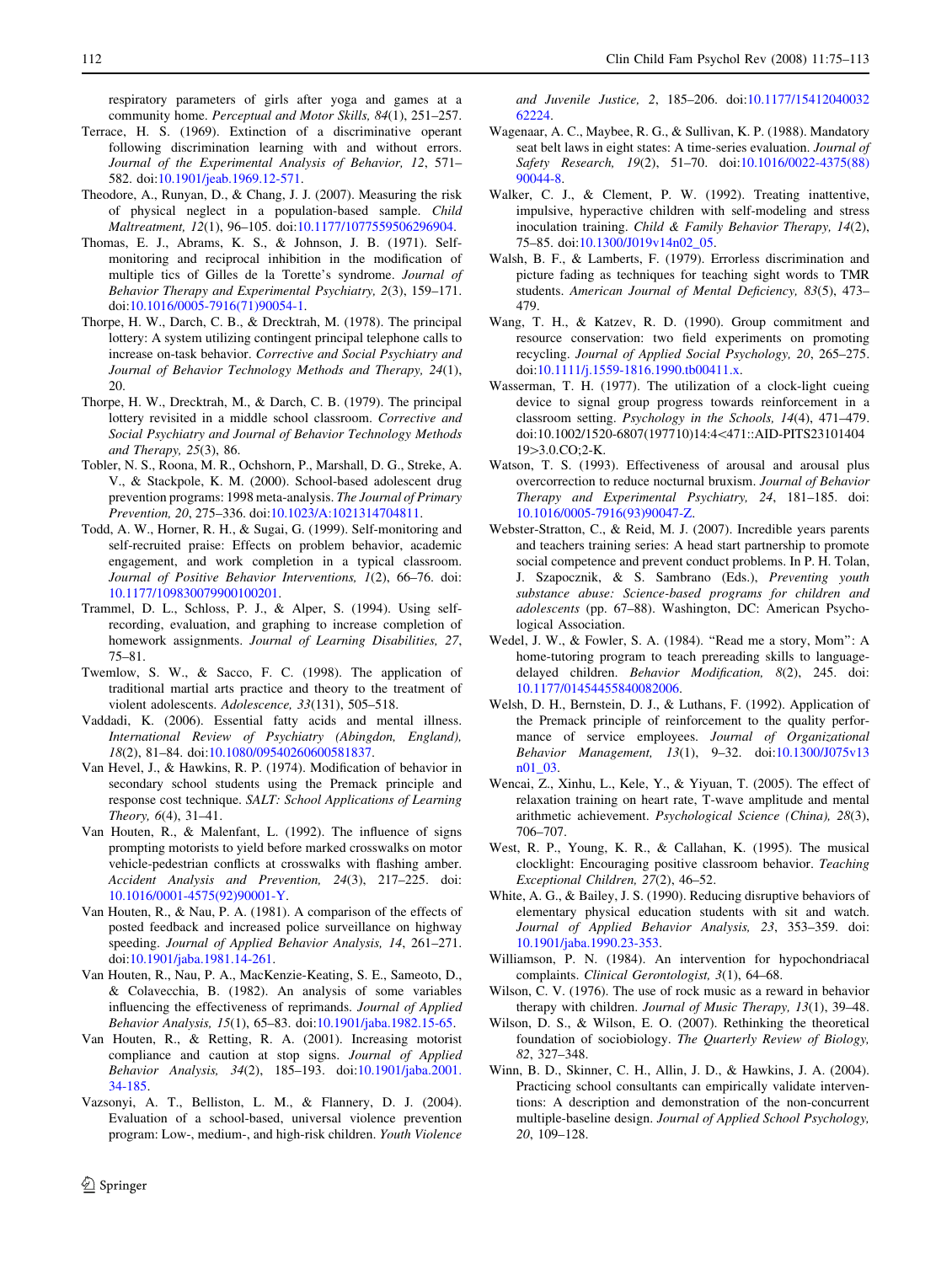respiratory parameters of girls after yoga and games at a community home. *Perceptual and Motor Skills, 84*(1), 251–257.

Terrace, H. S. (1969). Extinction of a discriminative operant following discrimination learning with and without errors. *Journal of the Experimental Analysis of Behavior, 12*, 571–582. doi:10.1901/jeab.1969.12-571.

Theodore, A., Runyan, D., & Chang, J. J. (2007). Measuring the risk of physical neglect in a population-based sample. *Child Maltreatment, 12*(1), 96–105. doi:10.1177/1077559506296904.

Thomas, E. J., Abrams, K. S., & Johnson, J. B. (1971). Self-monitoring and reciprocal inhibition in the modification of multiple tics of Gilles de la Torette's syndrome. *Journal of Behavior Therapy and Experimental Psychiatry, 2*(3), 159–171. doi:10.1016/0005-7916(71)90054-1.

Thorpe, H. W., Darch, C. B., & Drecktrah, M. (1978). The principal lottery: A system utilizing contingent principal telephone calls to increase on-task behavior. *Corrective and Social Psychiatry and Journal of Behavior Technology Methods and Therapy, 24*(1), 20.

Thorpe, H. W., Drecktrah, M., & Darch, C. B. (1979). The principal lottery revisited in a middle school classroom. *Corrective and Social Psychiatry and Journal of Behavior Technology Methods and Therapy, 25*(3), 86.

Tobler, N. S., Roona, M. R., Ochshorn, P., Marshall, D. G., Streke, A. V., & Stackpole, K. M. (2000). School-based adolescent drug prevention programs: 1998 meta-analysis. *The Journal of Primary Prevention, 20*, 275–336. doi:10.1023/A:1021314704811.

Todd, A. W., Horner, R. H., & Sugai, G. (1999). Self-monitoring and self-recruited praise: Effects on problem behavior, academic engagement, and work completion in a typical classroom. *Journal of Positive Behavior Interventions, 1*(2), 66–76. doi:10.1177/109830079900100201.

Trammel, D. L., Schloss, P. J., & Alper, S. (1994). Using self-recording, evaluation, and graphing to increase completion of homework assignments. *Journal of Learning Disabilities, 27*, 75–81.

Twemlow, S. W., & Sacco, F. C. (1998). The application of traditional martial arts practice and theory to the treatment of violent adolescents. *Adolescence, 33*(131), 505–518.

Vaddadi, K. (2006). Essential fatty acids and mental illness. *International Review of Psychiatry (Abingdon, England), 18*(2), 81–84. doi:10.1080/09540260600581837.

Van Hevel, J., & Hawkins, R. P. (1974). Modification of behavior in secondary school students using the Premack principle and response cost technique. *SALT: School Applications of Learning Theory, 6*(4), 31–41.

Van Houten, R., & Malenfant, L. (1992). The influence of signs prompting motorists to yield before marked crosswalks on motor vehicle-pedestrian conflicts at crosswalks with flashing amber. *Accident Analysis and Prevention, 24*(3), 217–225. doi:10.1016/0001-4575(92)90001-Y.

Van Houten, R., & Nau, P. A. (1981). A comparison of the effects of posted feedback and increased police surveillance on highway speeding. *Journal of Applied Behavior Analysis, 14*, 261–271. doi:10.1901/jaba.1981.14-261.

Van Houten, R., Nau, P. A., MacKenzie-Keating, S. E., Sameoto, D., & Colavecchia, B. (1982). An analysis of some variables influencing the effectiveness of reprimands. *Journal of Applied Behavior Analysis, 15*(1), 65–83. doi:10.1901/jaba.1982.15-65.

Van Houten, R., & Retting, R. A. (2001). Increasing motorist compliance and caution at stop signs. *Journal of Applied Behavior Analysis, 34*(2), 185–193. doi:10.1901/jaba.2001.34-185.

Vazsonyi, A. T., Belliston, L. M., & Flannery, D. J. (2004). Evaluation of a school-based, universal violence prevention program: Low-, medium-, and high-risk children. *Youth Violence and Juvenile Justice, 2*, 185–206. doi:10.1177/1541204003262224.

Wagenaar, A. C., Maybee, R. G., & Sullivan, K. P. (1988). Mandatory seat belt laws in eight states: A time-series evaluation. *Journal of Safety Research, 19*(2), 51–70. doi:10.1016/0022-4375(88)90044-8.

Walker, C. J., & Clement, P. W. (1992). Treating inattentive, impulsive, hyperactive children with self-modeling and stress inoculation training. *Child & Family Behavior Therapy, 14*(2), 75–85. doi:10.1300/J019v14n02_05.

Walsh, B. F., & Lamberts, F. (1979). Errorless discrimination and picture fading as techniques for teaching sight words to TMR students. *American Journal of Mental Deficiency, 83*(5), 473–479.

Wang, T. H., & Katzev, R. D. (1990). Group commitment and resource conservation: two field experiments on promoting recycling. *Journal of Applied Social Psychology, 20*, 265–275. doi:10.1111/j.1559-1816.1990.tb00411.x.

Wasserman, T. H. (1977). The utilization of a clock-light cueing device to signal group progress towards reinforcement in a classroom setting. *Psychology in the Schools, 14*(4), 471–479. doi:10.1002/1520-6807(197710)14:4<471::AID-PITS2310140419>3.0.CO;2-K.

Watson, T. S. (1993). Effectiveness of arousal and arousal plus overcorrection to reduce nocturnal bruxism. *Journal of Behavior Therapy and Experimental Psychiatry, 24*, 181–185. doi:10.1016/0005-7916(93)90047-Z.

Webster-Stratton, C., & Reid, M. J. (2007). Incredible years parents and teachers training series: A head start partnership to promote social competence and prevent conduct problems. In P. H. Tolan, J. Szapocznik, & S. Sambrano (Eds.), *Preventing youth substance abuse: Science-based programs for children and adolescents* (pp. 67–88). Washington, DC: American Psychological Association.

Wedel, J. W., & Fowler, S. A. (1984). "Read me a story, Mom": A home-tutoring program to teach prereading skills to language-delayed children. *Behavior Modification, 8*(2), 245. doi:10.1177/01454455840082006.

Welsh, D. H., Bernstein, D. J., & Luthans, F. (1992). Application of the Premack principle of reinforcement to the quality performance of service employees. *Journal of Organizational Behavior Management, 13*(1), 9–32. doi:10.1300/J075v13n01_03.

Wencai, Z., Xinhu, L., Kele, Y., & Yiyuan, T. (2005). The effect of relaxation training on heart rate, T-wave amplitude and mental arithmetic achievement. *Psychological Science (China), 28*(3), 706–707.

West, R. P., Young, K. R., & Callahan, K. (1995). The musical clocklight: Encouraging positive classroom behavior. *Teaching Exceptional Children, 27*(2), 46–52.

White, A. G., & Bailey, J. S. (1990). Reducing disruptive behaviors of elementary physical education students with sit and watch. *Journal of Applied Behavior Analysis, 23*, 353–359. doi:10.1901/jaba.1990.23-353.

Williamson, P. N. (1984). An intervention for hypochondriacal complaints. *Clinical Gerontologist, 3*(1), 64–68.

Wilson, C. V. (1976). The use of rock music as a reward in behavior therapy with children. *Journal of Music Therapy, 13*(1), 39–48.

Wilson, D. S., & Wilson, E. O. (2007). Rethinking the theoretical foundation of sociobiology. *The Quarterly Review of Biology, 82*, 327–348.

Winn, B. D., Skinner, C. H., Allin, J. D., & Hawkins, J. A. (2004). Practicing school consultants can empirically validate interventions: A description and demonstration of the non-concurrent multiple-baseline design. *Journal of Applied School Psychology, 20*, 109–128.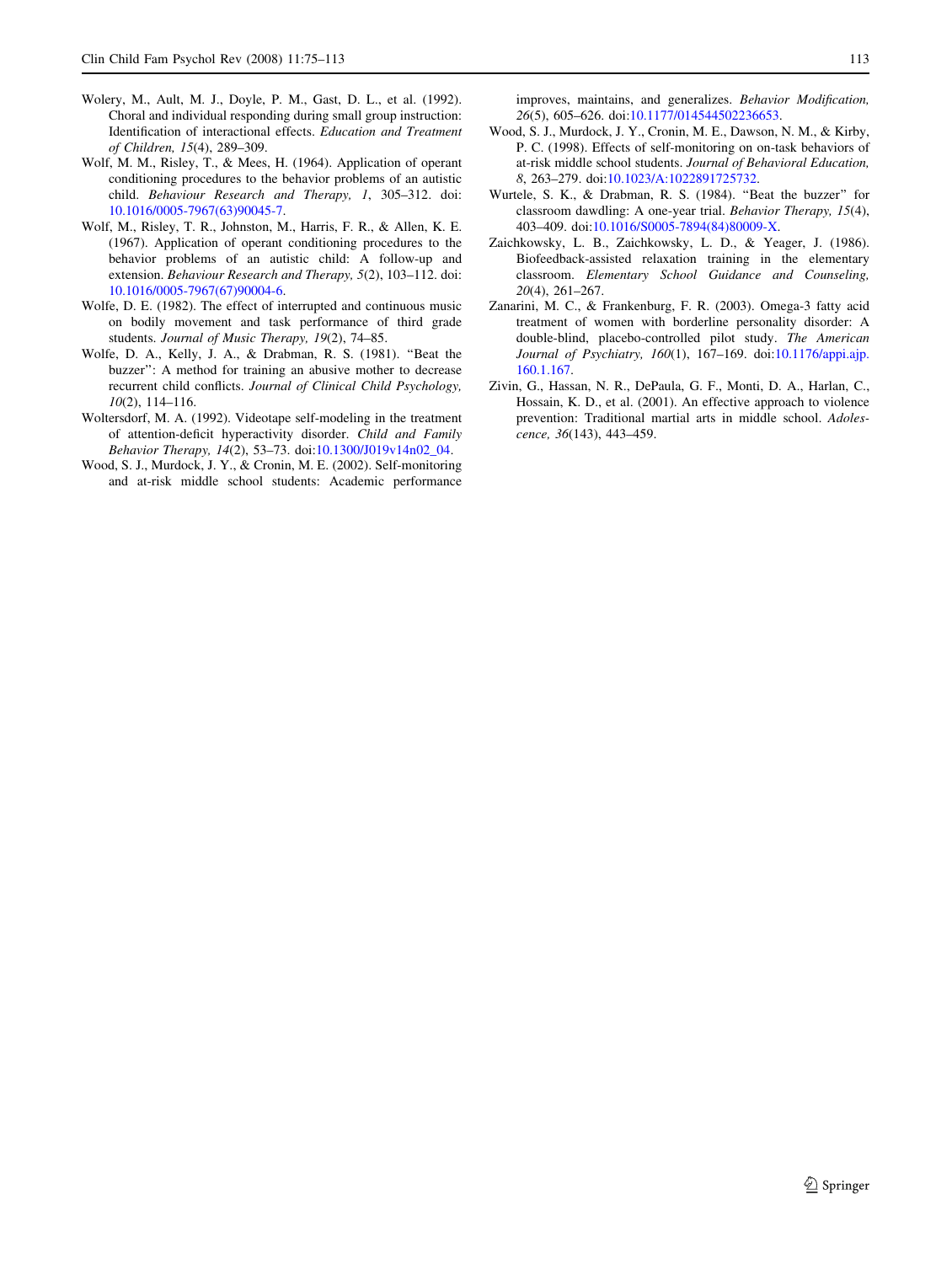Wolery, M., Ault, M. J., Doyle, P. M., Gast, D. L., et al. (1992). Choral and individual responding during small group instruction: Identification of interactional effects. *Education and Treatment of Children, 15*(4), 289–309.

Wolf, M. M., Risley, T., & Mees, H. (1964). Application of operant conditioning procedures to the behavior problems of an autistic child. *Behaviour Research and Therapy, 1*, 305–312. doi:10.1016/0005-7967(63)90045-7.

Wolf, M., Risley, T. R., Johnston, M., Harris, F. R., & Allen, K. E. (1967). Application of operant conditioning procedures to the behavior problems of an autistic child: A follow-up and extension. *Behaviour Research and Therapy, 5*(2), 103–112. doi:10.1016/0005-7967(67)90004-6.

Wolfe, D. E. (1982). The effect of interrupted and continuous music on bodily movement and task performance of third grade students. *Journal of Music Therapy, 19*(2), 74–85.

Wolfe, D. A., Kelly, J. A., & Drabman, R. S. (1981). "Beat the buzzer": A method for training an abusive mother to decrease recurrent child conflicts. *Journal of Clinical Child Psychology, 10*(2), 114–116.

Woltersdorf, M. A. (1992). Videotape self-modeling in the treatment of attention-deficit hyperactivity disorder. *Child and Family Behavior Therapy, 14*(2), 53–73. doi:10.1300/J019v14n02_04.

Wood, S. J., Murdock, J. Y., & Cronin, M. E. (2002). Self-monitoring and at-risk middle school students: Academic performance improves, maintains, and generalizes. *Behavior Modification, 26*(5), 605–626. doi:10.1177/014544502236653.

Wood, S. J., Murdock, J. Y., Cronin, M. E., Dawson, N. M., & Kirby, P. C. (1998). Effects of self-monitoring on on-task behaviors of at-risk middle school students. *Journal of Behavioral Education, 8*, 263–279. doi:10.1023/A:1022891725732.

Wurtele, S. K., & Drabman, R. S. (1984). "Beat the buzzer" for classroom dawdling: A one-year trial. *Behavior Therapy, 15*(4), 403–409. doi:10.1016/S0005-7894(84)80009-X.

Zaichkowsky, L. B., Zaichkowsky, L. D., & Yeager, J. (1986). Biofeedback-assisted relaxation training in the elementary classroom. *Elementary School Guidance and Counseling, 20*(4), 261–267.

Zanarini, M. C., & Frankenburg, F. R. (2003). Omega-3 fatty acid treatment of women with borderline personality disorder: A double-blind, placebo-controlled pilot study. *The American Journal of Psychiatry, 160*(1), 167–169. doi:10.1176/appi.ajp.160.1.167.

Zivin, G., Hassan, N. R., DePaula, G. F., Monti, D. A., Harlan, C., Hossain, K. D., et al. (2001). An effective approach to violence prevention: Traditional martial arts in middle school. *Adolescence, 36*(143), 443–459.